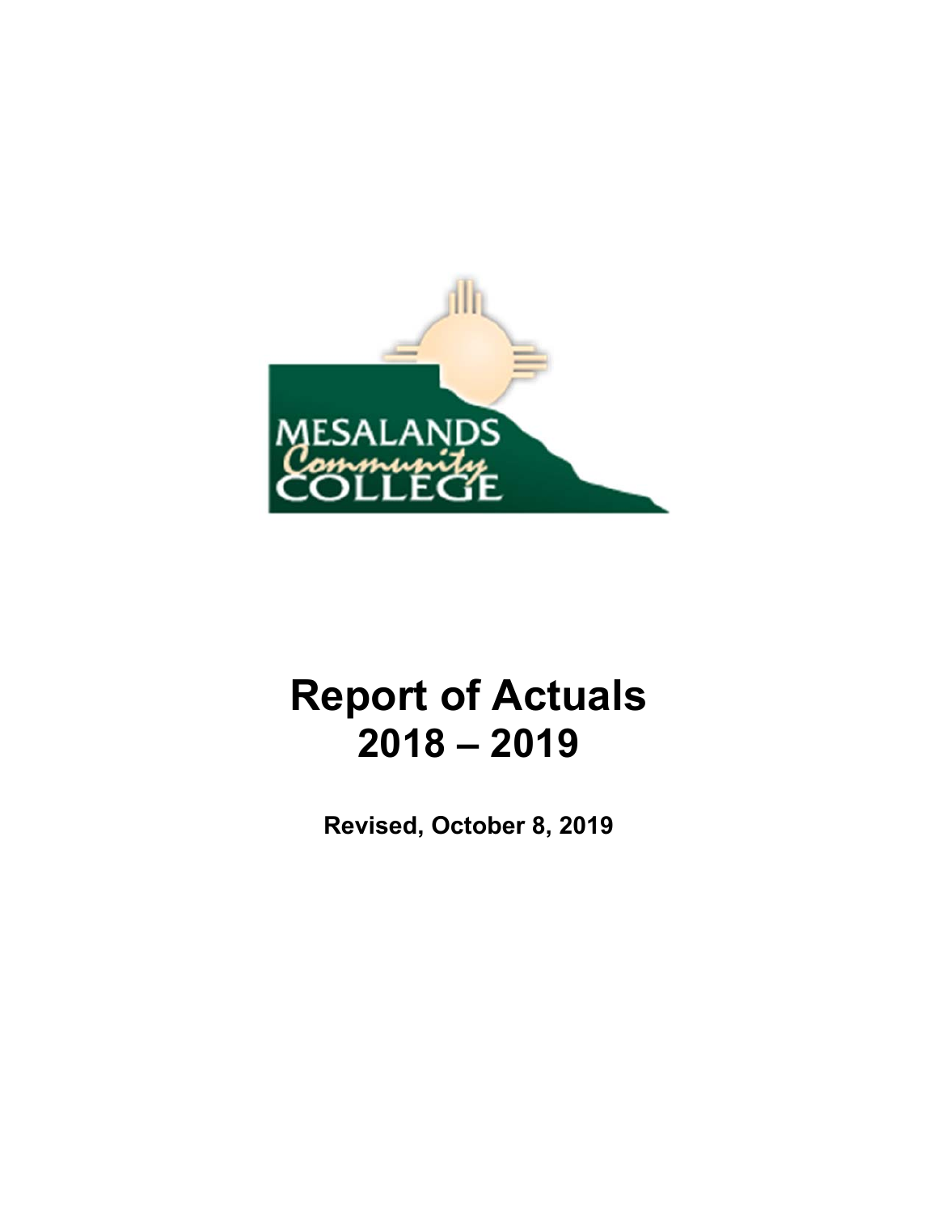MESALANDS Community COLLEGE

# Report of Actuals
# 2018 – 2019

**Revised, October 8, 2019**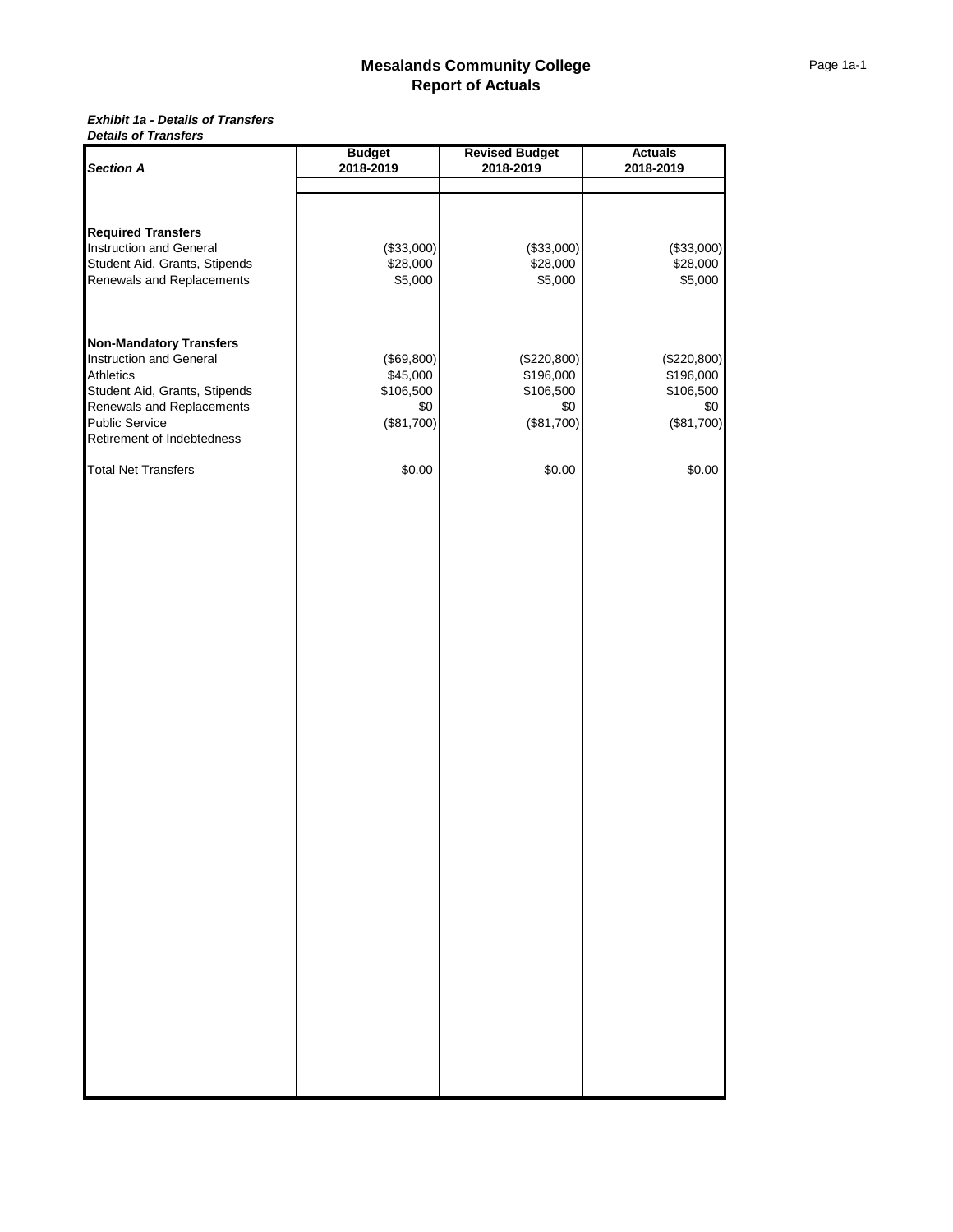# Mesalands Community College
## Report of Actuals

***Exhibit 1a - Details of Transfers***
***Details of Transfers***

| *Section A* | Budget 2018-2019 | Revised Budget 2018-2019 | Actuals 2018-2019 |
|---|---|---|---|
| **Required Transfers** | | | |
| Instruction and General | ($33,000) | ($33,000) | ($33,000) |
| Student Aid, Grants, Stipends | $28,000 | $28,000 | $28,000 |
| Renewals and Replacements | $5,000 | $5,000 | $5,000 |
| **Non-Mandatory Transfers** | | | |
| Instruction and General | ($69,800) | ($220,800) | ($220,800) |
| Athletics | $45,000 | $196,000 | $196,000 |
| Student Aid, Grants, Stipends | $106,500 | $106,500 | $106,500 |
| Renewals and Replacements | $0 | $0 | $0 |
| Public Service | ($81,700) | ($81,700) | ($81,700) |
| Retirement of Indebtedness | | | |
| Total Net Transfers | $0.00 | $0.00 | $0.00 |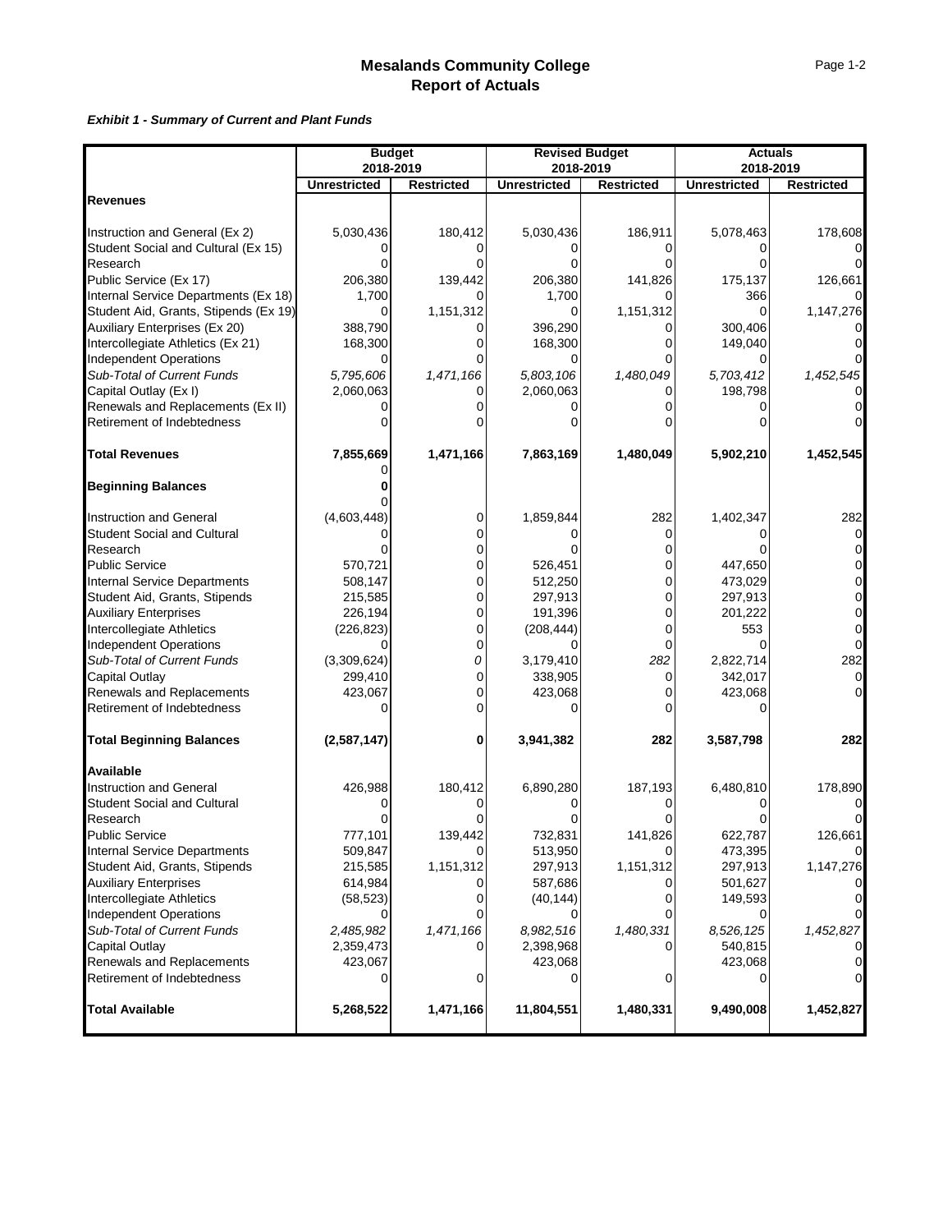# Mesalands Community College
## Report of Actuals

***Exhibit 1 - Summary of Current and Plant Funds***

| | Budget 2018-2019 | | Revised Budget 2018-2019 | | Actuals 2018-2019 | |
|---|---|---|---|---|---|---|
| | **Unrestricted** | **Restricted** | **Unrestricted** | **Restricted** | **Unrestricted** | **Restricted** |
| **Revenues** | | | | | | |
| Instruction and General (Ex 2) | 5,030,436 | 180,412 | 5,030,436 | 186,911 | 5,078,463 | 178,608 |
| Student Social and Cultural (Ex 15) | 0 | 0 | 0 | 0 | 0 | 0 |
| Research | 0 | 0 | 0 | 0 | 0 | 0 |
| Public Service (Ex 17) | 206,380 | 139,442 | 206,380 | 141,826 | 175,137 | 126,661 |
| Internal Service Departments (Ex 18) | 1,700 | 0 | 1,700 | 0 | 366 | 0 |
| Student Aid, Grants, Stipends (Ex 19) | 0 | 1,151,312 | 0 | 1,151,312 | 0 | 1,147,276 |
| Auxiliary Enterprises (Ex 20) | 388,790 | 0 | 396,290 | 0 | 300,406 | 0 |
| Intercollegiate Athletics (Ex 21) | 168,300 | 0 | 168,300 | 0 | 149,040 | 0 |
| Independent Operations | 0 | 0 | 0 | 0 | 0 | 0 |
| *Sub-Total of Current Funds* | *5,795,606* | *1,471,166* | *5,803,106* | *1,480,049* | *5,703,412* | *1,452,545* |
| Capital Outlay (Ex I) | 2,060,063 | 0 | 2,060,063 | 0 | 198,798 | 0 |
| Renewals and Replacements (Ex II) | 0 | 0 | 0 | 0 | 0 | 0 |
| Retirement of Indebtedness | 0 | 0 | 0 | 0 | 0 | 0 |
| **Total Revenues** | **7,855,669** | **1,471,166** | **7,863,169** | **1,480,049** | **5,902,210** | **1,452,545** |
| | 0 | | | | | |
| **Beginning Balances** | **0** | | | | | |
| | 0 | | | | | |
| Instruction and General | (4,603,448) | 0 | 1,859,844 | 282 | 1,402,347 | 282 |
| Student Social and Cultural | 0 | 0 | 0 | 0 | 0 | 0 |
| Research | 0 | 0 | 0 | 0 | 0 | 0 |
| Public Service | 570,721 | 0 | 526,451 | 0 | 447,650 | 0 |
| Internal Service Departments | 508,147 | 0 | 512,250 | 0 | 473,029 | 0 |
| Student Aid, Grants, Stipends | 215,585 | 0 | 297,913 | 0 | 297,913 | 0 |
| Auxiliary Enterprises | 226,194 | 0 | 191,396 | 0 | 201,222 | 0 |
| Intercollegiate Athletics | (226,823) | 0 | (208,444) | 0 | 553 | 0 |
| Independent Operations | 0 | 0 | 0 | 0 | 0 | 0 |
| *Sub-Total of Current Funds* | (3,309,624) | *0* | 3,179,410 | *282* | 2,822,714 | 282 |
| Capital Outlay | 299,410 | 0 | 338,905 | 0 | 342,017 | 0 |
| Renewals and Replacements | 423,067 | 0 | 423,068 | 0 | 423,068 | 0 |
| Retirement of Indebtedness | 0 | 0 | 0 | 0 | 0 | |
| **Total Beginning Balances** | **(2,587,147)** | **0** | **3,941,382** | **282** | **3,587,798** | **282** |
| **Available** | | | | | | |
| Instruction and General | 426,988 | 180,412 | 6,890,280 | 187,193 | 6,480,810 | 178,890 |
| Student Social and Cultural | 0 | 0 | 0 | 0 | 0 | 0 |
| Research | 0 | 0 | 0 | 0 | 0 | 0 |
| Public Service | 777,101 | 139,442 | 732,831 | 141,826 | 622,787 | 126,661 |
| Internal Service Departments | 509,847 | 0 | 513,950 | 0 | 473,395 | 0 |
| Student Aid, Grants, Stipends | 215,585 | 1,151,312 | 297,913 | 1,151,312 | 297,913 | 1,147,276 |
| Auxiliary Enterprises | 614,984 | 0 | 587,686 | 0 | 501,627 | 0 |
| Intercollegiate Athletics | (58,523) | 0 | (40,144) | 0 | 149,593 | 0 |
| Independent Operations | 0 | 0 | 0 | 0 | 0 | 0 |
| *Sub-Total of Current Funds* | *2,485,982* | *1,471,166* | *8,982,516* | *1,480,331* | *8,526,125* | *1,452,827* |
| Capital Outlay | 2,359,473 | 0 | 2,398,968 | 0 | 540,815 | 0 |
| Renewals and Replacements | 423,067 | | 423,068 | | 423,068 | 0 |
| Retirement of Indebtedness | 0 | 0 | 0 | 0 | 0 | 0 |
| **Total Available** | **5,268,522** | **1,471,166** | **11,804,551** | **1,480,331** | **9,490,008** | **1,452,827** |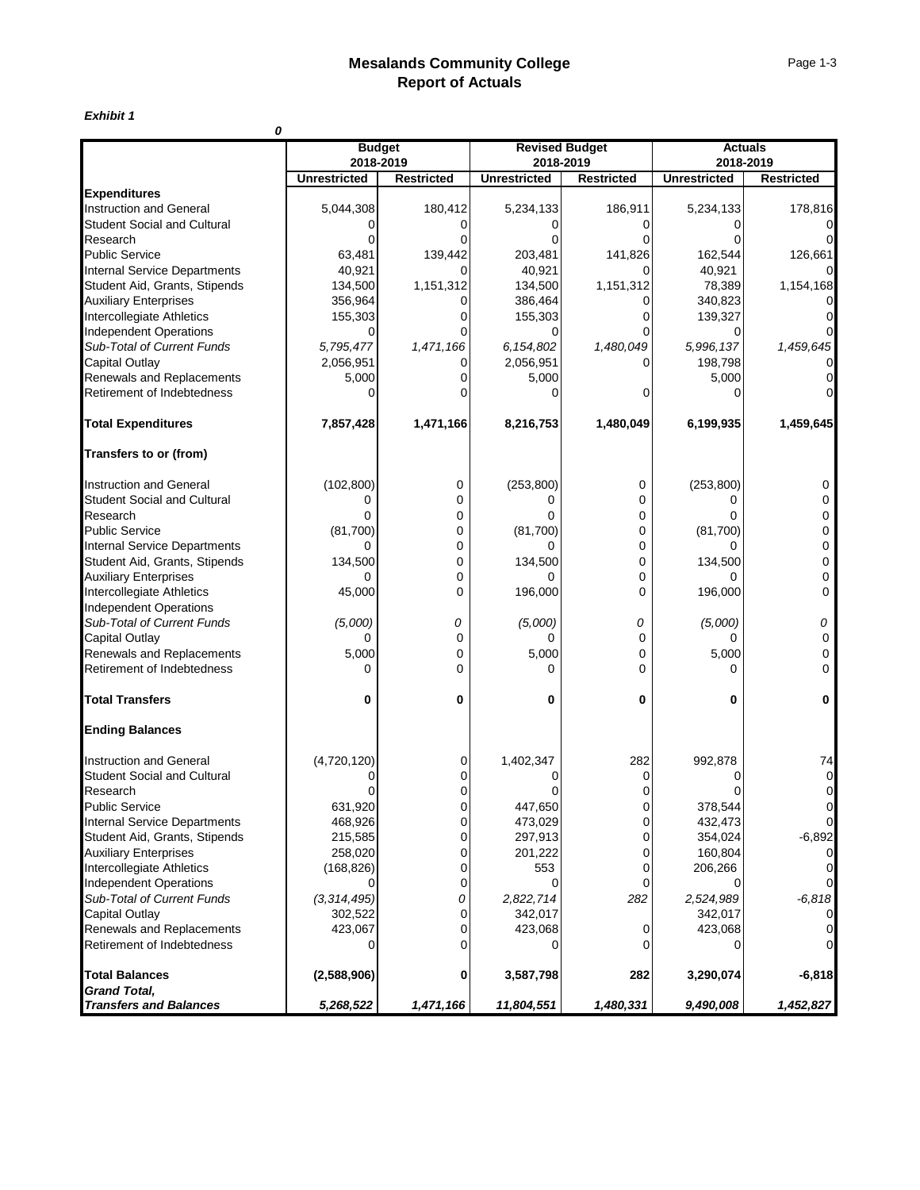# Mesalands Community College
## Report of Actuals

***Exhibit 1***

***0***

| | Budget 2018-2019 | | Revised Budget 2018-2019 | | Actuals 2018-2019 | |
|---|---|---|---|---|---|---|
| | **Unrestricted** | **Restricted** | **Unrestricted** | **Restricted** | **Unrestricted** | **Restricted** |
| **Expenditures** | | | | | | |
| Instruction and General | 5,044,308 | 180,412 | 5,234,133 | 186,911 | 5,234,133 | 178,816 |
| Student Social and Cultural | 0 | 0 | 0 | 0 | 0 | 0 |
| Research | 0 | 0 | 0 | 0 | 0 | 0 |
| Public Service | 63,481 | 139,442 | 203,481 | 141,826 | 162,544 | 126,661 |
| Internal Service Departments | 40,921 | 0 | 40,921 | 0 | 40,921 | 0 |
| Student Aid, Grants, Stipends | 134,500 | 1,151,312 | 134,500 | 1,151,312 | 78,389 | 1,154,168 |
| Auxiliary Enterprises | 356,964 | 0 | 386,464 | 0 | 340,823 | 0 |
| Intercollegiate Athletics | 155,303 | 0 | 155,303 | 0 | 139,327 | 0 |
| Independent Operations | 0 | 0 | 0 | 0 | 0 | 0 |
| *Sub-Total of Current Funds* | *5,795,477* | *1,471,166* | *6,154,802* | *1,480,049* | *5,996,137* | *1,459,645* |
| Capital Outlay | 2,056,951 | 0 | 2,056,951 | 0 | 198,798 | 0 |
| Renewals and Replacements | 5,000 | 0 | 5,000 | | 5,000 | 0 |
| Retirement of Indebtedness | 0 | 0 | 0 | 0 | 0 | 0 |
| **Total Expenditures** | **7,857,428** | **1,471,166** | **8,216,753** | **1,480,049** | **6,199,935** | **1,459,645** |
| **Transfers to or (from)** | | | | | | |
| Instruction and General | (102,800) | 0 | (253,800) | 0 | (253,800) | 0 |
| Student Social and Cultural | 0 | 0 | 0 | 0 | 0 | 0 |
| Research | 0 | 0 | 0 | 0 | 0 | 0 |
| Public Service | (81,700) | 0 | (81,700) | 0 | (81,700) | 0 |
| Internal Service Departments | 0 | 0 | 0 | 0 | 0 | 0 |
| Student Aid, Grants, Stipends | 134,500 | 0 | 134,500 | 0 | 134,500 | 0 |
| Auxiliary Enterprises | 0 | 0 | 0 | 0 | 0 | 0 |
| Intercollegiate Athletics | 45,000 | 0 | 196,000 | 0 | 196,000 | 0 |
| Independent Operations | | | | | | |
| *Sub-Total of Current Funds* | *(5,000)* | *0* | *(5,000)* | *0* | *(5,000)* | *0* |
| Capital Outlay | 0 | 0 | 0 | 0 | 0 | 0 |
| Renewals and Replacements | 5,000 | 0 | 5,000 | 0 | 5,000 | 0 |
| Retirement of Indebtedness | 0 | 0 | 0 | 0 | 0 | 0 |
| **Total Transfers** | **0** | **0** | **0** | **0** | **0** | **0** |
| **Ending Balances** | | | | | | |
| Instruction and General | (4,720,120) | 0 | 1,402,347 | 282 | 992,878 | 74 |
| Student Social and Cultural | 0 | 0 | 0 | 0 | 0 | 0 |
| Research | 0 | 0 | 0 | 0 | 0 | 0 |
| Public Service | 631,920 | 0 | 447,650 | 0 | 378,544 | 0 |
| Internal Service Departments | 468,926 | 0 | 473,029 | 0 | 432,473 | 0 |
| Student Aid, Grants, Stipends | 215,585 | 0 | 297,913 | 0 | 354,024 | -6,892 |
| Auxiliary Enterprises | 258,020 | 0 | 201,222 | 0 | 160,804 | 0 |
| Intercollegiate Athletics | (168,826) | 0 | 553 | 0 | 206,266 | 0 |
| Independent Operations | 0 | 0 | 0 | 0 | 0 | 0 |
| *Sub-Total of Current Funds* | *(3,314,495)* | *0* | *2,822,714* | *282* | *2,524,989* | *-6,818* |
| Capital Outlay | 302,522 | 0 | 342,017 | | 342,017 | 0 |
| Renewals and Replacements | 423,067 | 0 | 423,068 | 0 | 423,068 | 0 |
| Retirement of Indebtedness | 0 | 0 | 0 | 0 | 0 | 0 |
| **Total Balances** | **(2,588,906)** | **0** | **3,587,798** | **282** | **3,290,074** | **-6,818** |
| ***Grand Total, Transfers and Balances*** | ***5,268,522*** | ***1,471,166*** | ***11,804,551*** | ***1,480,331*** | ***9,490,008*** | ***1,452,827*** |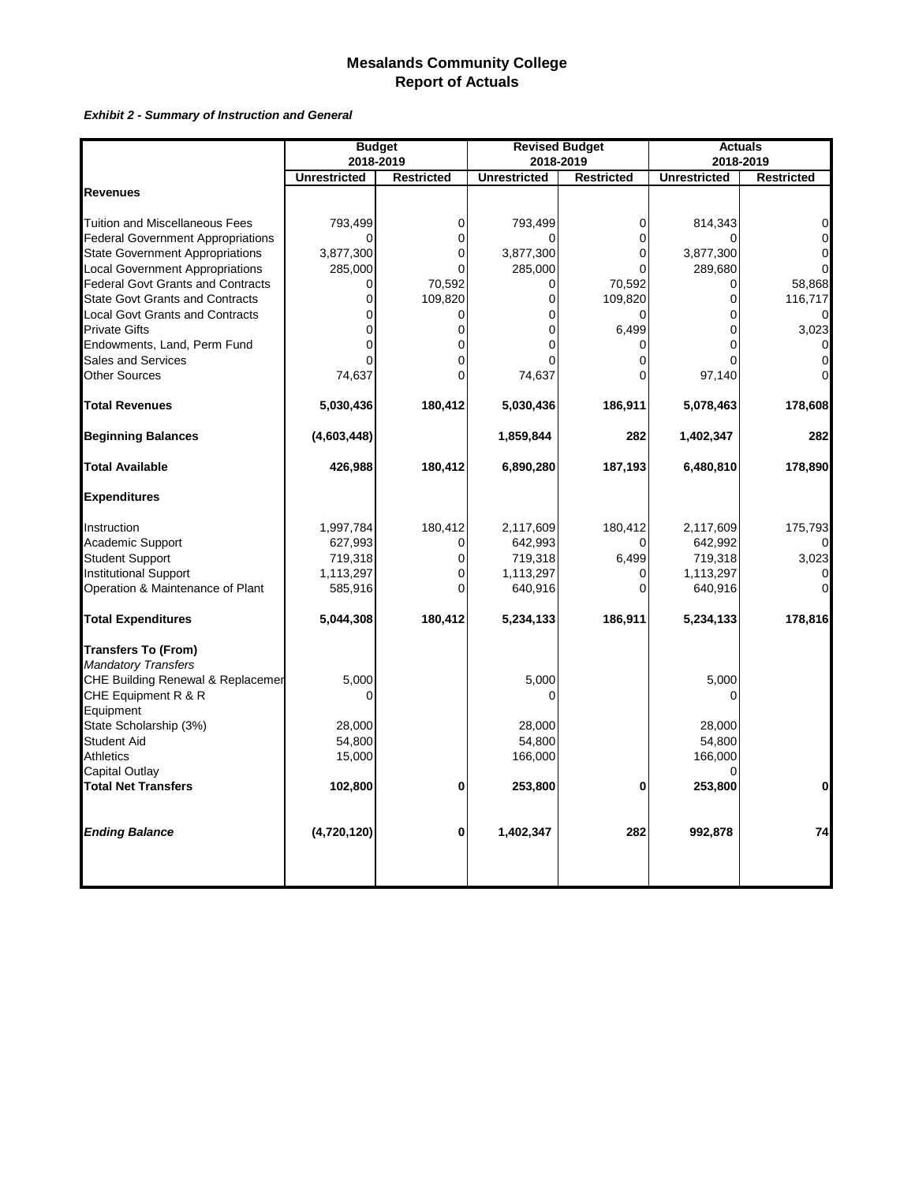# Mesalands Community College
## Report of Actuals

***Exhibit 2 - Summary of Instruction and General***

| | Budget 2018-2019 | | Revised Budget 2018-2019 | | Actuals 2018-2019 | |
|---|---|---|---|---|---|---|
| | **Unrestricted** | **Restricted** | **Unrestricted** | **Restricted** | **Unrestricted** | **Restricted** |
| **Revenues** | | | | | | |
| Tuition and Miscellaneous Fees | 793,499 | 0 | 793,499 | 0 | 814,343 | 0 |
| Federal Government Appropriations | 0 | 0 | 0 | 0 | 0 | 0 |
| State Government Appropriations | 3,877,300 | 0 | 3,877,300 | 0 | 3,877,300 | 0 |
| Local Government Appropriations | 285,000 | 0 | 285,000 | 0 | 289,680 | 0 |
| Federal Govt Grants and Contracts | 0 | 70,592 | 0 | 70,592 | 0 | 58,868 |
| State Govt Grants and Contracts | 0 | 109,820 | 0 | 109,820 | 0 | 116,717 |
| Local Govt Grants and Contracts | 0 | 0 | 0 | 0 | 0 | 0 |
| Private Gifts | 0 | 0 | 0 | 6,499 | 0 | 3,023 |
| Endowments, Land, Perm Fund | 0 | 0 | 0 | 0 | 0 | 0 |
| Sales and Services | 0 | 0 | 0 | 0 | 0 | 0 |
| Other Sources | 74,637 | 0 | 74,637 | 0 | 97,140 | 0 |
| **Total Revenues** | **5,030,436** | **180,412** | **5,030,436** | **186,911** | **5,078,463** | **178,608** |
| **Beginning Balances** | **(4,603,448)** | | **1,859,844** | **282** | **1,402,347** | **282** |
| **Total Available** | **426,988** | **180,412** | **6,890,280** | **187,193** | **6,480,810** | **178,890** |
| **Expenditures** | | | | | | |
| Instruction | 1,997,784 | 180,412 | 2,117,609 | 180,412 | 2,117,609 | 175,793 |
| Academic Support | 627,993 | 0 | 642,993 | 0 | 642,992 | 0 |
| Student Support | 719,318 | 0 | 719,318 | 6,499 | 719,318 | 3,023 |
| Institutional Support | 1,113,297 | 0 | 1,113,297 | 0 | 1,113,297 | 0 |
| Operation & Maintenance of Plant | 585,916 | 0 | 640,916 | 0 | 640,916 | 0 |
| **Total Expenditures** | **5,044,308** | **180,412** | **5,234,133** | **186,911** | **5,234,133** | **178,816** |
| **Transfers To (From)** | | | | | | |
| *Mandatory Transfers* | | | | | | |
| CHE Building Renewal & Replacemer | 5,000 | | 5,000 | | 5,000 | |
| CHE Equipment R & R | 0 | | 0 | | 0 | |
| Equipment | | | | | | |
| State Scholarship (3%) | 28,000 | | 28,000 | | 28,000 | |
| Student Aid | 54,800 | | 54,800 | | 54,800 | |
| Athletics | 15,000 | | 166,000 | | 166,000 | |
| Capital Outlay | | | | | 0 | |
| **Total Net Transfers** | **102,800** | **0** | **253,800** | **0** | **253,800** | **0** |
| ***Ending Balance*** | **(4,720,120)** | **0** | **1,402,347** | **282** | **992,878** | **74** |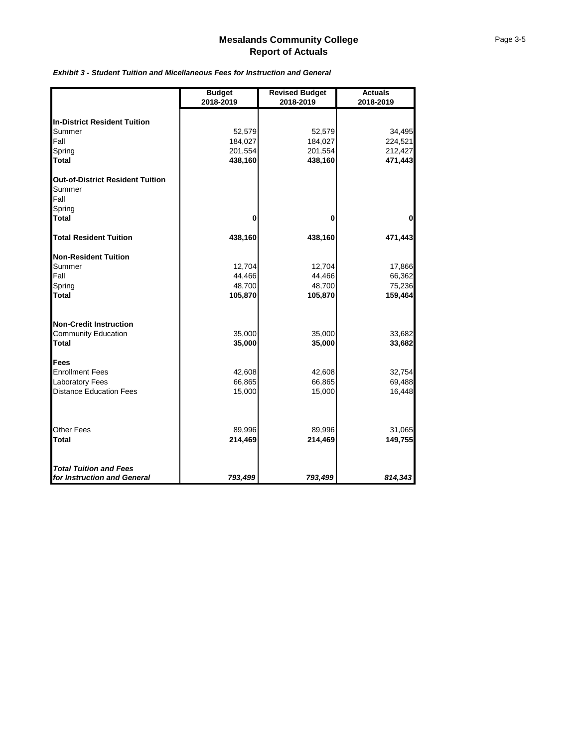# Mesalands Community College
## Report of Actuals

***Exhibit 3 - Student Tuition and Micellaneous Fees for Instruction and General***

| | Budget 2018-2019 | Revised Budget 2018-2019 | Actuals 2018-2019 |
|---|---|---|---|
| **In-District Resident Tuition** | | | |
| Summer | 52,579 | 52,579 | 34,495 |
| Fall | 184,027 | 184,027 | 224,521 |
| Spring | 201,554 | 201,554 | 212,427 |
| **Total** | **438,160** | **438,160** | **471,443** |
| **Out-of-District Resident Tuition** | | | |
| Summer | | | |
| Fall | | | |
| Spring | | | |
| **Total** | **0** | **0** | **0** |
| **Total Resident Tuition** | **438,160** | **438,160** | **471,443** |
| **Non-Resident Tuition** | | | |
| Summer | 12,704 | 12,704 | 17,866 |
| Fall | 44,466 | 44,466 | 66,362 |
| Spring | 48,700 | 48,700 | 75,236 |
| **Total** | **105,870** | **105,870** | **159,464** |
| **Non-Credit Instruction** | | | |
| Community Education | 35,000 | 35,000 | 33,682 |
| **Total** | **35,000** | **35,000** | **33,682** |
| **Fees** | | | |
| Enrollment Fees | 42,608 | 42,608 | 32,754 |
| Laboratory Fees | 66,865 | 66,865 | 69,488 |
| Distance Education Fees | 15,000 | 15,000 | 16,448 |
| Other Fees | 89,996 | 89,996 | 31,065 |
| **Total** | **214,469** | **214,469** | **149,755** |
| ***Total Tuition and Fees for Instruction and General*** | ***793,499*** | ***793,499*** | ***814,343*** |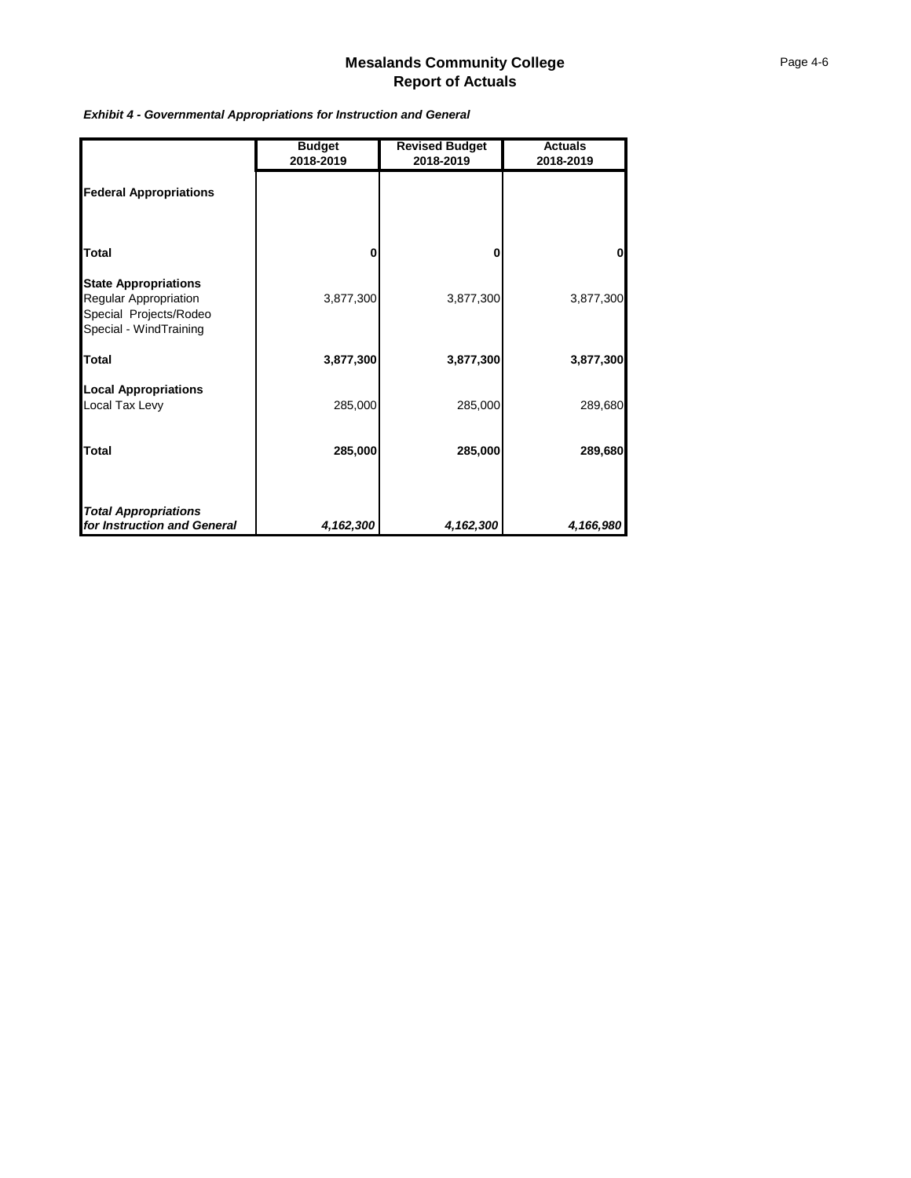# Mesalands Community College
## Report of Actuals

***Exhibit 4 - Governmental Appropriations for Instruction and General***

| | Budget 2018-2019 | Revised Budget 2018-2019 | Actuals 2018-2019 |
|---|---|---|---|
| **Federal Appropriations** | | | |
| **Total** | **0** | **0** | **0** |
| **State Appropriations** | | | |
| Regular Appropriation | 3,877,300 | 3,877,300 | 3,877,300 |
| Special Projects/Rodeo | | | |
| Special - WindTraining | | | |
| **Total** | **3,877,300** | **3,877,300** | **3,877,300** |
| **Local Appropriations** | | | |
| Local Tax Levy | 285,000 | 285,000 | 289,680 |
| **Total** | **285,000** | **285,000** | **289,680** |
| ***Total Appropriations for Instruction and General*** | ***4,162,300*** | ***4,162,300*** | ***4,166,980*** |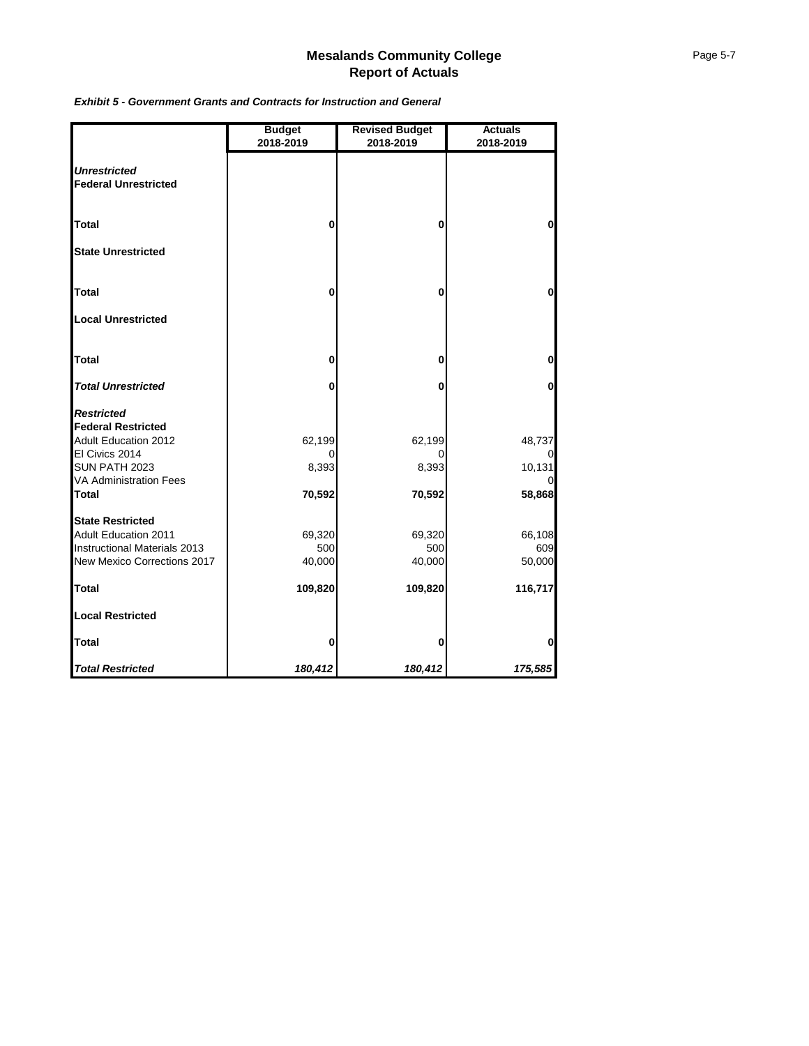# Mesalands Community College
## Report of Actuals

***Exhibit 5 - Government Grants and Contracts for Instruction and General***

| | Budget 2018-2019 | Revised Budget 2018-2019 | Actuals 2018-2019 |
|---|---|---|---|
| ***Unrestricted*** | | | |
| **Federal Unrestricted** | | | |
| **Total** | **0** | **0** | **0** |
| **State Unrestricted** | | | |
| **Total** | **0** | **0** | **0** |
| **Local Unrestricted** | | | |
| **Total** | **0** | **0** | **0** |
| ***Total Unrestricted*** | **0** | **0** | **0** |
| ***Restricted*** | | | |
| **Federal Restricted** | | | |
| Adult Education 2012 | 62,199 | 62,199 | 48,737 |
| El Civics 2014 | 0 | 0 | 0 |
| SUN PATH 2023 | 8,393 | 8,393 | 10,131 |
| VA Administration Fees | | | 0 |
| **Total** | **70,592** | **70,592** | **58,868** |
| **State Restricted** | | | |
| Adult Education 2011 | 69,320 | 69,320 | 66,108 |
| Instructional Materials 2013 | 500 | 500 | 609 |
| New Mexico Corrections 2017 | 40,000 | 40,000 | 50,000 |
| **Total** | **109,820** | **109,820** | **116,717** |
| **Local Restricted** | | | |
| **Total** | **0** | **0** | **0** |
| ***Total Restricted*** | ***180,412*** | ***180,412*** | ***175,585*** |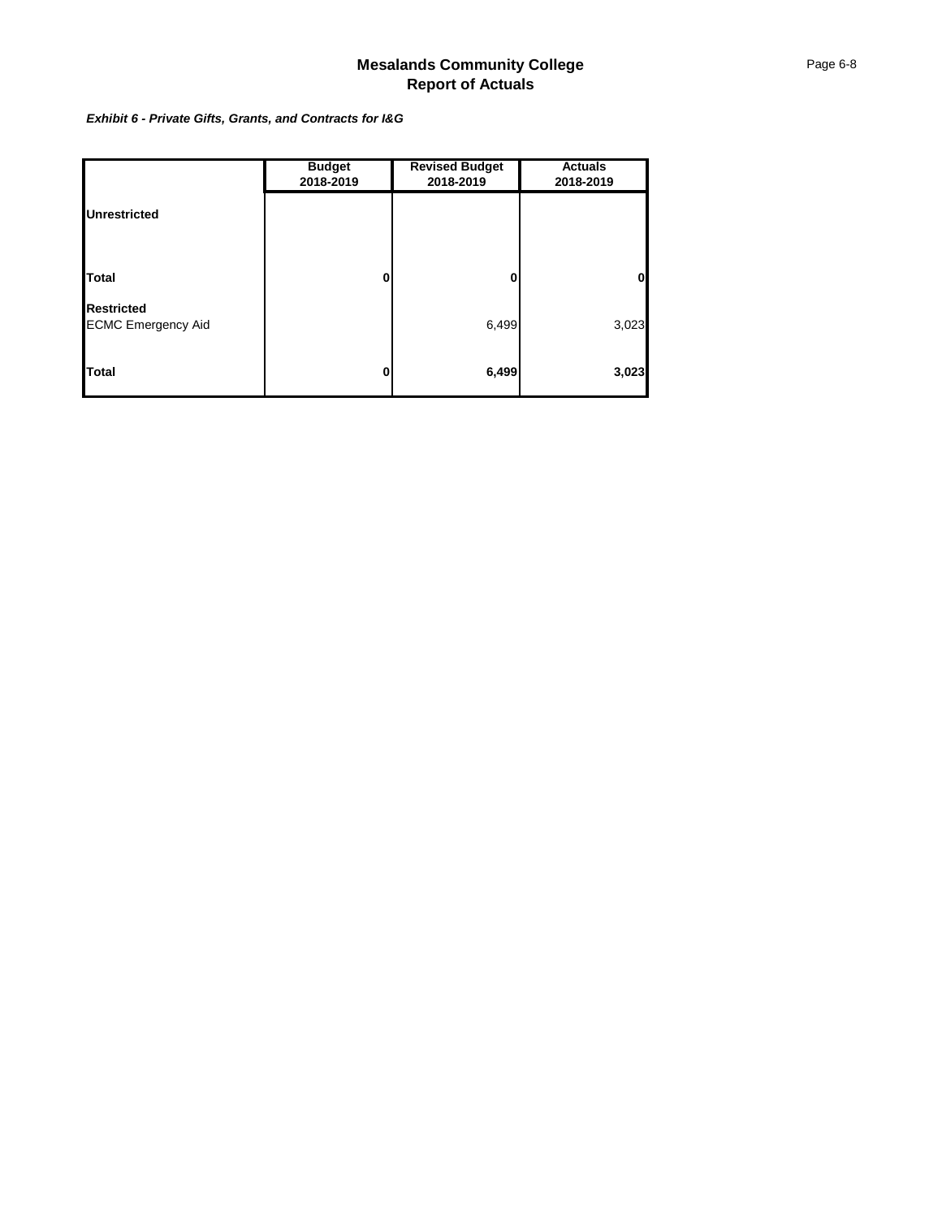# Mesalands Community College
## Report of Actuals

***Exhibit 6 - Private Gifts, Grants, and Contracts for I&G***

| | Budget 2018-2019 | Revised Budget 2018-2019 | Actuals 2018-2019 |
|---|---|---|---|
| **Unrestricted** | | | |
| **Total** | **0** | **0** | **0** |
| **Restricted** | | | |
| ECMC Emergency Aid | | 6,499 | 3,023 |
| **Total** | **0** | **6,499** | **3,023** |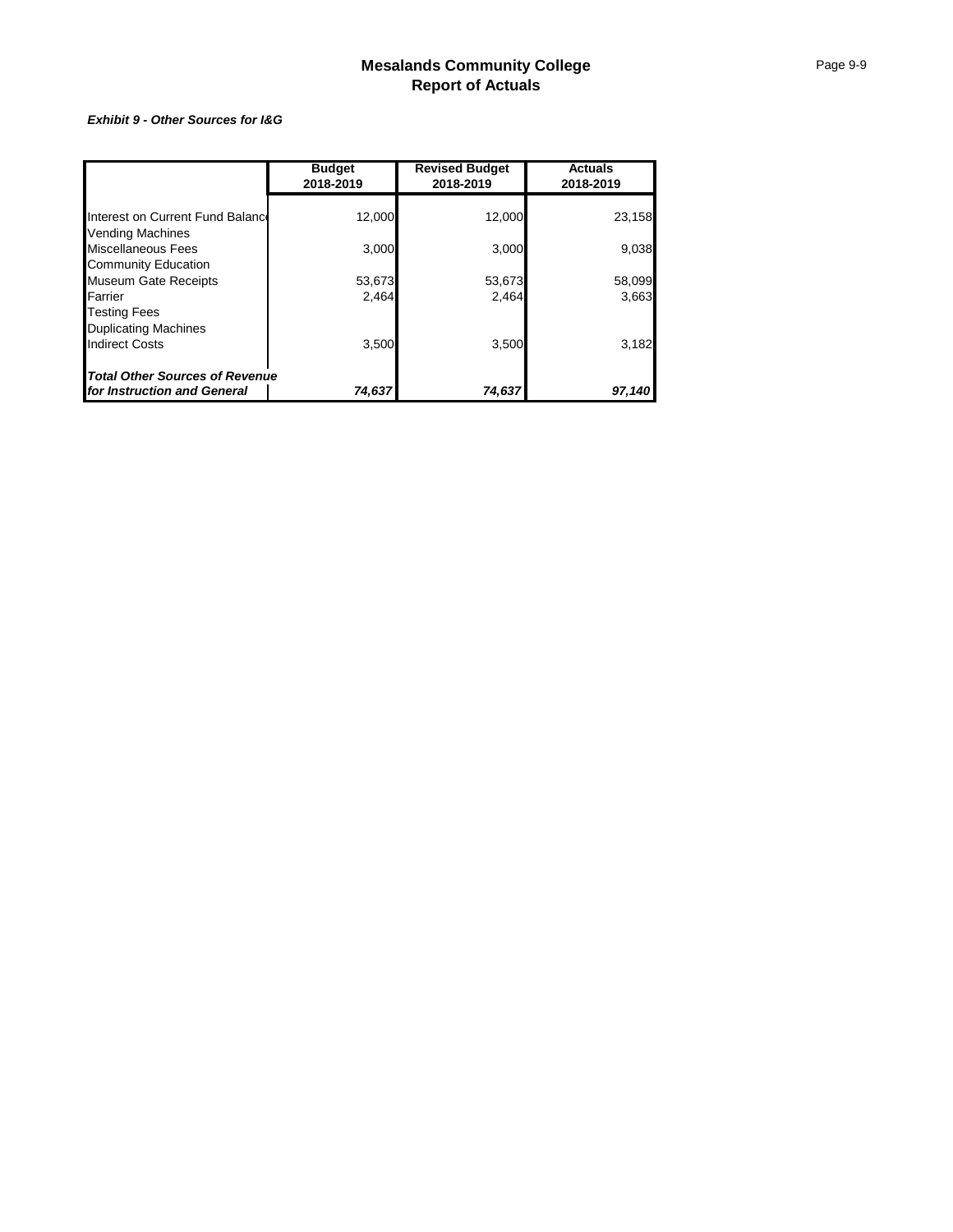# Mesalands Community College
## Report of Actuals

***Exhibit 9 - Other Sources for I&G***

| | Budget 2018-2019 | Revised Budget 2018-2019 | Actuals 2018-2019 |
|---|---|---|---|
| Interest on Current Fund Balance | 12,000 | 12,000 | 23,158 |
| Vending Machines | | | |
| Miscellaneous Fees | 3,000 | 3,000 | 9,038 |
| Community Education | | | |
| Museum Gate Receipts | 53,673 | 53,673 | 58,099 |
| Farrier | 2,464 | 2,464 | 3,663 |
| Testing Fees | | | |
| Duplicating Machines | | | |
| Indirect Costs | 3,500 | 3,500 | 3,182 |
| ***Total Other Sources of Revenue for Instruction and General*** | ***74,637*** | ***74,637*** | ***97,140*** |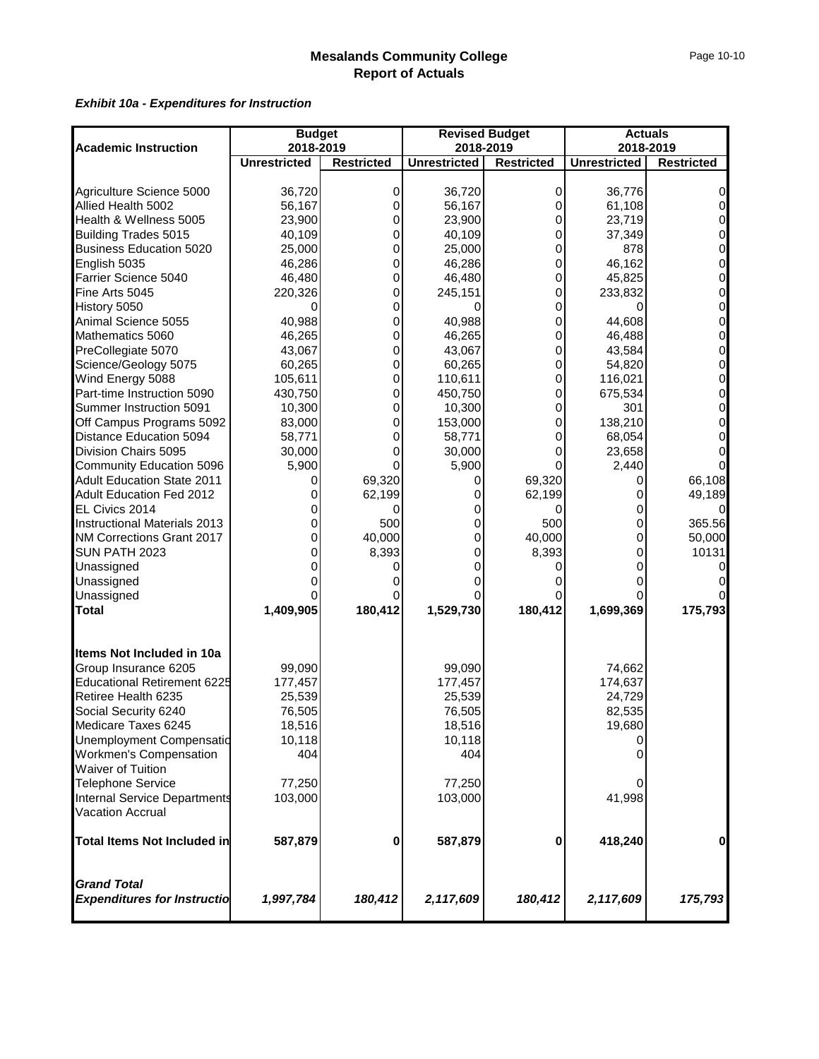# Mesalands Community College
## Report of Actuals

***Exhibit 10a - Expenditures for Instruction***

| Academic Instruction | Budget 2018-2019 | | Revised Budget 2018-2019 | | Actuals 2018-2019 | |
|---|---|---|---|---|---|---|
| | Unrestricted | Restricted | Unrestricted | Restricted | Unrestricted | Restricted |
| Agriculture Science 5000 | 36,720 | 0 | 36,720 | 0 | 36,776 | 0 |
| Allied Health 5002 | 56,167 | 0 | 56,167 | 0 | 61,108 | 0 |
| Health & Wellness 5005 | 23,900 | 0 | 23,900 | 0 | 23,719 | 0 |
| Building Trades 5015 | 40,109 | 0 | 40,109 | 0 | 37,349 | 0 |
| Business Education 5020 | 25,000 | 0 | 25,000 | 0 | 878 | 0 |
| English 5035 | 46,286 | 0 | 46,286 | 0 | 46,162 | 0 |
| Farrier Science 5040 | 46,480 | 0 | 46,480 | 0 | 45,825 | 0 |
| Fine Arts 5045 | 220,326 | 0 | 245,151 | 0 | 233,832 | 0 |
| History 5050 | 0 | 0 | 0 | 0 | 0 | 0 |
| Animal Science 5055 | 40,988 | 0 | 40,988 | 0 | 44,608 | 0 |
| Mathematics 5060 | 46,265 | 0 | 46,265 | 0 | 46,488 | 0 |
| PreCollegiate 5070 | 43,067 | 0 | 43,067 | 0 | 43,584 | 0 |
| Science/Geology 5075 | 60,265 | 0 | 60,265 | 0 | 54,820 | 0 |
| Wind Energy 5088 | 105,611 | 0 | 110,611 | 0 | 116,021 | 0 |
| Part-time Instruction 5090 | 430,750 | 0 | 450,750 | 0 | 675,534 | 0 |
| Summer Instruction 5091 | 10,300 | 0 | 10,300 | 0 | 301 | 0 |
| Off Campus Programs 5092 | 83,000 | 0 | 153,000 | 0 | 138,210 | 0 |
| Distance Education 5094 | 58,771 | 0 | 58,771 | 0 | 68,054 | 0 |
| Division Chairs 5095 | 30,000 | 0 | 30,000 | 0 | 23,658 | 0 |
| Community Education 5096 | 5,900 | 0 | 5,900 | 0 | 2,440 | 0 |
| Adult Education State 2011 | 0 | 69,320 | 0 | 69,320 | 0 | 66,108 |
| Adult Education Fed 2012 | 0 | 62,199 | 0 | 62,199 | 0 | 49,189 |
| EL Civics 2014 | 0 | 0 | 0 | 0 | 0 | 0 |
| Instructional Materials 2013 | 0 | 500 | 0 | 500 | 0 | 365.56 |
| NM Corrections Grant 2017 | 0 | 40,000 | 0 | 40,000 | 0 | 50,000 |
| SUN PATH 2023 | 0 | 8,393 | 0 | 8,393 | 0 | 10131 |
| Unassigned | 0 | 0 | 0 | 0 | 0 | 0 |
| Unassigned | 0 | 0 | 0 | 0 | 0 | 0 |
| Unassigned | 0 | 0 | 0 | 0 | 0 | 0 |
| **Total** | **1,409,905** | **180,412** | **1,529,730** | **180,412** | **1,699,369** | **175,793** |
| | | | | | | |
| **Items Not Included in 10a** | | | | | | |
| Group Insurance 6205 | 99,090 | | 99,090 | | 74,662 | |
| Educational Retirement 6225 | 177,457 | | 177,457 | | 174,637 | |
| Retiree Health 6235 | 25,539 | | 25,539 | | 24,729 | |
| Social Security 6240 | 76,505 | | 76,505 | | 82,535 | |
| Medicare Taxes 6245 | 18,516 | | 18,516 | | 19,680 | |
| Unemployment Compensatio | 10,118 | | 10,118 | | 0 | |
| Workmen's Compensation | 404 | | 404 | | 0 | |
| Waiver of Tuition | | | | | | |
| Telephone Service | 77,250 | | 77,250 | | 0 | |
| Internal Service Departments | 103,000 | | 103,000 | | 41,998 | |
| Vacation Accrual | | | | | | |
| **Total Items Not Included in** | **587,879** | **0** | **587,879** | **0** | **418,240** | **0** |
| | | | | | | |
| ***Grand Total Expenditures for Instructio*** | ***1,997,784*** | ***180,412*** | ***2,117,609*** | ***180,412*** | ***2,117,609*** | ***175,793*** |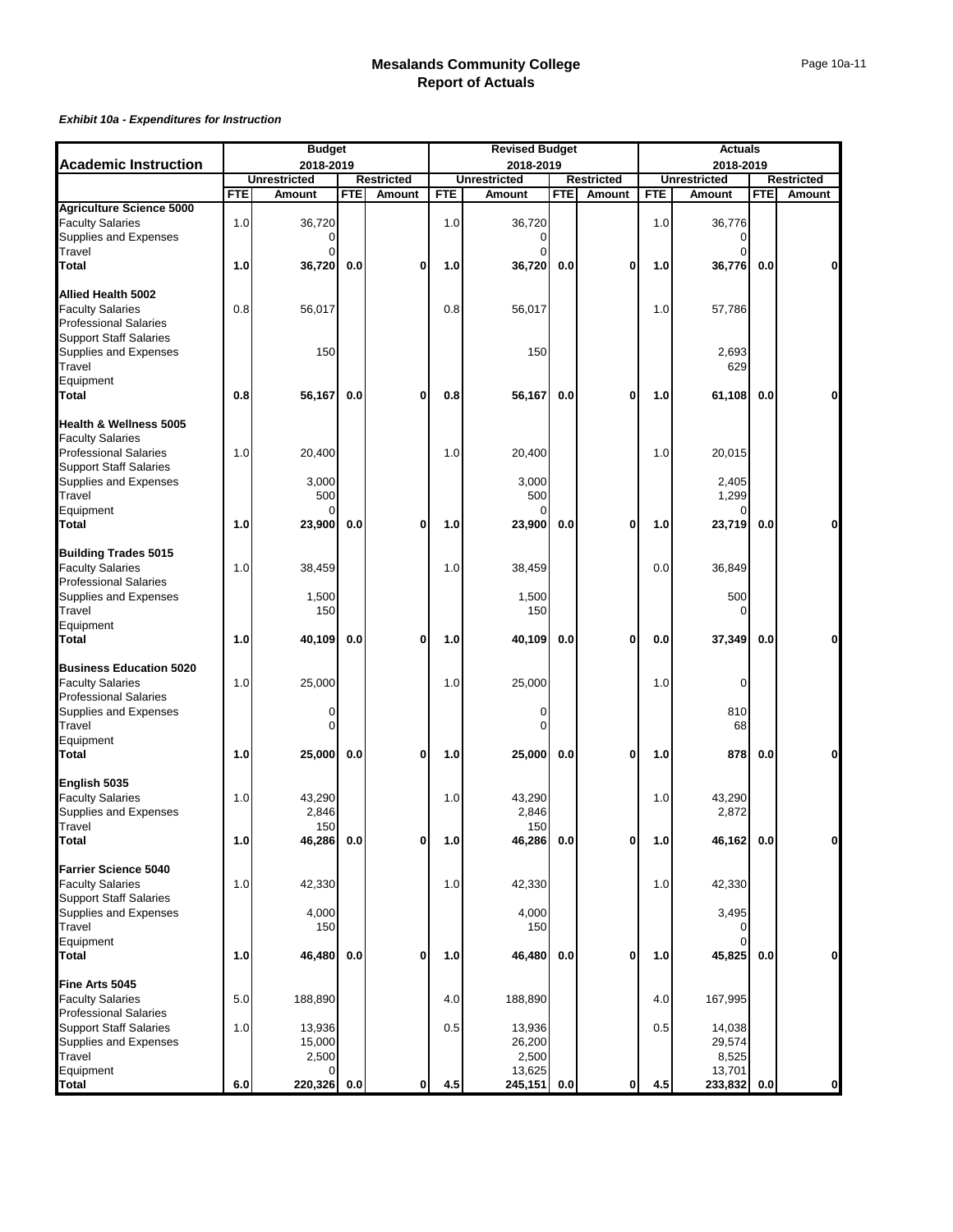# Mesalands Community College
## Report of Actuals

***Exhibit 10a - Expenditures for Instruction***

| Academic Instruction | Budget 2018-2019 | | | | Revised Budget 2018-2019 | | | | Actuals 2018-2019 | | | |
|---|---|---|---|---|---|---|---|---|---|---|---|---|
| | Unrestricted | | Restricted | | Unrestricted | | Restricted | | Unrestricted | | Restricted | |
| | FTE | Amount | FTE | Amount | FTE | Amount | FTE | Amount | FTE | Amount | FTE | Amount |
| **Agriculture Science 5000** | | | | | | | | | | | | |
| Faculty Salaries | 1.0 | 36,720 | | | 1.0 | 36,720 | | | 1.0 | 36,776 | | |
| Supplies and Expenses | | 0 | | | | 0 | | | | 0 | | |
| Travel | | 0 | | | | 0 | | | | 0 | | |
| **Total** | **1.0** | **36,720** | **0.0** | **0** | **1.0** | **36,720** | **0.0** | **0** | **1.0** | **36,776** | **0.0** | **0** |
| **Allied Health 5002** | | | | | | | | | | | | |
| Faculty Salaries | 0.8 | 56,017 | | | 0.8 | 56,017 | | | 1.0 | 57,786 | | |
| Professional Salaries | | | | | | | | | | | | |
| Support Staff Salaries | | | | | | | | | | | | |
| Supplies and Expenses | | 150 | | | | 150 | | | | 2,693 | | |
| Travel | | | | | | | | | | 629 | | |
| Equipment | | | | | | | | | | | | |
| **Total** | **0.8** | **56,167** | **0.0** | **0** | **0.8** | **56,167** | **0.0** | **0** | **1.0** | **61,108** | **0.0** | **0** |
| **Health & Wellness 5005** | | | | | | | | | | | | |
| Faculty Salaries | | | | | | | | | | | | |
| Professional Salaries | 1.0 | 20,400 | | | 1.0 | 20,400 | | | 1.0 | 20,015 | | |
| Support Staff Salaries | | | | | | | | | | | | |
| Supplies and Expenses | | 3,000 | | | | 3,000 | | | | 2,405 | | |
| Travel | | 500 | | | | 500 | | | | 1,299 | | |
| Equipment | | 0 | | | | 0 | | | | 0 | | |
| **Total** | **1.0** | **23,900** | **0.0** | **0** | **1.0** | **23,900** | **0.0** | **0** | **1.0** | **23,719** | **0.0** | **0** |
| **Building Trades 5015** | | | | | | | | | | | | |
| Faculty Salaries | 1.0 | 38,459 | | | 1.0 | 38,459 | | | 0.0 | 36,849 | | |
| Professional Salaries | | | | | | | | | | | | |
| Supplies and Expenses | | 1,500 | | | | 1,500 | | | | 500 | | |
| Travel | | 150 | | | | 150 | | | | 0 | | |
| Equipment | | | | | | | | | | | | |
| **Total** | **1.0** | **40,109** | **0.0** | **0** | **1.0** | **40,109** | **0.0** | **0** | **0.0** | **37,349** | **0.0** | **0** |
| **Business Education 5020** | | | | | | | | | | | | |
| Faculty Salaries | 1.0 | 25,000 | | | 1.0 | 25,000 | | | 1.0 | 0 | | |
| Professional Salaries | | | | | | | | | | | | |
| Supplies and Expenses | | 0 | | | | 0 | | | | 810 | | |
| Travel | | 0 | | | | 0 | | | | 68 | | |
| Equipment | | | | | | | | | | | | |
| **Total** | **1.0** | **25,000** | **0.0** | **0** | **1.0** | **25,000** | **0.0** | **0** | **1.0** | **878** | **0.0** | **0** |
| **English 5035** | | | | | | | | | | | | |
| Faculty Salaries | 1.0 | 43,290 | | | 1.0 | 43,290 | | | 1.0 | 43,290 | | |
| Supplies and Expenses | | 2,846 | | | | 2,846 | | | | 2,872 | | |
| Travel | | 150 | | | | 150 | | | | | | |
| **Total** | **1.0** | **46,286** | **0.0** | **0** | **1.0** | **46,286** | **0.0** | **0** | **1.0** | **46,162** | **0.0** | **0** |
| **Farrier Science 5040** | | | | | | | | | | | | |
| Faculty Salaries | 1.0 | 42,330 | | | 1.0 | 42,330 | | | 1.0 | 42,330 | | |
| Support Staff Salaries | | | | | | | | | | | | |
| Supplies and Expenses | | 4,000 | | | | 4,000 | | | | 3,495 | | |
| Travel | | 150 | | | | 150 | | | | 0 | | |
| Equipment | | | | | | | | | | 0 | | |
| **Total** | **1.0** | **46,480** | **0.0** | **0** | **1.0** | **46,480** | **0.0** | **0** | **1.0** | **45,825** | **0.0** | **0** |
| **Fine Arts 5045** | | | | | | | | | | | | |
| Faculty Salaries | 5.0 | 188,890 | | | 4.0 | 188,890 | | | 4.0 | 167,995 | | |
| Professional Salaries | | | | | | | | | | | | |
| Support Staff Salaries | 1.0 | 13,936 | | | 0.5 | 13,936 | | | 0.5 | 14,038 | | |
| Supplies and Expenses | | 15,000 | | | | 26,200 | | | | 29,574 | | |
| Travel | | 2,500 | | | | 2,500 | | | | 8,525 | | |
| Equipment | | 0 | | | | 13,625 | | | | 13,701 | | |
| **Total** | **6.0** | **220,326** | **0.0** | **0** | **4.5** | **245,151** | **0.0** | **0** | **4.5** | **233,832** | **0.0** | **0** |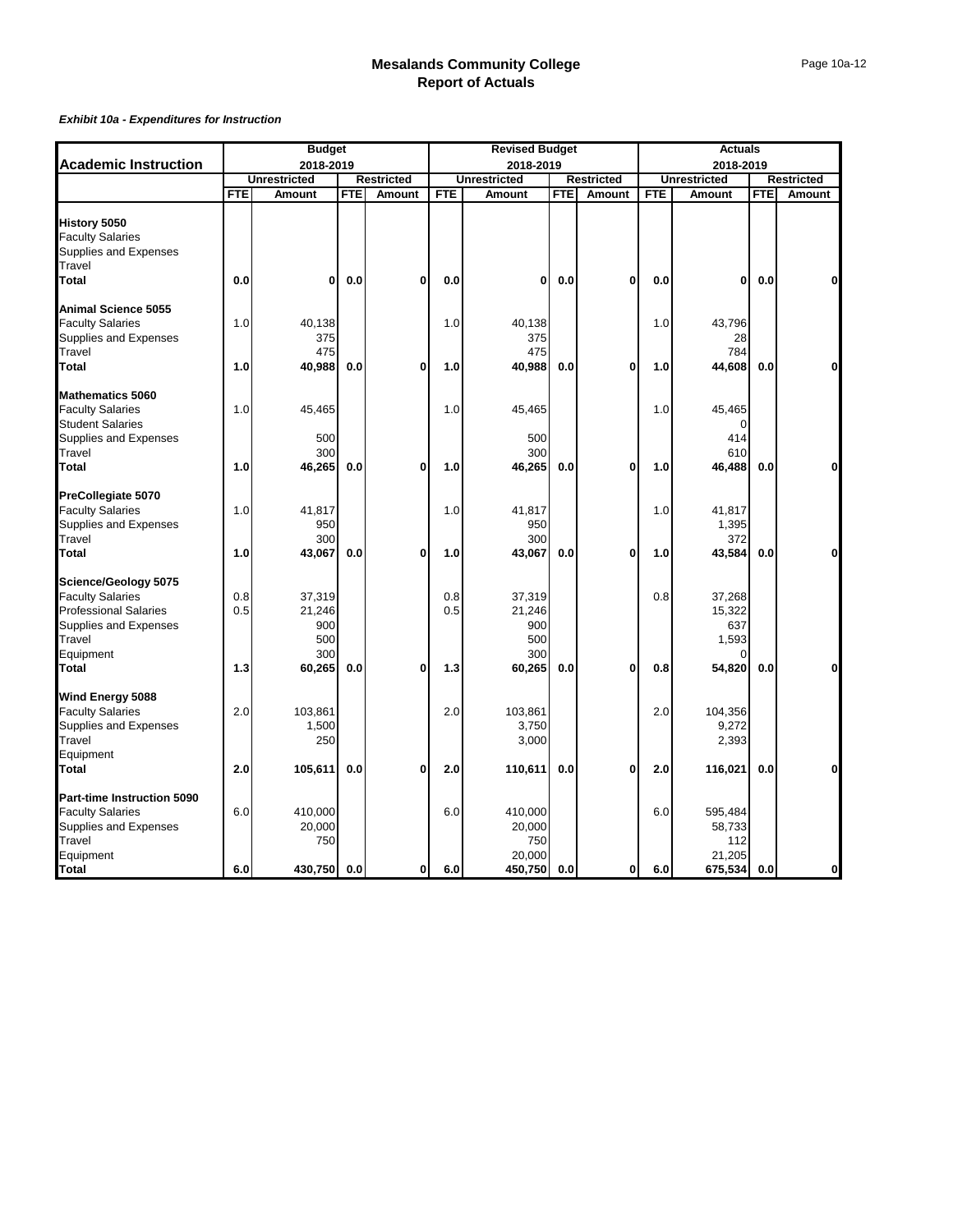# Mesalands Community College
## Report of Actuals

***Exhibit 10a - Expenditures for Instruction***

| Academic Instruction | Budget 2018-2019 | | | | Revised Budget 2018-2019 | | | | Actuals 2018-2019 | | | |
|---|---|---|---|---|---|---|---|---|---|---|---|---|
| | Unrestricted | | Restricted | | Unrestricted | | Restricted | | Unrestricted | | Restricted | |
| | FTE | Amount | FTE | Amount | FTE | Amount | FTE | Amount | FTE | Amount | FTE | Amount |
| **History 5050** | | | | | | | | | | | | |
| Faculty Salaries | | | | | | | | | | | | |
| Supplies and Expenses | | | | | | | | | | | | |
| Travel | | | | | | | | | | | | |
| **Total** | **0.0** | **0** | **0.0** | **0** | **0.0** | **0** | **0.0** | **0** | **0.0** | **0** | **0.0** | **0** |
| **Animal Science 5055** | | | | | | | | | | | | |
| Faculty Salaries | 1.0 | 40,138 | | | 1.0 | 40,138 | | | 1.0 | 43,796 | | |
| Supplies and Expenses | | 375 | | | | 375 | | | | 28 | | |
| Travel | | 475 | | | | 475 | | | | 784 | | |
| **Total** | **1.0** | **40,988** | **0.0** | **0** | **1.0** | **40,988** | **0.0** | **0** | **1.0** | **44,608** | **0.0** | **0** |
| **Mathematics 5060** | | | | | | | | | | | | |
| Faculty Salaries | 1.0 | 45,465 | | | 1.0 | 45,465 | | | 1.0 | 45,465 | | |
| Student Salaries | | | | | | | | | | 0 | | |
| Supplies and Expenses | | 500 | | | | 500 | | | | 414 | | |
| Travel | | 300 | | | | 300 | | | | 610 | | |
| **Total** | **1.0** | **46,265** | **0.0** | **0** | **1.0** | **46,265** | **0.0** | **0** | **1.0** | **46,488** | **0.0** | **0** |
| **PreCollegiate 5070** | | | | | | | | | | | | |
| Faculty Salaries | 1.0 | 41,817 | | | 1.0 | 41,817 | | | 1.0 | 41,817 | | |
| Supplies and Expenses | | 950 | | | | 950 | | | | 1,395 | | |
| Travel | | 300 | | | | 300 | | | | 372 | | |
| **Total** | **1.0** | **43,067** | **0.0** | **0** | **1.0** | **43,067** | **0.0** | **0** | **1.0** | **43,584** | **0.0** | **0** |
| **Science/Geology 5075** | | | | | | | | | | | | |
| Faculty Salaries | 0.8 | 37,319 | | | 0.8 | 37,319 | | | 0.8 | 37,268 | | |
| Professional Salaries | 0.5 | 21,246 | | | 0.5 | 21,246 | | | | 15,322 | | |
| Supplies and Expenses | | 900 | | | | 900 | | | | 637 | | |
| Travel | | 500 | | | | 500 | | | | 1,593 | | |
| Equipment | | 300 | | | | 300 | | | | 0 | | |
| **Total** | **1.3** | **60,265** | **0.0** | **0** | **1.3** | **60,265** | **0.0** | **0** | **0.8** | **54,820** | **0.0** | **0** |
| **Wind Energy 5088** | | | | | | | | | | | | |
| Faculty Salaries | 2.0 | 103,861 | | | 2.0 | 103,861 | | | 2.0 | 104,356 | | |
| Supplies and Expenses | | 1,500 | | | | 3,750 | | | | 9,272 | | |
| Travel | | 250 | | | | 3,000 | | | | 2,393 | | |
| Equipment | | | | | | | | | | | | |
| **Total** | **2.0** | **105,611** | **0.0** | **0** | **2.0** | **110,611** | **0.0** | **0** | **2.0** | **116,021** | **0.0** | **0** |
| **Part-time Instruction 5090** | | | | | | | | | | | | |
| Faculty Salaries | 6.0 | 410,000 | | | 6.0 | 410,000 | | | 6.0 | 595,484 | | |
| Supplies and Expenses | | 20,000 | | | | 20,000 | | | | 58,733 | | |
| Travel | | 750 | | | | 750 | | | | 112 | | |
| Equipment | | | | | | 20,000 | | | | 21,205 | | |
| **Total** | **6.0** | **430,750** | **0.0** | **0** | **6.0** | **450,750** | **0.0** | **0** | **6.0** | **675,534** | **0.0** | **0** |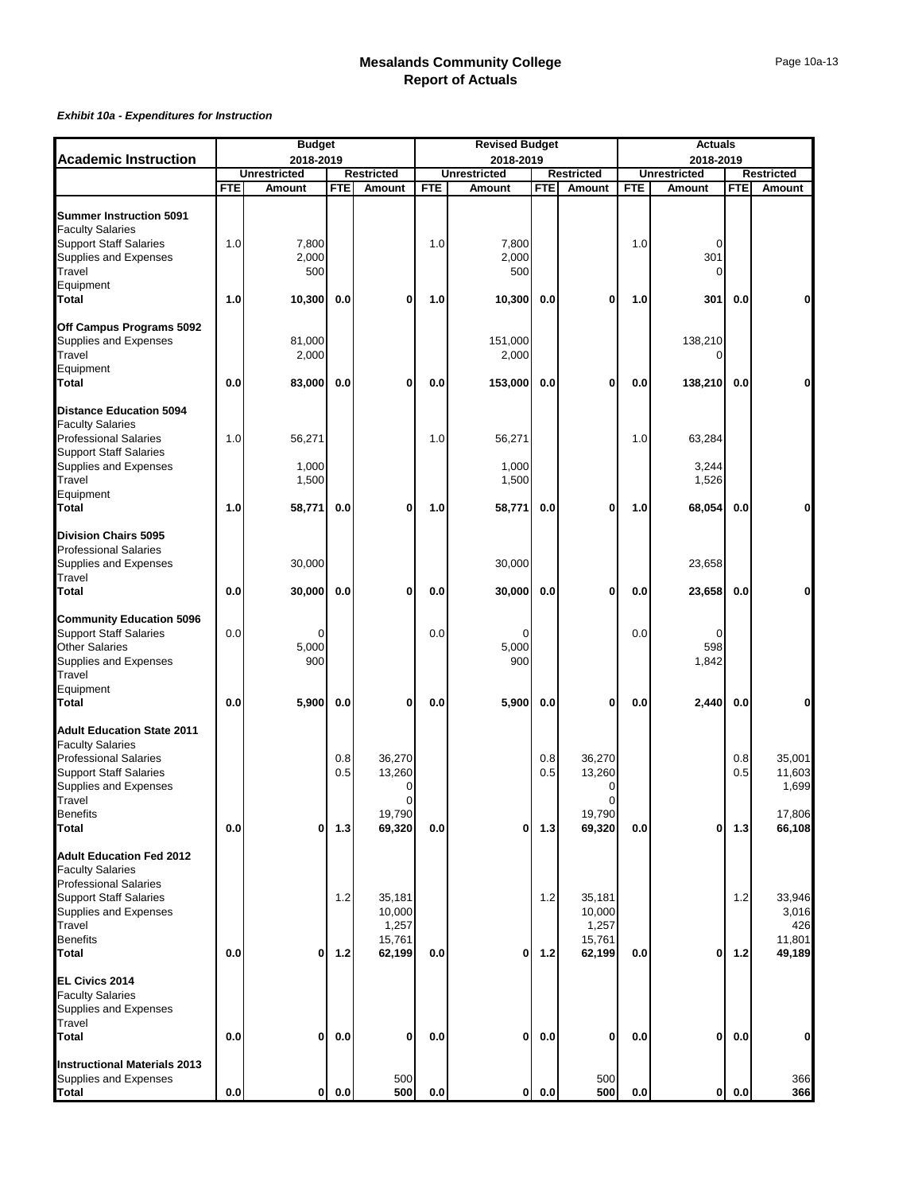# Mesalands Community College
## Report of Actuals

***Exhibit 10a - Expenditures for Instruction***

| Academic Instruction | Budget 2018-2019 | | | | Revised Budget 2018-2019 | | | | Actuals 2018-2019 | | | |
|---|---|---|---|---|---|---|---|---|---|---|---|---|
| | Unrestricted | | Restricted | | Unrestricted | | Restricted | | Unrestricted | | Restricted | |
| | FTE | Amount | FTE | Amount | FTE | Amount | FTE | Amount | FTE | Amount | FTE | Amount |
| **Summer Instruction 5091** | | | | | | | | | | | | |
| Faculty Salaries | | | | | | | | | | | | |
| Support Staff Salaries | 1.0 | 7,800 | | | 1.0 | 7,800 | | | 1.0 | 0 | | |
| Supplies and Expenses | | 2,000 | | | | 2,000 | | | | 301 | | |
| Travel | | 500 | | | | 500 | | | | 0 | | |
| Equipment | | | | | | | | | | | | |
| **Total** | **1.0** | **10,300** | **0.0** | **0** | **1.0** | **10,300** | **0.0** | **0** | **1.0** | **301** | **0.0** | **0** |
| **Off Campus Programs 5092** | | | | | | | | | | | | |
| Supplies and Expenses | | 81,000 | | | | 151,000 | | | | 138,210 | | |
| Travel | | 2,000 | | | | 2,000 | | | | 0 | | |
| Equipment | | | | | | | | | | | | |
| **Total** | **0.0** | **83,000** | **0.0** | **0** | **0.0** | **153,000** | **0.0** | **0** | **0.0** | **138,210** | **0.0** | **0** |
| **Distance Education 5094** | | | | | | | | | | | | |
| Faculty Salaries | | | | | | | | | | | | |
| Professional Salaries | 1.0 | 56,271 | | | 1.0 | 56,271 | | | 1.0 | 63,284 | | |
| Support Staff Salaries | | | | | | | | | | | | |
| Supplies and Expenses | | 1,000 | | | | 1,000 | | | | 3,244 | | |
| Travel | | 1,500 | | | | 1,500 | | | | 1,526 | | |
| Equipment | | | | | | | | | | | | |
| **Total** | **1.0** | **58,771** | **0.0** | **0** | **1.0** | **58,771** | **0.0** | **0** | **1.0** | **68,054** | **0.0** | **0** |
| **Division Chairs 5095** | | | | | | | | | | | | |
| Professional Salaries | | | | | | | | | | | | |
| Supplies and Expenses | | 30,000 | | | | 30,000 | | | | 23,658 | | |
| Travel | | | | | | | | | | | | |
| **Total** | **0.0** | **30,000** | **0.0** | **0** | **0.0** | **30,000** | **0.0** | **0** | **0.0** | **23,658** | **0.0** | **0** |
| **Community Education 5096** | | | | | | | | | | | | |
| Support Staff Salaries | 0.0 | 0 | | | 0.0 | 0 | | | 0.0 | 0 | | |
| Other Salaries | | 5,000 | | | | 5,000 | | | | 598 | | |
| Supplies and Expenses | | 900 | | | | 900 | | | | 1,842 | | |
| Travel | | | | | | | | | | | | |
| Equipment | | | | | | | | | | | | |
| **Total** | **0.0** | **5,900** | **0.0** | **0** | **0.0** | **5,900** | **0.0** | **0** | **0.0** | **2,440** | **0.0** | **0** |
| **Adult Education State 2011** | | | | | | | | | | | | |
| Faculty Salaries | | | | | | | | | | | | |
| Professional Salaries | | | 0.8 | 36,270 | | | 0.8 | 36,270 | | | 0.8 | 35,001 |
| Support Staff Salaries | | | 0.5 | 13,260 | | | 0.5 | 13,260 | | | 0.5 | 11,603 |
| Supplies and Expenses | | | | 0 | | | | 0 | | | | 1,699 |
| Travel | | | | 0 | | | | 0 | | | | |
| Benefits | | | | 19,790 | | | | 19,790 | | | | 17,806 |
| **Total** | **0.0** | **0** | **1.3** | **69,320** | **0.0** | **0** | **1.3** | **69,320** | **0.0** | **0** | **1.3** | **66,108** |
| **Adult Education Fed 2012** | | | | | | | | | | | | |
| Faculty Salaries | | | | | | | | | | | | |
| Professional Salaries | | | | | | | | | | | | |
| Support Staff Salaries | | | 1.2 | 35,181 | | | 1.2 | 35,181 | | | 1.2 | 33,946 |
| Supplies and Expenses | | | | 10,000 | | | | 10,000 | | | | 3,016 |
| Travel | | | | 1,257 | | | | 1,257 | | | | 426 |
| Benefits | | | | 15,761 | | | | 15,761 | | | | 11,801 |
| **Total** | **0.0** | **0** | **1.2** | **62,199** | **0.0** | **0** | **1.2** | **62,199** | **0.0** | **0** | **1.2** | **49,189** |
| **EL Civics 2014** | | | | | | | | | | | | |
| Faculty Salaries | | | | | | | | | | | | |
| Supplies and Expenses | | | | | | | | | | | | |
| Travel | | | | | | | | | | | | |
| **Total** | **0.0** | **0** | **0.0** | **0** | **0.0** | **0** | **0.0** | **0** | **0.0** | **0** | **0.0** | **0** |
| **Instructional Materials 2013** | | | | | | | | | | | | |
| Supplies and Expenses | | | | 500 | | | | 500 | | | | 366 |
| **Total** | **0.0** | **0** | **0.0** | **500** | **0.0** | **0** | **0.0** | **500** | **0.0** | **0** | **0.0** | **366** |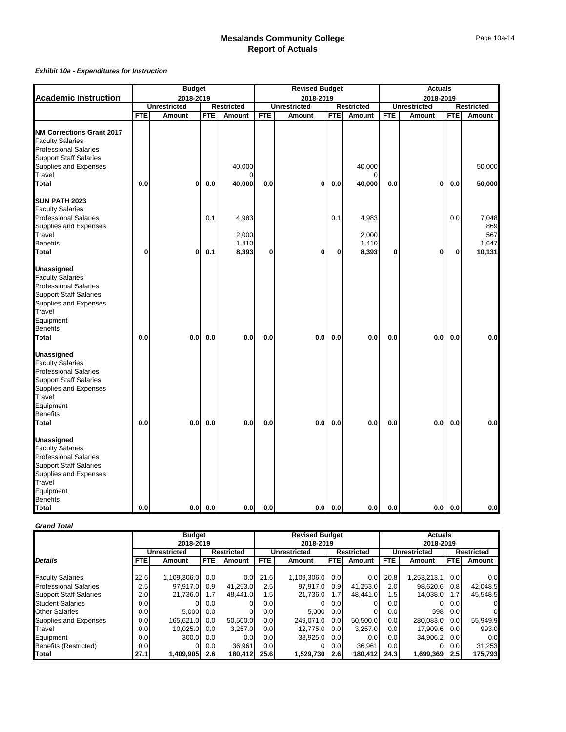# Mesalands Community College
## Report of Actuals

***Exhibit 10a - Expenditures for Instruction***

| Academic Instruction | Budget 2018-2019 | | | | Revised Budget 2018-2019 | | | | Actuals 2018-2019 | | | |
|---|---|---|---|---|---|---|---|---|---|---|---|---|
| | Unrestricted | | Restricted | | Unrestricted | | Restricted | | Unrestricted | | Restricted | |
| | FTE | Amount | FTE | Amount | FTE | Amount | FTE | Amount | FTE | Amount | FTE | Amount |
| **NM Corrections Grant 2017** | | | | | | | | | | | | |
| Faculty Salaries | | | | | | | | | | | | |
| Professional Salaries | | | | | | | | | | | | |
| Support Staff Salaries | | | | | | | | | | | | |
| Supplies and Expenses | | | | 40,000 | | | | 40,000 | | | | 50,000 |
| Travel | | | | 0 | | | | 0 | | | | |
| **Total** | **0.0** | **0** | **0.0** | **40,000** | **0.0** | **0** | **0.0** | **40,000** | **0.0** | **0** | **0.0** | **50,000** |
| **SUN PATH 2023** | | | | | | | | | | | | |
| Faculty Salaries | | | | | | | | | | | | |
| Professional Salaries | | | 0.1 | 4,983 | | | 0.1 | 4,983 | | | 0.0 | 7,048 |
| Supplies and Expenses | | | | | | | | | | | | 869 |
| Travel | | | | 2,000 | | | | 2,000 | | | | 567 |
| Benefits | | | | 1,410 | | | | 1,410 | | | | 1,647 |
| **Total** | **0** | **0** | **0.1** | **8,393** | **0** | **0** | **0** | **8,393** | **0** | **0** | **0** | **10,131** |
| **Unassigned** | | | | | | | | | | | | |
| Faculty Salaries | | | | | | | | | | | | |
| Professional Salaries | | | | | | | | | | | | |
| Support Staff Salaries | | | | | | | | | | | | |
| Supplies and Expenses | | | | | | | | | | | | |
| Travel | | | | | | | | | | | | |
| Equipment | | | | | | | | | | | | |
| Benefits | | | | | | | | | | | | |
| **Total** | **0.0** | **0.0** | **0.0** | **0.0** | **0.0** | **0.0** | **0.0** | **0.0** | **0.0** | **0.0** | **0.0** | **0.0** |
| **Unassigned** | | | | | | | | | | | | |
| Faculty Salaries | | | | | | | | | | | | |
| Professional Salaries | | | | | | | | | | | | |
| Support Staff Salaries | | | | | | | | | | | | |
| Supplies and Expenses | | | | | | | | | | | | |
| Travel | | | | | | | | | | | | |
| Equipment | | | | | | | | | | | | |
| Benefits | | | | | | | | | | | | |
| **Total** | **0.0** | **0.0** | **0.0** | **0.0** | **0.0** | **0.0** | **0.0** | **0.0** | **0.0** | **0.0** | **0.0** | **0.0** |
| **Unassigned** | | | | | | | | | | | | |
| Faculty Salaries | | | | | | | | | | | | |
| Professional Salaries | | | | | | | | | | | | |
| Support Staff Salaries | | | | | | | | | | | | |
| Supplies and Expenses | | | | | | | | | | | | |
| Travel | | | | | | | | | | | | |
| Equipment | | | | | | | | | | | | |
| Benefits | | | | | | | | | | | | |
| **Total** | **0.0** | **0.0** | **0.0** | **0.0** | **0.0** | **0.0** | **0.0** | **0.0** | **0.0** | **0.0** | **0.0** | **0.0** |

***Grand Total***

| | Budget 2018-2019 | | | | Revised Budget 2018-2019 | | | | Actuals 2018-2019 | | | |
|---|---|---|---|---|---|---|---|---|---|---|---|---|
| | Unrestricted | | Restricted | | Unrestricted | | Restricted | | Unrestricted | | Restricted | |
| ***Details*** | FTE | Amount | FTE | Amount | FTE | Amount | FTE | Amount | FTE | Amount | FTE | Amount |
| Faculty Salaries | 22.6 | 1,109,306.0 | 0.0 | 0.0 | 21.6 | 1,109,306.0 | 0.0 | 0.0 | 20.8 | 1,253,213.1 | 0.0 | 0.0 |
| Professional Salaries | 2.5 | 97,917.0 | 0.9 | 41,253.0 | 2.5 | 97,917.0 | 0.9 | 41,253.0 | 2.0 | 98,620.6 | 0.8 | 42,048.5 |
| Support Staff Salaries | 2.0 | 21,736.0 | 1.7 | 48,441.0 | 1.5 | 21,736.0 | 1.7 | 48,441.0 | 1.5 | 14,038.0 | 1.7 | 45,548.5 |
| Student Salaries | 0.0 | 0 | 0.0 | 0 | 0.0 | 0 | 0.0 | 0 | 0.0 | 0 | 0.0 | 0 |
| Other Salaries | 0.0 | 5,000 | 0.0 | 0 | 0.0 | 5,000 | 0.0 | 0 | 0.0 | 598 | 0.0 | 0 |
| Supplies and Expenses | 0.0 | 165,621.0 | 0.0 | 50,500.0 | 0.0 | 249,071.0 | 0.0 | 50,500.0 | 0.0 | 280,083.0 | 0.0 | 55,949.9 |
| Travel | 0.0 | 10,025.0 | 0.0 | 3,257.0 | 0.0 | 12,775.0 | 0.0 | 3,257.0 | 0.0 | 17,909.6 | 0.0 | 993.0 |
| Equipment | 0.0 | 300.0 | 0.0 | 0.0 | 0.0 | 33,925.0 | 0.0 | 0.0 | 0.0 | 34,906.2 | 0.0 | 0.0 |
| Benefits (Restricted) | 0.0 | 0 | 0.0 | 36,961 | 0.0 | 0 | 0.0 | 36,961 | 0.0 | 0 | 0.0 | 31,253 |
| **Total** | **27.1** | **1,409,905** | **2.6** | **180,412** | **25.6** | **1,529,730** | **2.6** | **180,412** | **24.3** | **1,699,369** | **2.5** | **175,793** |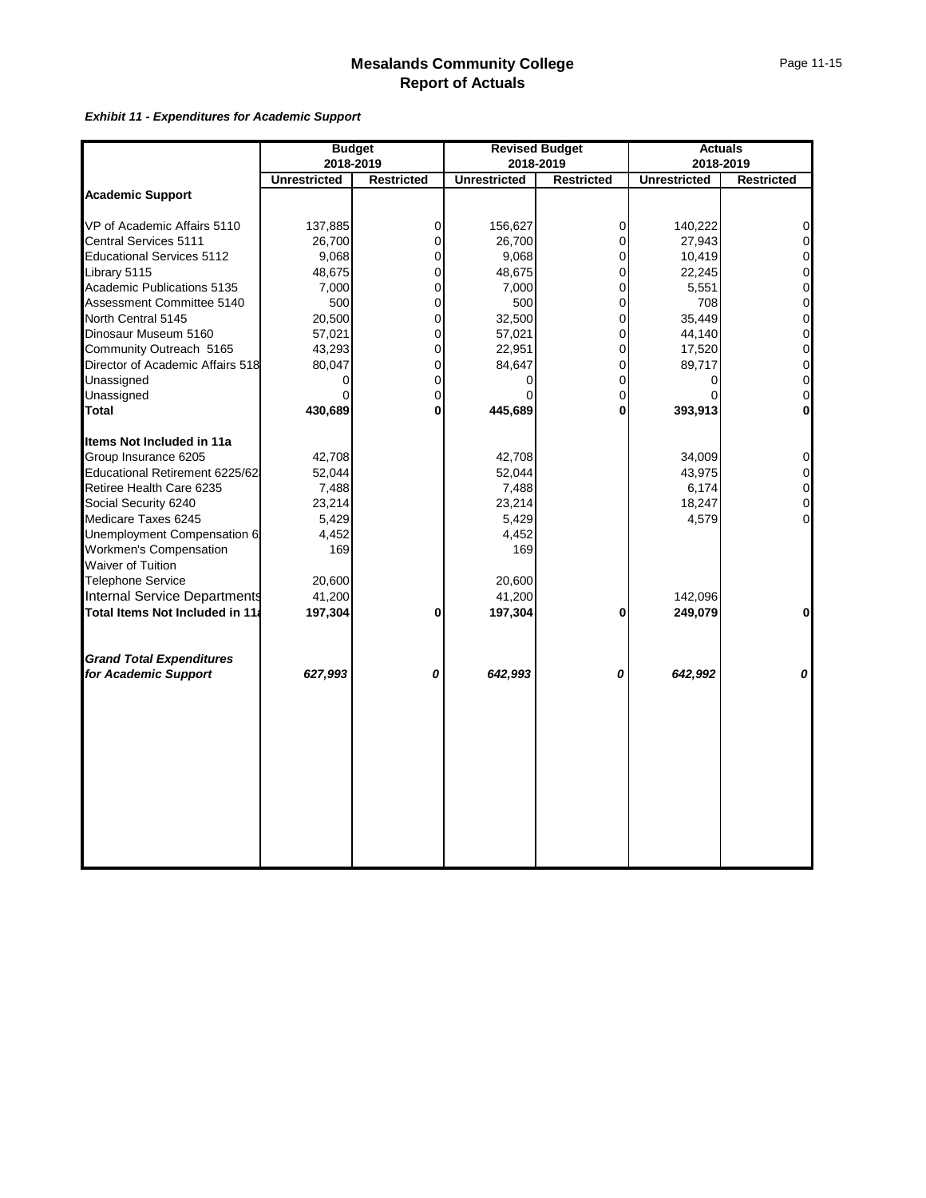# Mesalands Community College
## Report of Actuals

***Exhibit 11 - Expenditures for Academic Support***

| | Budget 2018-2019 | | Revised Budget 2018-2019 | | Actuals 2018-2019 | |
|---|---|---|---|---|---|---|
| | **Unrestricted** | **Restricted** | **Unrestricted** | **Restricted** | **Unrestricted** | **Restricted** |
| **Academic Support** | | | | | | |
| VP of Academic Affairs 5110 | 137,885 | 0 | 156,627 | 0 | 140,222 | 0 |
| Central Services 5111 | 26,700 | 0 | 26,700 | 0 | 27,943 | 0 |
| Educational Services 5112 | 9,068 | 0 | 9,068 | 0 | 10,419 | 0 |
| Library 5115 | 48,675 | 0 | 48,675 | 0 | 22,245 | 0 |
| Academic Publications 5135 | 7,000 | 0 | 7,000 | 0 | 5,551 | 0 |
| Assessment Committee 5140 | 500 | 0 | 500 | 0 | 708 | 0 |
| North Central 5145 | 20,500 | 0 | 32,500 | 0 | 35,449 | 0 |
| Dinosaur Museum 5160 | 57,021 | 0 | 57,021 | 0 | 44,140 | 0 |
| Community Outreach 5165 | 43,293 | 0 | 22,951 | 0 | 17,520 | 0 |
| Director of Academic Affairs 518 | 80,047 | 0 | 84,647 | 0 | 89,717 | 0 |
| Unassigned | 0 | 0 | 0 | 0 | 0 | 0 |
| Unassigned | 0 | 0 | 0 | 0 | 0 | 0 |
| **Total** | **430,689** | **0** | **445,689** | **0** | **393,913** | **0** |
| **Items Not Included in 11a** | | | | | | |
| Group Insurance 6205 | 42,708 | | 42,708 | | 34,009 | 0 |
| Educational Retirement 6225/62 | 52,044 | | 52,044 | | 43,975 | 0 |
| Retiree Health Care 6235 | 7,488 | | 7,488 | | 6,174 | 0 |
| Social Security 6240 | 23,214 | | 23,214 | | 18,247 | 0 |
| Medicare Taxes 6245 | 5,429 | | 5,429 | | 4,579 | 0 |
| Unemployment Compensation 6 | 4,452 | | 4,452 | | | |
| Workmen's Compensation | 169 | | 169 | | | |
| Waiver of Tuition | | | | | | |
| Telephone Service | 20,600 | | 20,600 | | | |
| Internal Service Departments | 41,200 | | 41,200 | | 142,096 | |
| **Total Items Not Included in 11a** | **197,304** | **0** | **197,304** | **0** | **249,079** | **0** |
| ***Grand Total Expenditures for Academic Support*** | ***627,993*** | ***0*** | ***642,993*** | ***0*** | ***642,992*** | ***0*** |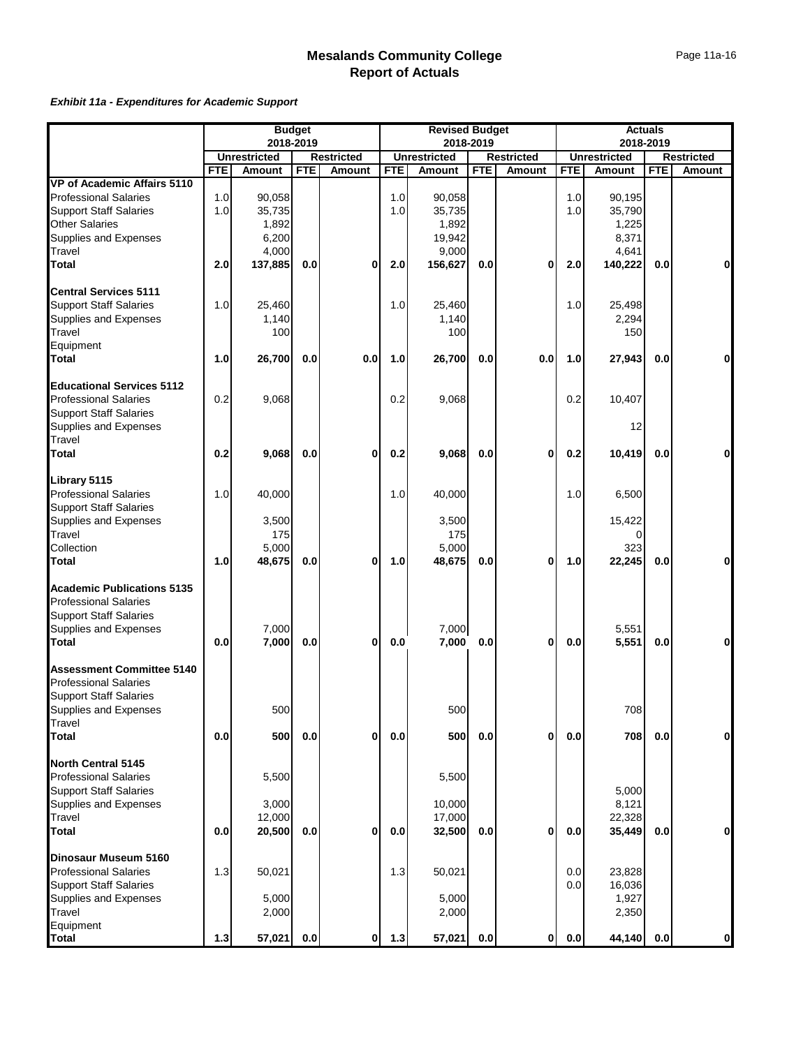# Mesalands Community College
## Report of Actuals

***Exhibit 11a - Expenditures for Academic Support***

| | Budget 2018-2019 | | | | Revised Budget 2018-2019 | | | | Actuals 2018-2019 | | | |
|---|---|---|---|---|---|---|---|---|---|---|---|---|
| | Unrestricted | | Restricted | | Unrestricted | | Restricted | | Unrestricted | | Restricted | |
| | FTE | Amount | FTE | Amount | FTE | Amount | FTE | Amount | FTE | Amount | FTE | Amount |
| **VP of Academic Affairs 5110** | | | | | | | | | | | | |
| Professional Salaries | 1.0 | 90,058 | | | 1.0 | 90,058 | | | 1.0 | 90,195 | | |
| Support Staff Salaries | 1.0 | 35,735 | | | 1.0 | 35,735 | | | 1.0 | 35,790 | | |
| Other Salaries | | 1,892 | | | | 1,892 | | | | 1,225 | | |
| Supplies and Expenses | | 6,200 | | | | 19,942 | | | | 8,371 | | |
| Travel | | 4,000 | | | | 9,000 | | | | 4,641 | | |
| **Total** | **2.0** | **137,885** | **0.0** | **0** | **2.0** | **156,627** | **0.0** | **0** | **2.0** | **140,222** | **0.0** | **0** |
| **Central Services 5111** | | | | | | | | | | | | |
| Support Staff Salaries | 1.0 | 25,460 | | | 1.0 | 25,460 | | | 1.0 | 25,498 | | |
| Supplies and Expenses | | 1,140 | | | | 1,140 | | | | 2,294 | | |
| Travel | | 100 | | | | 100 | | | | 150 | | |
| Equipment | | | | | | | | | | | | |
| **Total** | **1.0** | **26,700** | **0.0** | **0.0** | **1.0** | **26,700** | **0.0** | **0.0** | **1.0** | **27,943** | **0.0** | **0** |
| **Educational Services 5112** | | | | | | | | | | | | |
| Professional Salaries | 0.2 | 9,068 | | | 0.2 | 9,068 | | | 0.2 | 10,407 | | |
| Support Staff Salaries | | | | | | | | | | | | |
| Supplies and Expenses | | | | | | | | | | 12 | | |
| Travel | | | | | | | | | | | | |
| **Total** | **0.2** | **9,068** | **0.0** | **0** | **0.2** | **9,068** | **0.0** | **0** | **0.2** | **10,419** | **0.0** | **0** |
| **Library 5115** | | | | | | | | | | | | |
| Professional Salaries | 1.0 | 40,000 | | | 1.0 | 40,000 | | | 1.0 | 6,500 | | |
| Support Staff Salaries | | | | | | | | | | | | |
| Supplies and Expenses | | 3,500 | | | | 3,500 | | | | 15,422 | | |
| Travel | | 175 | | | | 175 | | | | 0 | | |
| Collection | | 5,000 | | | | 5,000 | | | | 323 | | |
| **Total** | **1.0** | **48,675** | **0.0** | **0** | **1.0** | **48,675** | **0.0** | **0** | **1.0** | **22,245** | **0.0** | **0** |
| **Academic Publications 5135** | | | | | | | | | | | | |
| Professional Salaries | | | | | | | | | | | | |
| Support Staff Salaries | | | | | | | | | | | | |
| Supplies and Expenses | | 7,000 | | | | 7,000 | | | | 5,551 | | |
| **Total** | **0.0** | **7,000** | **0.0** | **0** | **0.0** | **7,000** | **0.0** | **0** | **0.0** | **5,551** | **0.0** | **0** |
| **Assessment Committee 5140** | | | | | | | | | | | | |
| Professional Salaries | | | | | | | | | | | | |
| Support Staff Salaries | | | | | | | | | | | | |
| Supplies and Expenses | | 500 | | | | 500 | | | | 708 | | |
| Travel | | | | | | | | | | | | |
| **Total** | **0.0** | **500** | **0.0** | **0** | **0.0** | **500** | **0.0** | **0** | **0.0** | **708** | **0.0** | **0** |
| **North Central 5145** | | | | | | | | | | | | |
| Professional Salaries | | 5,500 | | | | 5,500 | | | | | | |
| Support Staff Salaries | | | | | | | | | | 5,000 | | |
| Supplies and Expenses | | 3,000 | | | | 10,000 | | | | 8,121 | | |
| Travel | | 12,000 | | | | 17,000 | | | | 22,328 | | |
| **Total** | **0.0** | **20,500** | **0.0** | **0** | **0.0** | **32,500** | **0.0** | **0** | **0.0** | **35,449** | **0.0** | **0** |
| **Dinosaur Museum 5160** | | | | | | | | | | | | |
| Professional Salaries | 1.3 | 50,021 | | | 1.3 | 50,021 | | | 0.0 | 23,828 | | |
| Support Staff Salaries | | | | | | | | | 0.0 | 16,036 | | |
| Supplies and Expenses | | 5,000 | | | | 5,000 | | | | 1,927 | | |
| Travel | | 2,000 | | | | 2,000 | | | | 2,350 | | |
| Equipment | | | | | | | | | | | | |
| **Total** | **1.3** | **57,021** | **0.0** | **0** | **1.3** | **57,021** | **0.0** | **0** | **0.0** | **44,140** | **0.0** | **0** |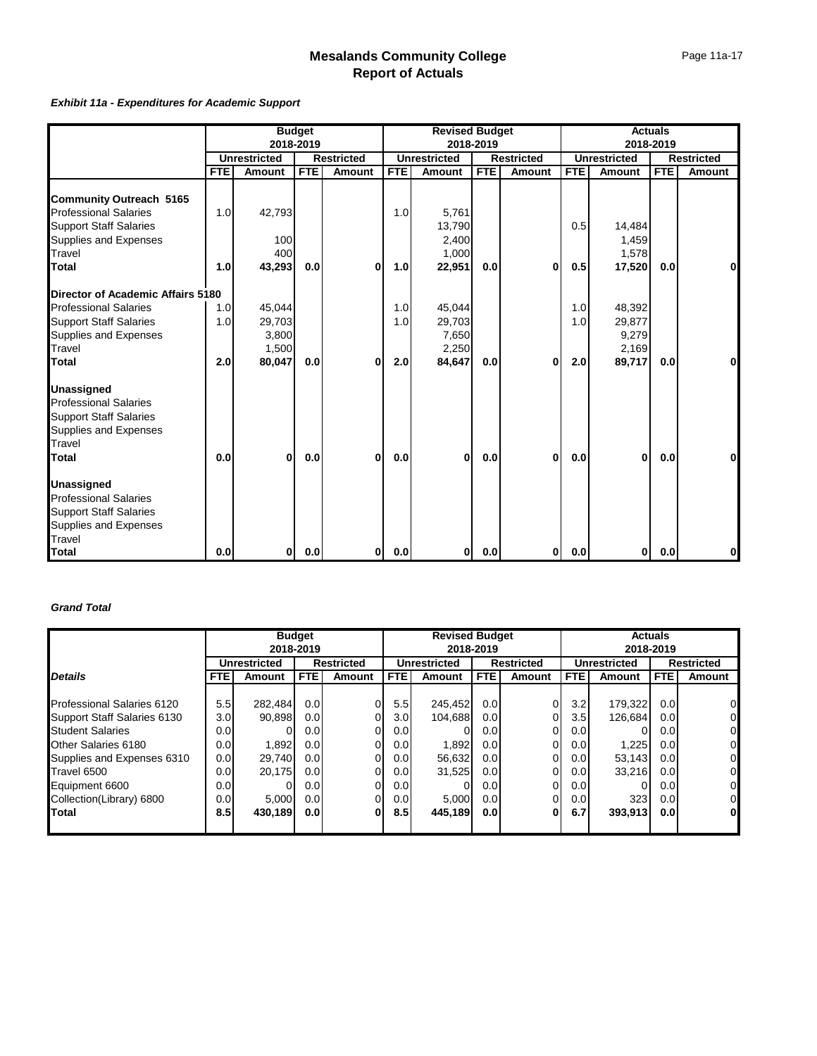# Mesalands Community College
## Report of Actuals

***Exhibit 11a - Expenditures for Academic Support***

| | Budget 2018-2019 | | | | Revised Budget 2018-2019 | | | | Actuals 2018-2019 | | | |
|---|---|---|---|---|---|---|---|---|---|---|---|---|
| | Unrestricted | | Restricted | | Unrestricted | | Restricted | | Unrestricted | | Restricted | |
| | FTE | Amount | FTE | Amount | FTE | Amount | FTE | Amount | FTE | Amount | FTE | Amount |
| **Community Outreach 5165** | | | | | | | | | | | | |
| Professional Salaries | 1.0 | 42,793 | | | 1.0 | 5,761 | | | | | | |
| Support Staff Salaries | | | | | | 13,790 | | | 0.5 | 14,484 | | |
| Supplies and Expenses | | 100 | | | | 2,400 | | | | 1,459 | | |
| Travel | | 400 | | | | 1,000 | | | | 1,578 | | |
| **Total** | **1.0** | **43,293** | **0.0** | **0** | **1.0** | **22,951** | **0.0** | **0** | **0.5** | **17,520** | **0.0** | **0** |
| **Director of Academic Affairs 5180** | | | | | | | | | | | | |
| Professional Salaries | 1.0 | 45,044 | | | 1.0 | 45,044 | | | 1.0 | 48,392 | | |
| Support Staff Salaries | 1.0 | 29,703 | | | 1.0 | 29,703 | | | 1.0 | 29,877 | | |
| Supplies and Expenses | | 3,800 | | | | 7,650 | | | | 9,279 | | |
| Travel | | 1,500 | | | | 2,250 | | | | 2,169 | | |
| **Total** | **2.0** | **80,047** | **0.0** | **0** | **2.0** | **84,647** | **0.0** | **0** | **2.0** | **89,717** | **0.0** | **0** |
| **Unassigned** | | | | | | | | | | | | |
| Professional Salaries | | | | | | | | | | | | |
| Support Staff Salaries | | | | | | | | | | | | |
| Supplies and Expenses | | | | | | | | | | | | |
| Travel | | | | | | | | | | | | |
| **Total** | **0.0** | **0** | **0.0** | **0** | **0.0** | **0** | **0.0** | **0** | **0.0** | **0** | **0.0** | **0** |
| **Unassigned** | | | | | | | | | | | | |
| Professional Salaries | | | | | | | | | | | | |
| Support Staff Salaries | | | | | | | | | | | | |
| Supplies and Expenses | | | | | | | | | | | | |
| Travel | | | | | | | | | | | | |
| **Total** | **0.0** | **0** | **0.0** | **0** | **0.0** | **0** | **0.0** | **0** | **0.0** | **0** | **0.0** | **0** |

***Grand Total***

| | Budget 2018-2019 | | | | Revised Budget 2018-2019 | | | | Actuals 2018-2019 | | | |
|---|---|---|---|---|---|---|---|---|---|---|---|---|
| | Unrestricted | | Restricted | | Unrestricted | | Restricted | | Unrestricted | | Restricted | |
| ***Details*** | FTE | Amount | FTE | Amount | FTE | Amount | FTE | Amount | FTE | Amount | FTE | Amount |
| Professional Salaries 6120 | 5.5 | 282,484 | 0.0 | 0 | 5.5 | 245,452 | 0.0 | 0 | 3.2 | 179,322 | 0.0 | 0 |
| Support Staff Salaries 6130 | 3.0 | 90,898 | 0.0 | 0 | 3.0 | 104,688 | 0.0 | 0 | 3.5 | 126,684 | 0.0 | 0 |
| Student Salaries | 0.0 | 0 | 0.0 | 0 | 0.0 | 0 | 0.0 | 0 | 0.0 | 0 | 0.0 | 0 |
| Other Salaries 6180 | 0.0 | 1,892 | 0.0 | 0 | 0.0 | 1,892 | 0.0 | 0 | 0.0 | 1,225 | 0.0 | 0 |
| Supplies and Expenses 6310 | 0.0 | 29,740 | 0.0 | 0 | 0.0 | 56,632 | 0.0 | 0 | 0.0 | 53,143 | 0.0 | 0 |
| Travel 6500 | 0.0 | 20,175 | 0.0 | 0 | 0.0 | 31,525 | 0.0 | 0 | 0.0 | 33,216 | 0.0 | 0 |
| Equipment 6600 | 0.0 | 0 | 0.0 | 0 | 0.0 | 0 | 0.0 | 0 | 0.0 | 0 | 0.0 | 0 |
| Collection(Library) 6800 | 0.0 | 5,000 | 0.0 | 0 | 0.0 | 5,000 | 0.0 | 0 | 0.0 | 323 | 0.0 | 0 |
| **Total** | **8.5** | **430,189** | **0.0** | **0** | **8.5** | **445,189** | **0.0** | **0** | **6.7** | **393,913** | **0.0** | **0** |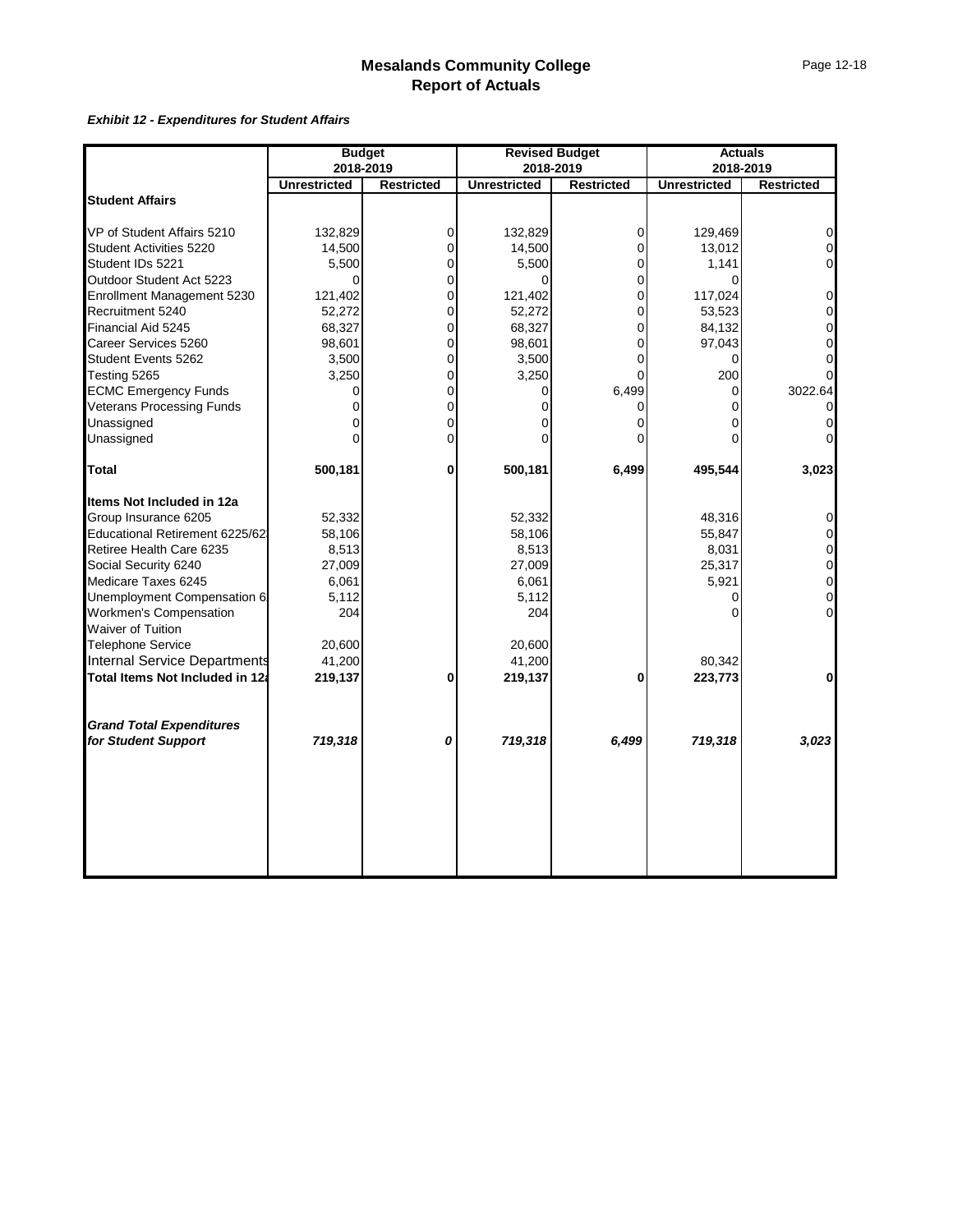# Mesalands Community College
## Report of Actuals

***Exhibit 12 - Expenditures for Student Affairs***

| | Budget 2018-2019 | | Revised Budget 2018-2019 | | Actuals 2018-2019 | |
|---|---|---|---|---|---|---|
| | **Unrestricted** | **Restricted** | **Unrestricted** | **Restricted** | **Unrestricted** | **Restricted** |
| **Student Affairs** | | | | | | |
| VP of Student Affairs 5210 | 132,829 | 0 | 132,829 | 0 | 129,469 | 0 |
| Student Activities 5220 | 14,500 | 0 | 14,500 | 0 | 13,012 | 0 |
| Student IDs 5221 | 5,500 | 0 | 5,500 | 0 | 1,141 | 0 |
| Outdoor Student Act 5223 | 0 | 0 | 0 | 0 | 0 | |
| Enrollment Management 5230 | 121,402 | 0 | 121,402 | 0 | 117,024 | 0 |
| Recruitment 5240 | 52,272 | 0 | 52,272 | 0 | 53,523 | 0 |
| Financial Aid 5245 | 68,327 | 0 | 68,327 | 0 | 84,132 | 0 |
| Career Services 5260 | 98,601 | 0 | 98,601 | 0 | 97,043 | 0 |
| Student Events 5262 | 3,500 | 0 | 3,500 | 0 | 0 | 0 |
| Testing 5265 | 3,250 | 0 | 3,250 | 0 | 200 | 0 |
| ECMC Emergency Funds | 0 | 0 | 0 | 6,499 | 0 | 3022.64 |
| Veterans Processing Funds | 0 | 0 | 0 | 0 | 0 | 0 |
| Unassigned | 0 | 0 | 0 | 0 | 0 | 0 |
| Unassigned | 0 | 0 | 0 | 0 | 0 | 0 |
| **Total** | **500,181** | **0** | **500,181** | **6,499** | **495,544** | **3,023** |
| **Items Not Included in 12a** | | | | | | |
| Group Insurance 6205 | 52,332 | | 52,332 | | 48,316 | 0 |
| Educational Retirement 6225/62 | 58,106 | | 58,106 | | 55,847 | 0 |
| Retiree Health Care 6235 | 8,513 | | 8,513 | | 8,031 | 0 |
| Social Security 6240 | 27,009 | | 27,009 | | 25,317 | 0 |
| Medicare Taxes 6245 | 6,061 | | 6,061 | | 5,921 | 0 |
| Unemployment Compensation 6 | 5,112 | | 5,112 | | 0 | 0 |
| Workmen's Compensation | 204 | | 204 | | 0 | 0 |
| Waiver of Tuition | | | | | | |
| Telephone Service | 20,600 | | 20,600 | | | |
| Internal Service Departments | 41,200 | | 41,200 | | 80,342 | |
| **Total Items Not Included in 12a** | **219,137** | **0** | **219,137** | **0** | **223,773** | **0** |
| ***Grand Total Expenditures for Student Support*** | ***719,318*** | ***0*** | ***719,318*** | ***6,499*** | ***719,318*** | ***3,023*** |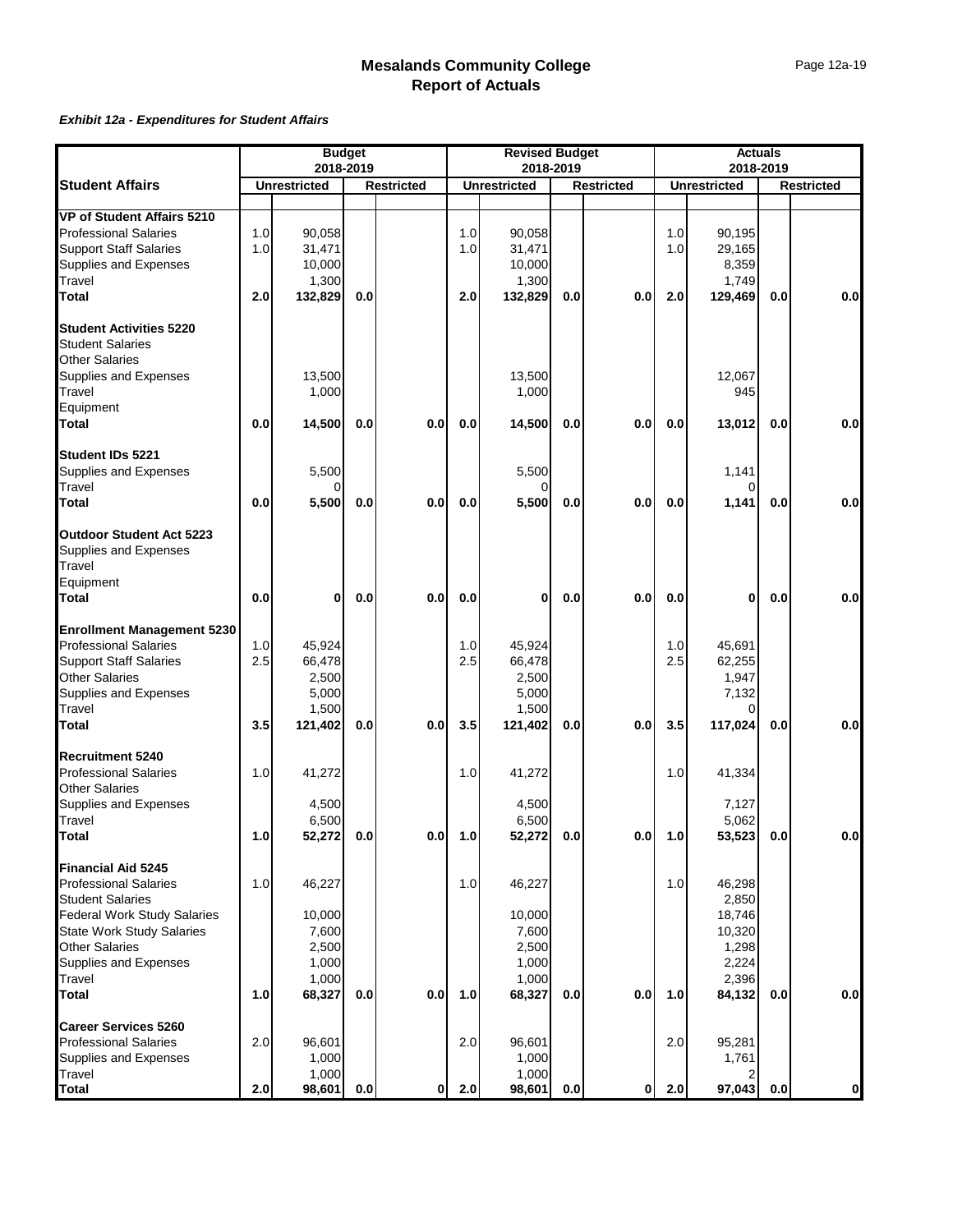# Mesalands Community College
## Report of Actuals

***Exhibit 12a - Expenditures for Student Affairs***

| Student Affairs | Budget 2018-2019 | | | | Revised Budget 2018-2019 | | | | Actuals 2018-2019 | | | |
|---|---|---|---|---|---|---|---|---|---|---|---|---|
| | Unrestricted | | Restricted | | Unrestricted | | Restricted | | Unrestricted | | Restricted | |
| **VP of Student Affairs 5210** | | | | | | | | | | | | |
| Professional Salaries | 1.0 | 90,058 | | | 1.0 | 90,058 | | | 1.0 | 90,195 | | |
| Support Staff Salaries | 1.0 | 31,471 | | | 1.0 | 31,471 | | | 1.0 | 29,165 | | |
| Supplies and Expenses | | 10,000 | | | | 10,000 | | | | 8,359 | | |
| Travel | | 1,300 | | | | 1,300 | | | | 1,749 | | |
| **Total** | **2.0** | **132,829** | **0.0** | | **2.0** | **132,829** | **0.0** | **0.0** | **2.0** | **129,469** | **0.0** | **0.0** |
| **Student Activities 5220** | | | | | | | | | | | | |
| Student Salaries | | | | | | | | | | | | |
| Other Salaries | | | | | | | | | | | | |
| Supplies and Expenses | | 13,500 | | | | 13,500 | | | | 12,067 | | |
| Travel | | 1,000 | | | | 1,000 | | | | 945 | | |
| Equipment | | | | | | | | | | | | |
| **Total** | **0.0** | **14,500** | **0.0** | **0.0** | **0.0** | **14,500** | **0.0** | **0.0** | **0.0** | **13,012** | **0.0** | **0.0** |
| **Student IDs 5221** | | | | | | | | | | | | |
| Supplies and Expenses | | 5,500 | | | | 5,500 | | | | 1,141 | | |
| Travel | | 0 | | | | 0 | | | | 0 | | |
| **Total** | **0.0** | **5,500** | **0.0** | **0.0** | **0.0** | **5,500** | **0.0** | **0.0** | **0.0** | **1,141** | **0.0** | **0.0** |
| **Outdoor Student Act 5223** | | | | | | | | | | | | |
| Supplies and Expenses | | | | | | | | | | | | |
| Travel | | | | | | | | | | | | |
| Equipment | | | | | | | | | | | | |
| **Total** | **0.0** | **0** | **0.0** | **0.0** | **0.0** | **0** | **0.0** | **0.0** | **0.0** | **0** | **0.0** | **0.0** |
| **Enrollment Management 5230** | | | | | | | | | | | | |
| Professional Salaries | 1.0 | 45,924 | | | 1.0 | 45,924 | | | 1.0 | 45,691 | | |
| Support Staff Salaries | 2.5 | 66,478 | | | 2.5 | 66,478 | | | 2.5 | 62,255 | | |
| Other Salaries | | 2,500 | | | | 2,500 | | | | 1,947 | | |
| Supplies and Expenses | | 5,000 | | | | 5,000 | | | | 7,132 | | |
| Travel | | 1,500 | | | | 1,500 | | | | 0 | | |
| **Total** | **3.5** | **121,402** | **0.0** | **0.0** | **3.5** | **121,402** | **0.0** | **0.0** | **3.5** | **117,024** | **0.0** | **0.0** |
| **Recruitment 5240** | | | | | | | | | | | | |
| Professional Salaries | 1.0 | 41,272 | | | 1.0 | 41,272 | | | 1.0 | 41,334 | | |
| Other Salaries | | | | | | | | | | | | |
| Supplies and Expenses | | 4,500 | | | | 4,500 | | | | 7,127 | | |
| Travel | | 6,500 | | | | 6,500 | | | | 5,062 | | |
| **Total** | **1.0** | **52,272** | **0.0** | **0.0** | **1.0** | **52,272** | **0.0** | **0.0** | **1.0** | **53,523** | **0.0** | **0.0** |
| **Financial Aid 5245** | | | | | | | | | | | | |
| Professional Salaries | 1.0 | 46,227 | | | 1.0 | 46,227 | | | 1.0 | 46,298 | | |
| Student Salaries | | | | | | | | | | 2,850 | | |
| Federal Work Study Salaries | | 10,000 | | | | 10,000 | | | | 18,746 | | |
| State Work Study Salaries | | 7,600 | | | | 7,600 | | | | 10,320 | | |
| Other Salaries | | 2,500 | | | | 2,500 | | | | 1,298 | | |
| Supplies and Expenses | | 1,000 | | | | 1,000 | | | | 2,224 | | |
| Travel | | 1,000 | | | | 1,000 | | | | 2,396 | | |
| **Total** | **1.0** | **68,327** | **0.0** | **0.0** | **1.0** | **68,327** | **0.0** | **0.0** | **1.0** | **84,132** | **0.0** | **0.0** |
| **Career Services 5260** | | | | | | | | | | | | |
| Professional Salaries | 2.0 | 96,601 | | | 2.0 | 96,601 | | | 2.0 | 95,281 | | |
| Supplies and Expenses | | 1,000 | | | | 1,000 | | | | 1,761 | | |
| Travel | | 1,000 | | | | 1,000 | | | | 2 | | |
| **Total** | **2.0** | **98,601** | **0.0** | **0** | **2.0** | **98,601** | **0.0** | **0** | **2.0** | **97,043** | **0.0** | **0** |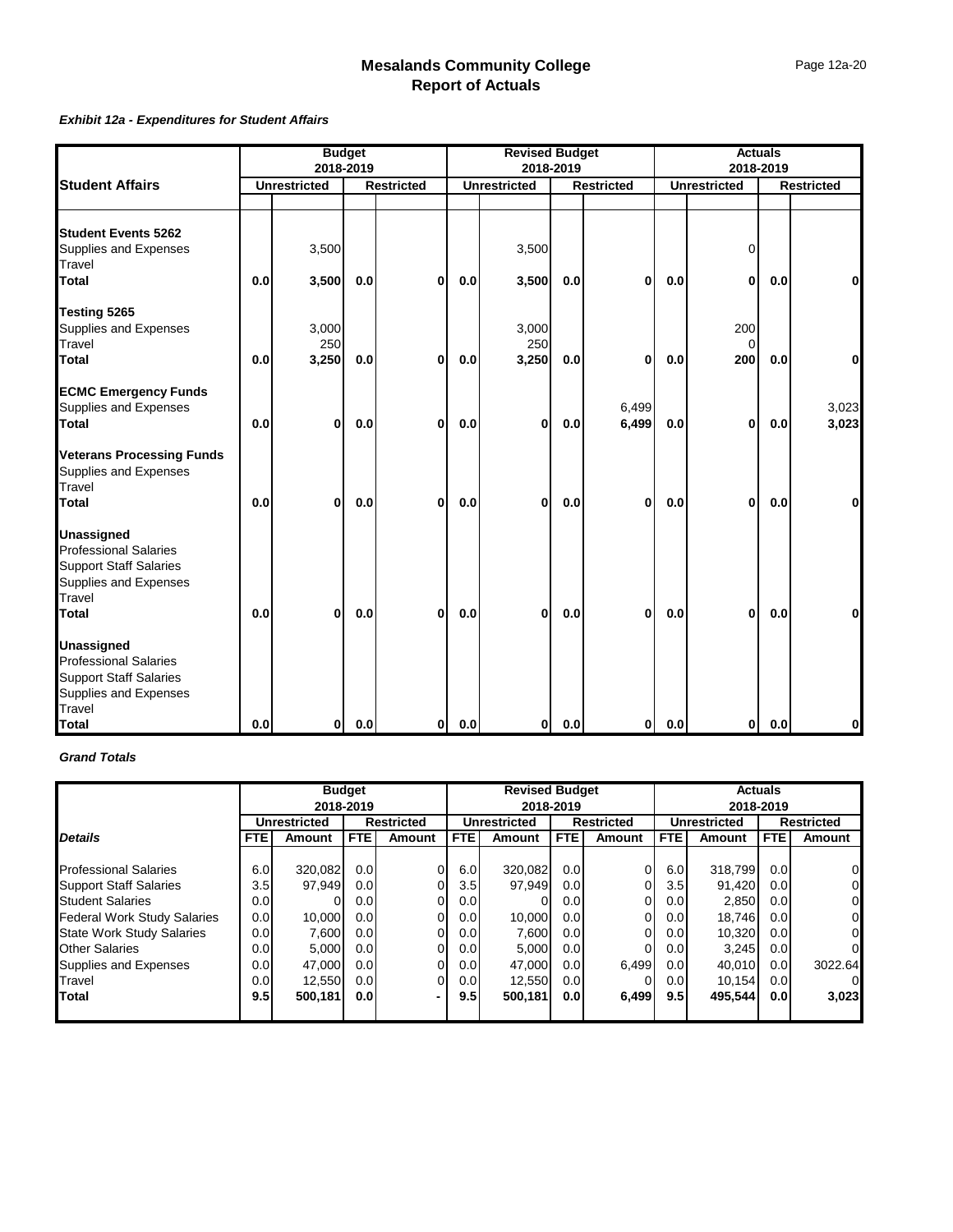# Mesalands Community College
## Report of Actuals

***Exhibit 12a - Expenditures for Student Affairs***

| Student Affairs | Budget 2018-2019 | | | | Revised Budget 2018-2019 | | | | Actuals 2018-2019 | | | |
|---|---|---|---|---|---|---|---|---|---|---|---|---|
| | Unrestricted | | Restricted | | Unrestricted | | Restricted | | Unrestricted | | Restricted | |
| **Student Events 5262** | | | | | | | | | | | | |
| Supplies and Expenses | | 3,500 | | | | 3,500 | | | | 0 | | |
| Travel | | | | | | | | | | | | |
| **Total** | **0.0** | **3,500** | **0.0** | **0** | **0.0** | **3,500** | **0.0** | **0** | **0.0** | **0** | **0.0** | **0** |
| **Testing 5265** | | | | | | | | | | | | |
| Supplies and Expenses | | 3,000 | | | | 3,000 | | | | 200 | | |
| Travel | | 250 | | | | 250 | | | | 0 | | |
| **Total** | **0.0** | **3,250** | **0.0** | **0** | **0.0** | **3,250** | **0.0** | **0** | **0.0** | **200** | **0.0** | **0** |
| **ECMC Emergency Funds** | | | | | | | | | | | | |
| Supplies and Expenses | | | | | | | | 6,499 | | | | 3,023 |
| **Total** | **0.0** | **0** | **0.0** | **0** | **0.0** | **0** | **0.0** | **6,499** | **0.0** | **0** | **0.0** | **3,023** |
| **Veterans Processing Funds** | | | | | | | | | | | | |
| Supplies and Expenses | | | | | | | | | | | | |
| Travel | | | | | | | | | | | | |
| **Total** | **0.0** | **0** | **0.0** | **0** | **0.0** | **0** | **0.0** | **0** | **0.0** | **0** | **0.0** | **0** |
| **Unassigned** | | | | | | | | | | | | |
| Professional Salaries | | | | | | | | | | | | |
| Support Staff Salaries | | | | | | | | | | | | |
| Supplies and Expenses | | | | | | | | | | | | |
| Travel | | | | | | | | | | | | |
| **Total** | **0.0** | **0** | **0.0** | **0** | **0.0** | **0** | **0.0** | **0** | **0.0** | **0** | **0.0** | **0** |
| **Unassigned** | | | | | | | | | | | | |
| Professional Salaries | | | | | | | | | | | | |
| Support Staff Salaries | | | | | | | | | | | | |
| Supplies and Expenses | | | | | | | | | | | | |
| Travel | | | | | | | | | | | | |
| **Total** | **0.0** | **0** | **0.0** | **0** | **0.0** | **0** | **0.0** | **0** | **0.0** | **0** | **0.0** | **0** |

***Grand Totals***

| | Budget 2018-2019 | | | | Revised Budget 2018-2019 | | | | Actuals 2018-2019 | | | |
|---|---|---|---|---|---|---|---|---|---|---|---|---|
| | Unrestricted | | Restricted | | Unrestricted | | Restricted | | Unrestricted | | Restricted | |
| ***Details*** | **FTE** | **Amount** | **FTE** | **Amount** | **FTE** | **Amount** | **FTE** | **Amount** | **FTE** | **Amount** | **FTE** | **Amount** |
| Professional Salaries | 6.0 | 320,082 | 0.0 | 0 | 6.0 | 320,082 | 0.0 | 0 | 6.0 | 318,799 | 0.0 | 0 |
| Support Staff Salaries | 3.5 | 97,949 | 0.0 | 0 | 3.5 | 97,949 | 0.0 | 0 | 3.5 | 91,420 | 0.0 | 0 |
| Student Salaries | 0.0 | 0 | 0.0 | 0 | 0.0 | 0 | 0.0 | 0 | 0.0 | 2,850 | 0.0 | 0 |
| Federal Work Study Salaries | 0.0 | 10,000 | 0.0 | 0 | 0.0 | 10,000 | 0.0 | 0 | 0.0 | 18,746 | 0.0 | 0 |
| State Work Study Salaries | 0.0 | 7,600 | 0.0 | 0 | 0.0 | 7,600 | 0.0 | 0 | 0.0 | 10,320 | 0.0 | 0 |
| Other Salaries | 0.0 | 5,000 | 0.0 | 0 | 0.0 | 5,000 | 0.0 | 0 | 0.0 | 3,245 | 0.0 | 0 |
| Supplies and Expenses | 0.0 | 47,000 | 0.0 | 0 | 0.0 | 47,000 | 0.0 | 6,499 | 0.0 | 40,010 | 0.0 | 3022.64 |
| Travel | 0.0 | 12,550 | 0.0 | 0 | 0.0 | 12,550 | 0.0 | 0 | 0.0 | 10,154 | 0.0 | 0 |
| **Total** | **9.5** | **500,181** | **0.0** | **-** | **9.5** | **500,181** | **0.0** | **6,499** | **9.5** | **495,544** | **0.0** | **3,023** |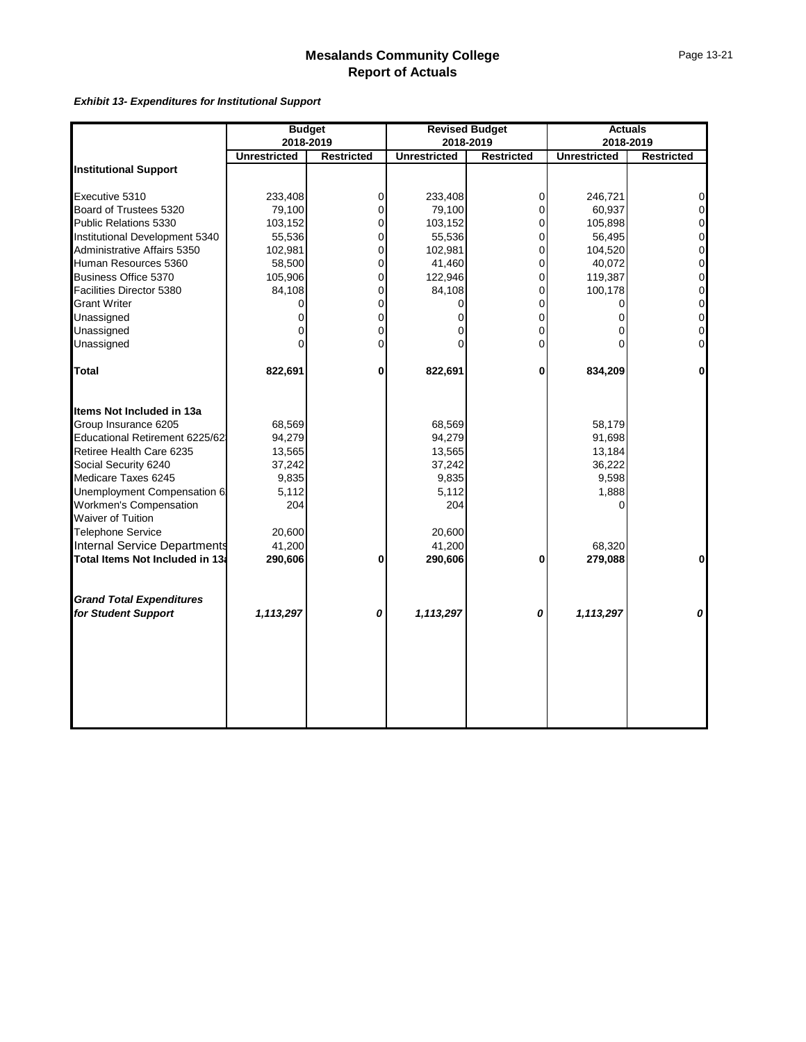# Mesalands Community College
## Report of Actuals

***Exhibit 13- Expenditures for Institutional Support***

| | Budget 2018-2019 | | Revised Budget 2018-2019 | | Actuals 2018-2019 | |
|---|---|---|---|---|---|---|
| | **Unrestricted** | **Restricted** | **Unrestricted** | **Restricted** | **Unrestricted** | **Restricted** |
| **Institutional Support** | | | | | | |
| Executive 5310 | 233,408 | 0 | 233,408 | 0 | 246,721 | 0 |
| Board of Trustees 5320 | 79,100 | 0 | 79,100 | 0 | 60,937 | 0 |
| Public Relations 5330 | 103,152 | 0 | 103,152 | 0 | 105,898 | 0 |
| Institutional Development 5340 | 55,536 | 0 | 55,536 | 0 | 56,495 | 0 |
| Administrative Affairs 5350 | 102,981 | 0 | 102,981 | 0 | 104,520 | 0 |
| Human Resources 5360 | 58,500 | 0 | 41,460 | 0 | 40,072 | 0 |
| Business Office 5370 | 105,906 | 0 | 122,946 | 0 | 119,387 | 0 |
| Facilities Director 5380 | 84,108 | 0 | 84,108 | 0 | 100,178 | 0 |
| Grant Writer | 0 | 0 | 0 | 0 | 0 | 0 |
| Unassigned | 0 | 0 | 0 | 0 | 0 | 0 |
| Unassigned | 0 | 0 | 0 | 0 | 0 | 0 |
| Unassigned | 0 | 0 | 0 | 0 | 0 | 0 |
| **Total** | **822,691** | **0** | **822,691** | **0** | **834,209** | **0** |
| **Items Not Included in 13a** | | | | | | |
| Group Insurance 6205 | 68,569 | | 68,569 | | 58,179 | |
| Educational Retirement 6225/62 | 94,279 | | 94,279 | | 91,698 | |
| Retiree Health Care 6235 | 13,565 | | 13,565 | | 13,184 | |
| Social Security 6240 | 37,242 | | 37,242 | | 36,222 | |
| Medicare Taxes 6245 | 9,835 | | 9,835 | | 9,598 | |
| Unemployment Compensation 6 | 5,112 | | 5,112 | | 1,888 | |
| Workmen's Compensation | 204 | | 204 | | 0 | |
| Waiver of Tuition | | | | | | |
| Telephone Service | 20,600 | | 20,600 | | | |
| Internal Service Departments | 41,200 | | 41,200 | | 68,320 | |
| **Total Items Not Included in 13a** | **290,606** | **0** | **290,606** | **0** | **279,088** | **0** |
| ***Grand Total Expenditures for Student Support*** | ***1,113,297*** | ***0*** | ***1,113,297*** | ***0*** | ***1,113,297*** | ***0*** |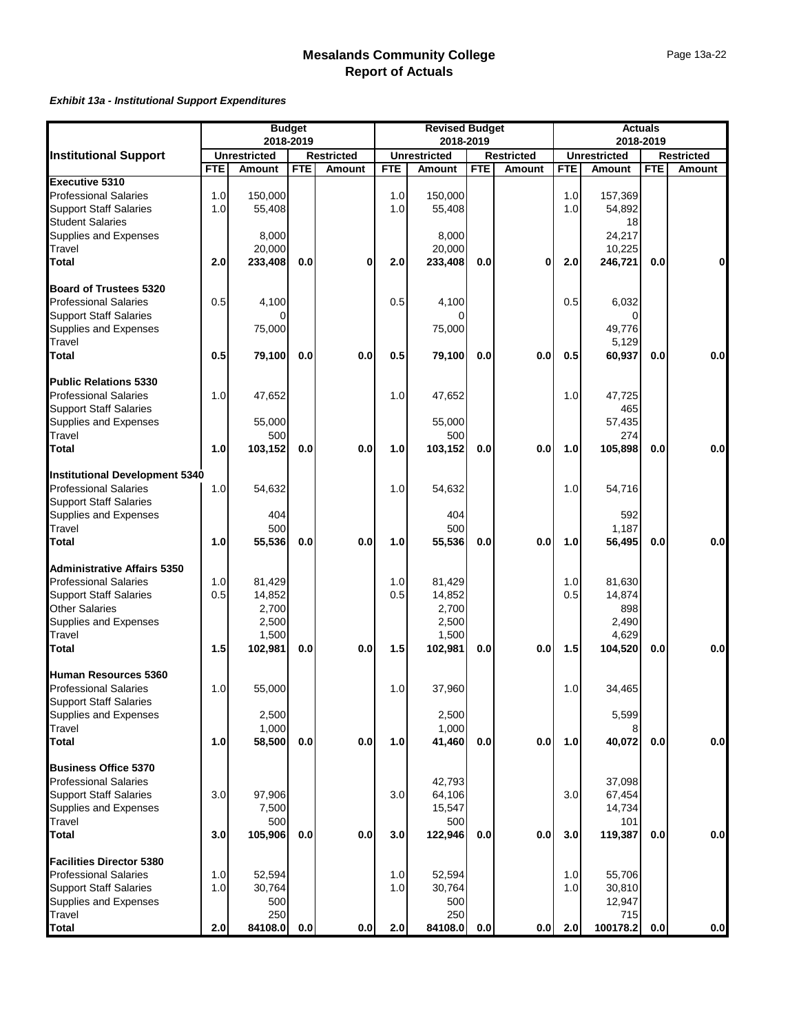# Mesalands Community College
## Report of Actuals

***Exhibit 13a - Institutional Support Expenditures***

| Institutional Support | Budget 2018-2019 | | | | Revised Budget 2018-2019 | | | | Actuals 2018-2019 | | | |
|---|---|---|---|---|---|---|---|---|---|---|---|---|
| | Unrestricted | | Restricted | | Unrestricted | | Restricted | | Unrestricted | | Restricted | |
| | FTE | Amount | FTE | Amount | FTE | Amount | FTE | Amount | FTE | Amount | FTE | Amount |
| **Executive 5310** | | | | | | | | | | | | |
| Professional Salaries | 1.0 | 150,000 | | | 1.0 | 150,000 | | | 1.0 | 157,369 | | |
| Support Staff Salaries | 1.0 | 55,408 | | | 1.0 | 55,408 | | | 1.0 | 54,892 | | |
| Student Salaries | | | | | | | | | | 18 | | |
| Supplies and Expenses | | 8,000 | | | | 8,000 | | | | 24,217 | | |
| Travel | | 20,000 | | | | 20,000 | | | | 10,225 | | |
| **Total** | **2.0** | **233,408** | **0.0** | **0** | **2.0** | **233,408** | **0.0** | **0** | **2.0** | **246,721** | **0.0** | **0** |
| **Board of Trustees 5320** | | | | | | | | | | | | |
| Professional Salaries | 0.5 | 4,100 | | | 0.5 | 4,100 | | | 0.5 | 6,032 | | |
| Support Staff Salaries | | 0 | | | | 0 | | | | 0 | | |
| Supplies and Expenses | | 75,000 | | | | 75,000 | | | | 49,776 | | |
| Travel | | | | | | | | | | 5,129 | | |
| **Total** | **0.5** | **79,100** | **0.0** | **0.0** | **0.5** | **79,100** | **0.0** | **0.0** | **0.5** | **60,937** | **0.0** | **0.0** |
| **Public Relations 5330** | | | | | | | | | | | | |
| Professional Salaries | 1.0 | 47,652 | | | 1.0 | 47,652 | | | 1.0 | 47,725 | | |
| Support Staff Salaries | | | | | | | | | | 465 | | |
| Supplies and Expenses | | 55,000 | | | | 55,000 | | | | 57,435 | | |
| Travel | | 500 | | | | 500 | | | | 274 | | |
| **Total** | **1.0** | **103,152** | **0.0** | **0.0** | **1.0** | **103,152** | **0.0** | **0.0** | **1.0** | **105,898** | **0.0** | **0.0** |
| **Institutional Development 5340** | | | | | | | | | | | | |
| Professional Salaries | 1.0 | 54,632 | | | 1.0 | 54,632 | | | 1.0 | 54,716 | | |
| Support Staff Salaries | | | | | | | | | | | | |
| Supplies and Expenses | | 404 | | | | 404 | | | | 592 | | |
| Travel | | 500 | | | | 500 | | | | 1,187 | | |
| **Total** | **1.0** | **55,536** | **0.0** | **0.0** | **1.0** | **55,536** | **0.0** | **0.0** | **1.0** | **56,495** | **0.0** | **0.0** |
| **Administrative Affairs 5350** | | | | | | | | | | | | |
| Professional Salaries | 1.0 | 81,429 | | | 1.0 | 81,429 | | | 1.0 | 81,630 | | |
| Support Staff Salaries | 0.5 | 14,852 | | | 0.5 | 14,852 | | | 0.5 | 14,874 | | |
| Other Salaries | | 2,700 | | | | 2,700 | | | | 898 | | |
| Supplies and Expenses | | 2,500 | | | | 2,500 | | | | 2,490 | | |
| Travel | | 1,500 | | | | 1,500 | | | | 4,629 | | |
| **Total** | **1.5** | **102,981** | **0.0** | **0.0** | **1.5** | **102,981** | **0.0** | **0.0** | **1.5** | **104,520** | **0.0** | **0.0** |
| **Human Resources 5360** | | | | | | | | | | | | |
| Professional Salaries | 1.0 | 55,000 | | | 1.0 | 37,960 | | | 1.0 | 34,465 | | |
| Support Staff Salaries | | | | | | | | | | | | |
| Supplies and Expenses | | 2,500 | | | | 2,500 | | | | 5,599 | | |
| Travel | | 1,000 | | | | 1,000 | | | | 8 | | |
| **Total** | **1.0** | **58,500** | **0.0** | **0.0** | **1.0** | **41,460** | **0.0** | **0.0** | **1.0** | **40,072** | **0.0** | **0.0** |
| **Business Office 5370** | | | | | | | | | | | | |
| Professional Salaries | | | | | | 42,793 | | | | 37,098 | | |
| Support Staff Salaries | 3.0 | 97,906 | | | 3.0 | 64,106 | | | 3.0 | 67,454 | | |
| Supplies and Expenses | | 7,500 | | | | 15,547 | | | | 14,734 | | |
| Travel | | 500 | | | | 500 | | | | 101 | | |
| **Total** | **3.0** | **105,906** | **0.0** | **0.0** | **3.0** | **122,946** | **0.0** | **0.0** | **3.0** | **119,387** | **0.0** | **0.0** |
| **Facilities Director 5380** | | | | | | | | | | | | |
| Professional Salaries | 1.0 | 52,594 | | | 1.0 | 52,594 | | | 1.0 | 55,706 | | |
| Support Staff Salaries | 1.0 | 30,764 | | | 1.0 | 30,764 | | | 1.0 | 30,810 | | |
| Supplies and Expenses | | 500 | | | | 500 | | | | 12,947 | | |
| Travel | | 250 | | | | 250 | | | | 715 | | |
| **Total** | **2.0** | **84108.0** | **0.0** | **0.0** | **2.0** | **84108.0** | **0.0** | **0.0** | **2.0** | **100178.2** | **0.0** | **0.0** |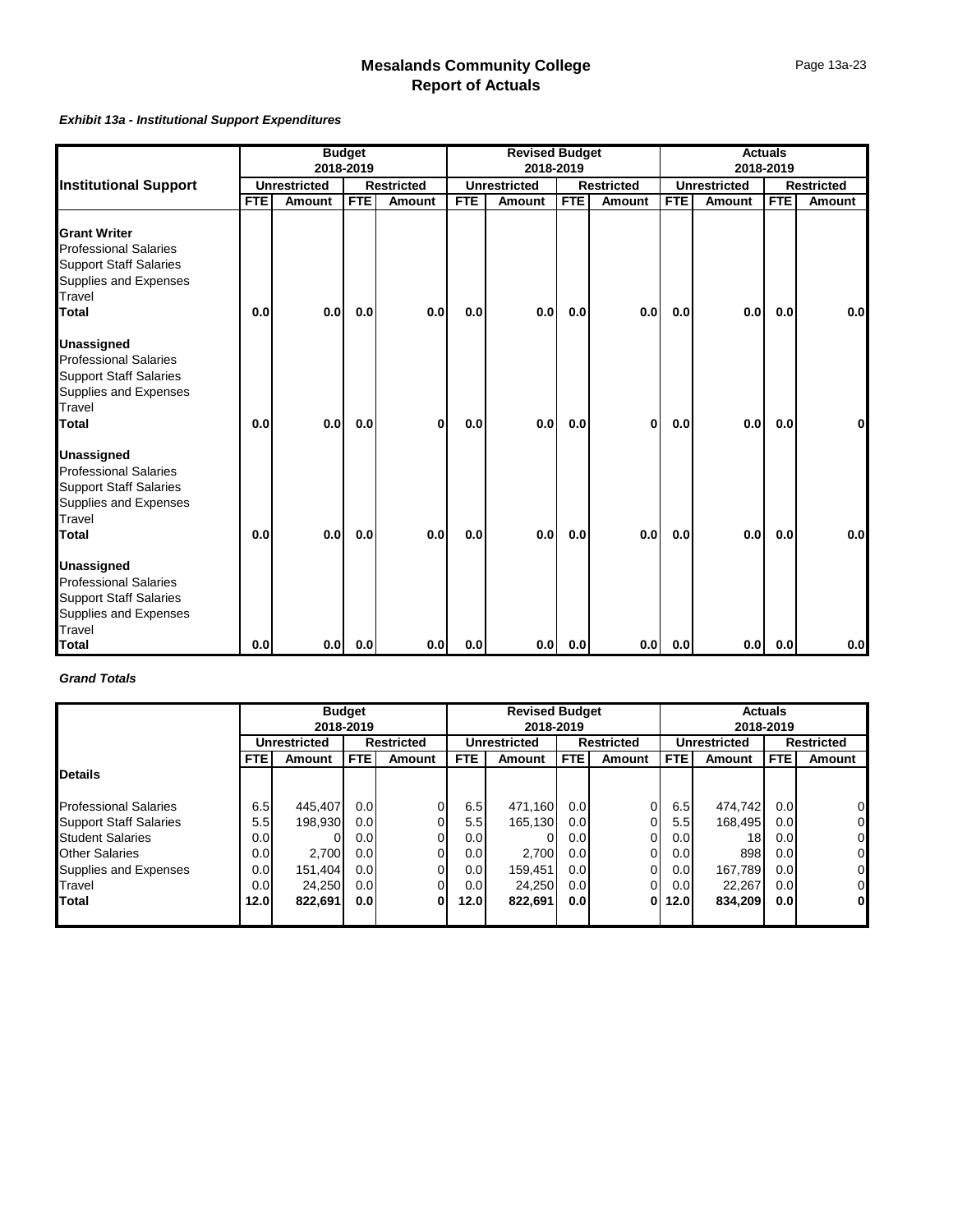# Mesalands Community College
## Report of Actuals

***Exhibit 13a - Institutional Support Expenditures***

| Institutional Support | Budget 2018-2019 | | | | Revised Budget 2018-2019 | | | | Actuals 2018-2019 | | | |
|---|---|---|---|---|---|---|---|---|---|---|---|---|
| | Unrestricted | | Restricted | | Unrestricted | | Restricted | | Unrestricted | | Restricted | |
| | FTE | Amount | FTE | Amount | FTE | Amount | FTE | Amount | FTE | Amount | FTE | Amount |
| **Grant Writer** | | | | | | | | | | | | |
| Professional Salaries | | | | | | | | | | | | |
| Support Staff Salaries | | | | | | | | | | | | |
| Supplies and Expenses | | | | | | | | | | | | |
| Travel | | | | | | | | | | | | |
| **Total** | **0.0** | **0.0** | **0.0** | **0.0** | **0.0** | **0.0** | **0.0** | **0.0** | **0.0** | **0.0** | **0.0** | **0.0** |
| **Unassigned** | | | | | | | | | | | | |
| Professional Salaries | | | | | | | | | | | | |
| Support Staff Salaries | | | | | | | | | | | | |
| Supplies and Expenses | | | | | | | | | | | | |
| Travel | | | | | | | | | | | | |
| **Total** | **0.0** | **0.0** | **0.0** | **0** | **0.0** | **0.0** | **0.0** | **0** | **0.0** | **0.0** | **0.0** | **0** |
| **Unassigned** | | | | | | | | | | | | |
| Professional Salaries | | | | | | | | | | | | |
| Support Staff Salaries | | | | | | | | | | | | |
| Supplies and Expenses | | | | | | | | | | | | |
| Travel | | | | | | | | | | | | |
| **Total** | **0.0** | **0.0** | **0.0** | **0.0** | **0.0** | **0.0** | **0.0** | **0.0** | **0.0** | **0.0** | **0.0** | **0.0** |
| **Unassigned** | | | | | | | | | | | | |
| Professional Salaries | | | | | | | | | | | | |
| Support Staff Salaries | | | | | | | | | | | | |
| Supplies and Expenses | | | | | | | | | | | | |
| Travel | | | | | | | | | | | | |
| **Total** | **0.0** | **0.0** | **0.0** | **0.0** | **0.0** | **0.0** | **0.0** | **0.0** | **0.0** | **0.0** | **0.0** | **0.0** |

***Grand Totals***

| | Budget 2018-2019 | | | | Revised Budget 2018-2019 | | | | Actuals 2018-2019 | | | |
|---|---|---|---|---|---|---|---|---|---|---|---|---|
| | Unrestricted | | Restricted | | Unrestricted | | Restricted | | Unrestricted | | Restricted | |
| | FTE | Amount | FTE | Amount | FTE | Amount | FTE | Amount | FTE | Amount | FTE | Amount |
| **Details** | | | | | | | | | | | | |
| Professional Salaries | 6.5 | 445,407 | 0.0 | 0 | 6.5 | 471,160 | 0.0 | 0 | 6.5 | 474,742 | 0.0 | 0 |
| Support Staff Salaries | 5.5 | 198,930 | 0.0 | 0 | 5.5 | 165,130 | 0.0 | 0 | 5.5 | 168,495 | 0.0 | 0 |
| Student Salaries | 0.0 | 0 | 0.0 | 0 | 0.0 | 0 | 0.0 | 0 | 0.0 | 18 | 0.0 | 0 |
| Other Salaries | 0.0 | 2,700 | 0.0 | 0 | 0.0 | 2,700 | 0.0 | 0 | 0.0 | 898 | 0.0 | 0 |
| Supplies and Expenses | 0.0 | 151,404 | 0.0 | 0 | 0.0 | 159,451 | 0.0 | 0 | 0.0 | 167,789 | 0.0 | 0 |
| Travel | 0.0 | 24,250 | 0.0 | 0 | 0.0 | 24,250 | 0.0 | 0 | 0.0 | 22,267 | 0.0 | 0 |
| **Total** | **12.0** | **822,691** | **0.0** | **0** | **12.0** | **822,691** | **0.0** | **0** | **12.0** | **834,209** | **0.0** | **0** |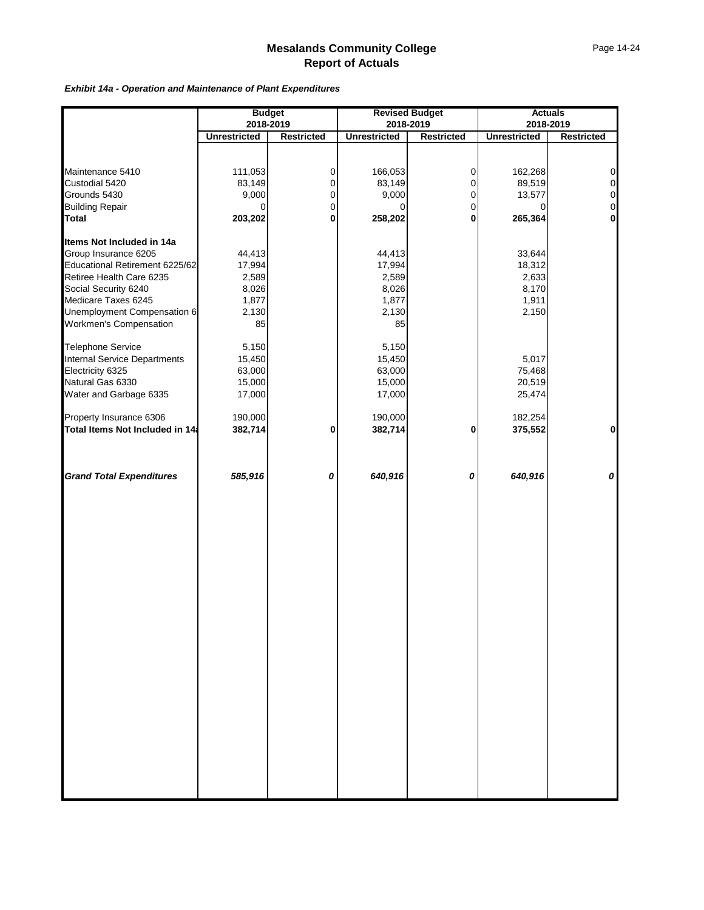# Mesalands Community College
## Report of Actuals

***Exhibit 14a - Operation and Maintenance of Plant Expenditures***

| | Budget 2018-2019 | | Revised Budget 2018-2019 | | Actuals 2018-2019 | |
|---|---|---|---|---|---|---|
| | Unrestricted | Restricted | Unrestricted | Restricted | Unrestricted | Restricted |
| Maintenance 5410 | 111,053 | 0 | 166,053 | 0 | 162,268 | 0 |
| Custodial 5420 | 83,149 | 0 | 83,149 | 0 | 89,519 | 0 |
| Grounds 5430 | 9,000 | 0 | 9,000 | 0 | 13,577 | 0 |
| Building Repair | 0 | 0 | 0 | 0 | 0 | 0 |
| **Total** | **203,202** | **0** | **258,202** | **0** | **265,364** | **0** |
| **Items Not Included in 14a** | | | | | | |
| Group Insurance 6205 | 44,413 | | 44,413 | | 33,644 | |
| Educational Retirement 6225/62 | 17,994 | | 17,994 | | 18,312 | |
| Retiree Health Care 6235 | 2,589 | | 2,589 | | 2,633 | |
| Social Security 6240 | 8,026 | | 8,026 | | 8,170 | |
| Medicare Taxes 6245 | 1,877 | | 1,877 | | 1,911 | |
| Unemployment Compensation 6 | 2,130 | | 2,130 | | 2,150 | |
| Workmen's Compensation | 85 | | 85 | | | |
| Telephone Service | 5,150 | | 5,150 | | | |
| Internal Service Departments | 15,450 | | 15,450 | | 5,017 | |
| Electricity 6325 | 63,000 | | 63,000 | | 75,468 | |
| Natural Gas 6330 | 15,000 | | 15,000 | | 20,519 | |
| Water and Garbage 6335 | 17,000 | | 17,000 | | 25,474 | |
| Property Insurance 6306 | 190,000 | | 190,000 | | 182,254 | |
| **Total Items Not Included in 14a** | **382,714** | **0** | **382,714** | **0** | **375,552** | **0** |
| ***Grand Total Expenditures*** | ***585,916*** | ***0*** | ***640,916*** | ***0*** | ***640,916*** | ***0*** |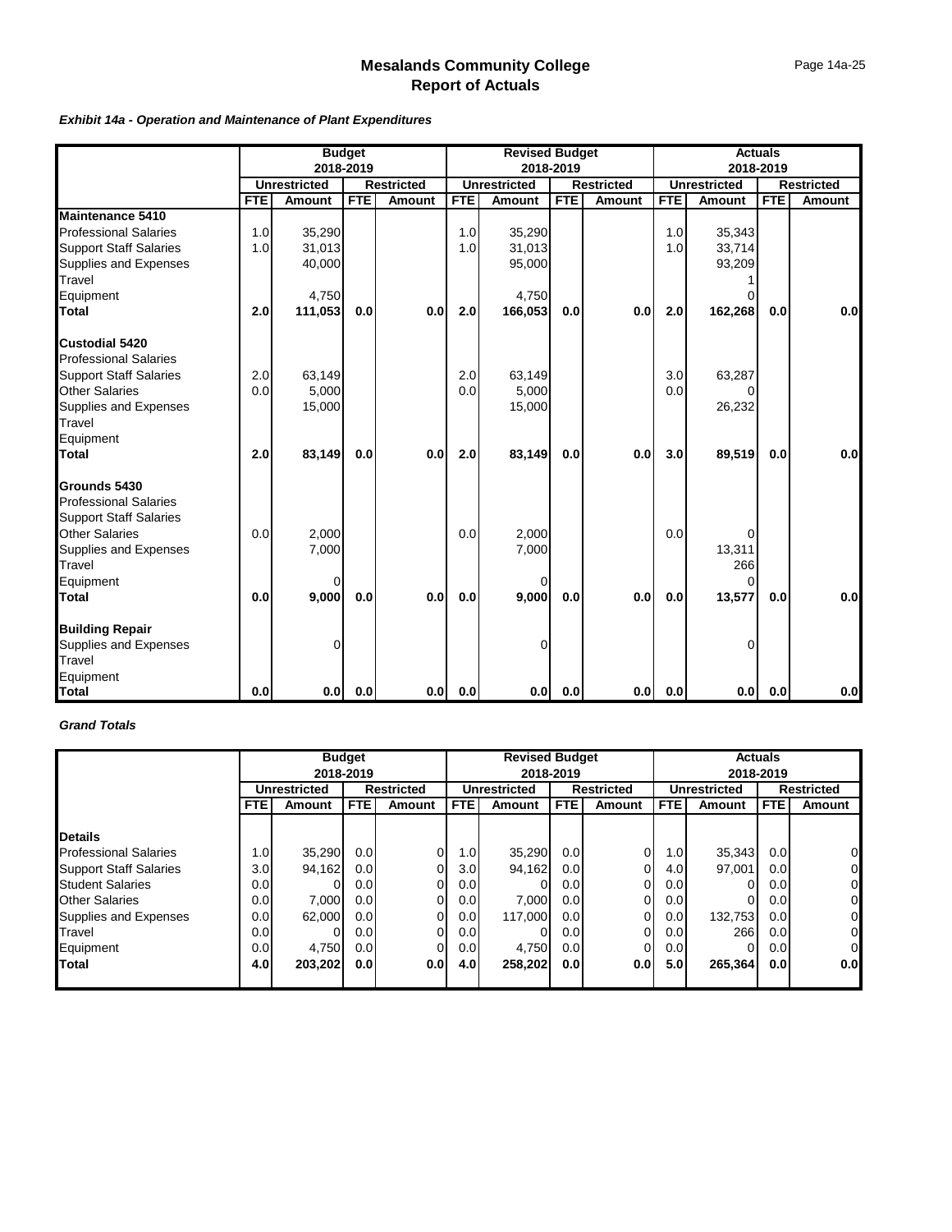# Mesalands Community College
## Report of Actuals

***Exhibit 14a - Operation and Maintenance of Plant Expenditures***

| | Budget 2018-2019 | | | | Revised Budget 2018-2019 | | | | Actuals 2018-2019 | | | |
|---|---|---|---|---|---|---|---|---|---|---|---|---|
| | Unrestricted | | Restricted | | Unrestricted | | Restricted | | Unrestricted | | Restricted | |
| | FTE | Amount | FTE | Amount | FTE | Amount | FTE | Amount | FTE | Amount | FTE | Amount |
| **Maintenance 5410** | | | | | | | | | | | | |
| Professional Salaries | 1.0 | 35,290 | | | 1.0 | 35,290 | | | 1.0 | 35,343 | | |
| Support Staff Salaries | 1.0 | 31,013 | | | 1.0 | 31,013 | | | 1.0 | 33,714 | | |
| Supplies and Expenses | | 40,000 | | | | 95,000 | | | | 93,209 | | |
| Travel | | | | | | | | | | 1 | | |
| Equipment | | 4,750 | | | | 4,750 | | | | 0 | | |
| **Total** | **2.0** | **111,053** | **0.0** | **0.0** | **2.0** | **166,053** | **0.0** | **0.0** | **2.0** | **162,268** | **0.0** | **0.0** |
| **Custodial 5420** | | | | | | | | | | | | |
| Professional Salaries | | | | | | | | | | | | |
| Support Staff Salaries | 2.0 | 63,149 | | | 2.0 | 63,149 | | | 3.0 | 63,287 | | |
| Other Salaries | 0.0 | 5,000 | | | 0.0 | 5,000 | | | 0.0 | 0 | | |
| Supplies and Expenses | | 15,000 | | | | 15,000 | | | | 26,232 | | |
| Travel | | | | | | | | | | | | |
| Equipment | | | | | | | | | | | | |
| **Total** | **2.0** | **83,149** | **0.0** | **0.0** | **2.0** | **83,149** | **0.0** | **0.0** | **3.0** | **89,519** | **0.0** | **0.0** |
| **Grounds 5430** | | | | | | | | | | | | |
| Professional Salaries | | | | | | | | | | | | |
| Support Staff Salaries | | | | | | | | | | | | |
| Other Salaries | 0.0 | 2,000 | | | 0.0 | 2,000 | | | 0.0 | 0 | | |
| Supplies and Expenses | | 7,000 | | | | 7,000 | | | | 13,311 | | |
| Travel | | | | | | | | | | 266 | | |
| Equipment | | 0 | | | | 0 | | | | 0 | | |
| **Total** | **0.0** | **9,000** | **0.0** | **0.0** | **0.0** | **9,000** | **0.0** | **0.0** | **0.0** | **13,577** | **0.0** | **0.0** |
| **Building Repair** | | | | | | | | | | | | |
| Supplies and Expenses | | 0 | | | | 0 | | | | 0 | | |
| Travel | | | | | | | | | | | | |
| Equipment | | | | | | | | | | | | |
| **Total** | **0.0** | **0.0** | **0.0** | **0.0** | **0.0** | **0.0** | **0.0** | **0.0** | **0.0** | **0.0** | **0.0** | **0.0** |

***Grand Totals***

| | Budget 2018-2019 | | | | Revised Budget 2018-2019 | | | | Actuals 2018-2019 | | | |
|---|---|---|---|---|---|---|---|---|---|---|---|---|
| | Unrestricted | | Restricted | | Unrestricted | | Restricted | | Unrestricted | | Restricted | |
| | FTE | Amount | FTE | Amount | FTE | Amount | FTE | Amount | FTE | Amount | FTE | Amount |
| **Details** | | | | | | | | | | | | |
| Professional Salaries | 1.0 | 35,290 | 0.0 | 0 | 1.0 | 35,290 | 0.0 | 0 | 1.0 | 35,343 | 0.0 | 0 |
| Support Staff Salaries | 3.0 | 94,162 | 0.0 | 0 | 3.0 | 94,162 | 0.0 | 0 | 4.0 | 97,001 | 0.0 | 0 |
| Student Salaries | 0.0 | 0 | 0.0 | 0 | 0.0 | 0 | 0.0 | 0 | 0.0 | 0 | 0.0 | 0 |
| Other Salaries | 0.0 | 7,000 | 0.0 | 0 | 0.0 | 7,000 | 0.0 | 0 | 0.0 | 0 | 0.0 | 0 |
| Supplies and Expenses | 0.0 | 62,000 | 0.0 | 0 | 0.0 | 117,000 | 0.0 | 0 | 0.0 | 132,753 | 0.0 | 0 |
| Travel | 0.0 | 0 | 0.0 | 0 | 0.0 | 0 | 0.0 | 0 | 0.0 | 266 | 0.0 | 0 |
| Equipment | 0.0 | 4,750 | 0.0 | 0 | 0.0 | 4,750 | 0.0 | 0 | 0.0 | 0 | 0.0 | 0 |
| **Total** | **4.0** | **203,202** | **0.0** | **0.0** | **4.0** | **258,202** | **0.0** | **0.0** | **5.0** | **265,364** | **0.0** | **0.0** |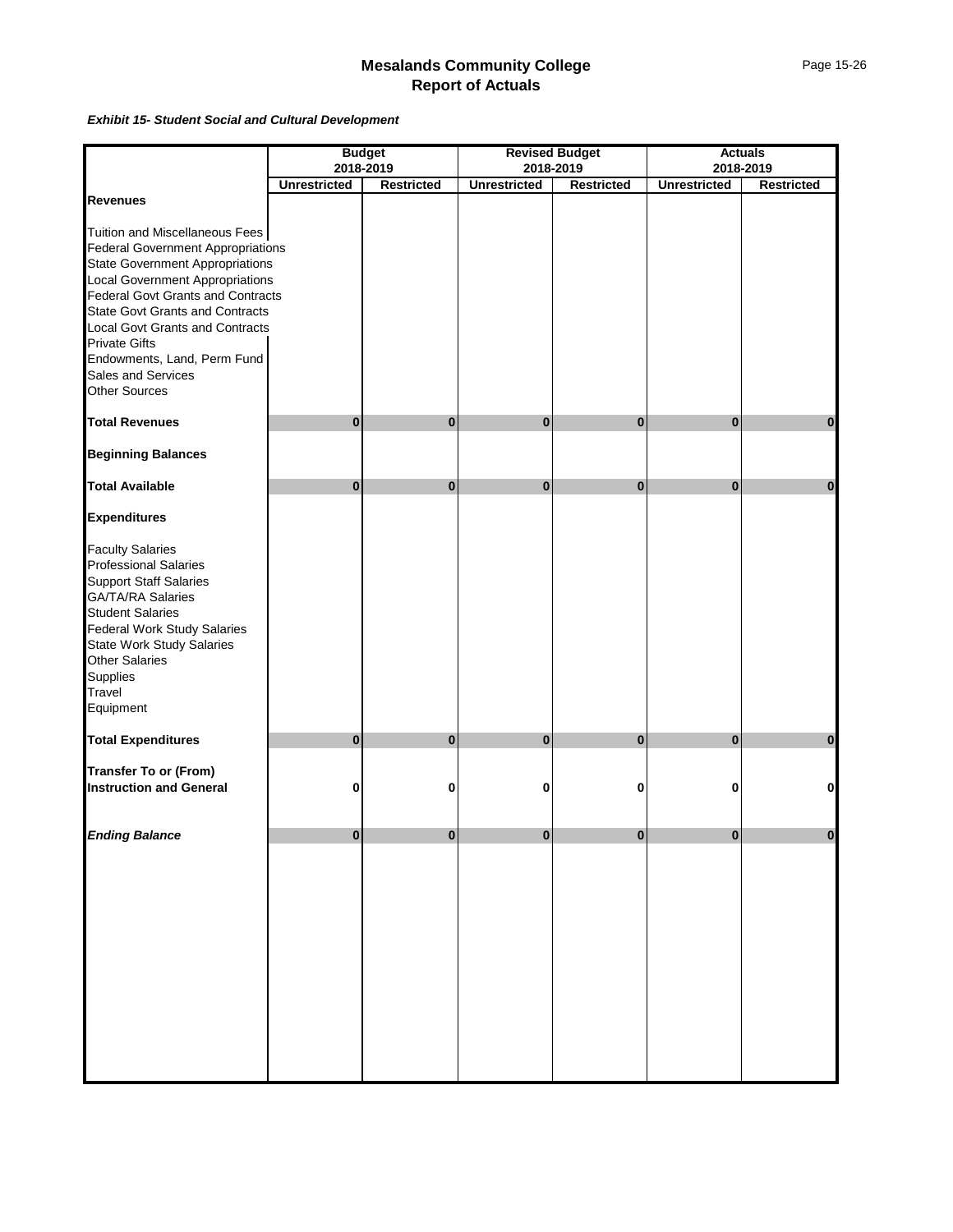## Mesalands Community College
## Report of Actuals

***Exhibit 15- Student Social and Cultural Development***

| | Budget 2018-2019 | | Revised Budget 2018-2019 | | Actuals 2018-2019 | |
|---|---|---|---|---|---|---|
| | **Unrestricted** | **Restricted** | **Unrestricted** | **Restricted** | **Unrestricted** | **Restricted** |
| **Revenues** | | | | | | |
| Tuition and Miscellaneous Fees | | | | | | |
| Federal Government Appropriations | | | | | | |
| State Government Appropriations | | | | | | |
| Local Government Appropriations | | | | | | |
| Federal Govt Grants and Contracts | | | | | | |
| State Govt Grants and Contracts | | | | | | |
| Local Govt Grants and Contracts | | | | | | |
| Private Gifts | | | | | | |
| Endowments, Land, Perm Fund | | | | | | |
| Sales and Services | | | | | | |
| Other Sources | | | | | | |
| **Total Revenues** | **0** | **0** | **0** | **0** | **0** | **0** |
| **Beginning Balances** | | | | | | |
| **Total Available** | **0** | **0** | **0** | **0** | **0** | **0** |
| **Expenditures** | | | | | | |
| Faculty Salaries | | | | | | |
| Professional Salaries | | | | | | |
| Support Staff Salaries | | | | | | |
| GA/TA/RA Salaries | | | | | | |
| Student Salaries | | | | | | |
| Federal Work Study Salaries | | | | | | |
| State Work Study Salaries | | | | | | |
| Other Salaries | | | | | | |
| Supplies | | | | | | |
| Travel | | | | | | |
| Equipment | | | | | | |
| **Total Expenditures** | **0** | **0** | **0** | **0** | **0** | **0** |
| **Transfer To or (From) Instruction and General** | **0** | **0** | **0** | **0** | **0** | **0** |
| ***Ending Balance*** | **0** | **0** | **0** | **0** | **0** | **0** |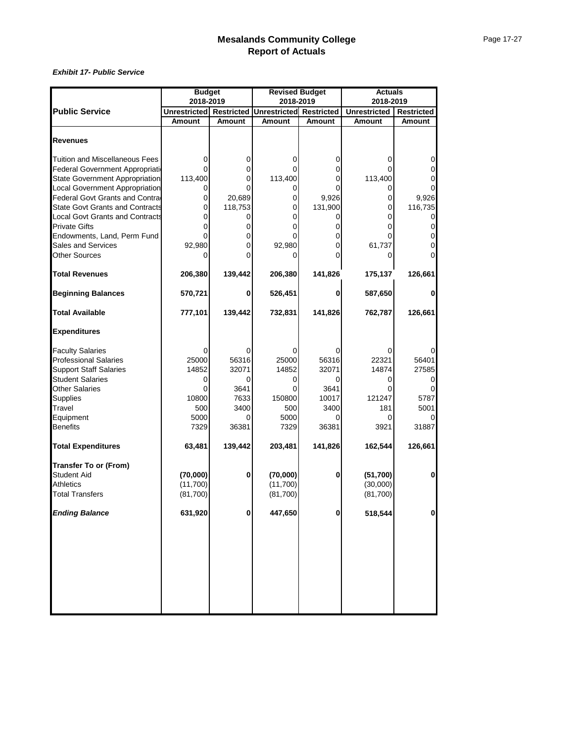# Mesalands Community College
## Report of Actuals

***Exhibit 17- Public Service***

| Public Service | Budget 2018-2019 | | Revised Budget 2018-2019 | | Actuals 2018-2019 | |
|---|---|---|---|---|---|---|
| | Unrestricted | Restricted | Unrestricted | Restricted | Unrestricted | Restricted |
| | Amount | Amount | Amount | Amount | Amount | Amount |
| **Revenues** | | | | | | |
| Tuition and Miscellaneous Fees | 0 | 0 | 0 | 0 | 0 | 0 |
| Federal Government Appropriati | 0 | 0 | 0 | 0 | 0 | 0 |
| State Government Appropriation | 113,400 | 0 | 113,400 | 0 | 113,400 | 0 |
| Local Government Appropriation | 0 | 0 | 0 | 0 | 0 | 0 |
| Federal Govt Grants and Contra | 0 | 20,689 | 0 | 9,926 | 0 | 9,926 |
| State Govt Grants and Contracts | 0 | 118,753 | 0 | 131,900 | 0 | 116,735 |
| Local Govt Grants and Contracts | 0 | 0 | 0 | 0 | 0 | 0 |
| Private Gifts | 0 | 0 | 0 | 0 | 0 | 0 |
| Endowments, Land, Perm Fund | 0 | 0 | 0 | 0 | 0 | 0 |
| Sales and Services | 92,980 | 0 | 92,980 | 0 | 61,737 | 0 |
| Other Sources | 0 | 0 | 0 | 0 | 0 | 0 |
| **Total Revenues** | **206,380** | **139,442** | **206,380** | **141,826** | **175,137** | **126,661** |
| **Beginning Balances** | **570,721** | **0** | **526,451** | **0** | **587,650** | **0** |
| **Total Available** | **777,101** | **139,442** | **732,831** | **141,826** | **762,787** | **126,661** |
| **Expenditures** | | | | | | |
| Faculty Salaries | 0 | 0 | 0 | 0 | 0 | 0 |
| Professional Salaries | 25000 | 56316 | 25000 | 56316 | 22321 | 56401 |
| Support Staff Salaries | 14852 | 32071 | 14852 | 32071 | 14874 | 27585 |
| Student Salaries | 0 | 0 | 0 | 0 | 0 | 0 |
| Other Salaries | 0 | 3641 | 0 | 3641 | 0 | 0 |
| Supplies | 10800 | 7633 | 150800 | 10017 | 121247 | 5787 |
| Travel | 500 | 3400 | 500 | 3400 | 181 | 5001 |
| Equipment | 5000 | 0 | 5000 | 0 | 0 | 0 |
| Benefits | 7329 | 36381 | 7329 | 36381 | 3921 | 31887 |
| **Total Expenditures** | **63,481** | **139,442** | **203,481** | **141,826** | **162,544** | **126,661** |
| **Transfer To or (From)** | | | | | | |
| Student Aid | **(70,000)** | **0** | **(70,000)** | **0** | **(51,700)** | **0** |
| Athletics | (11,700) | | (11,700) | | (30,000) | |
| Total Transfers | (81,700) | | (81,700) | | (81,700) | |
| ***Ending Balance*** | **631,920** | **0** | **447,650** | **0** | **518,544** | **0** |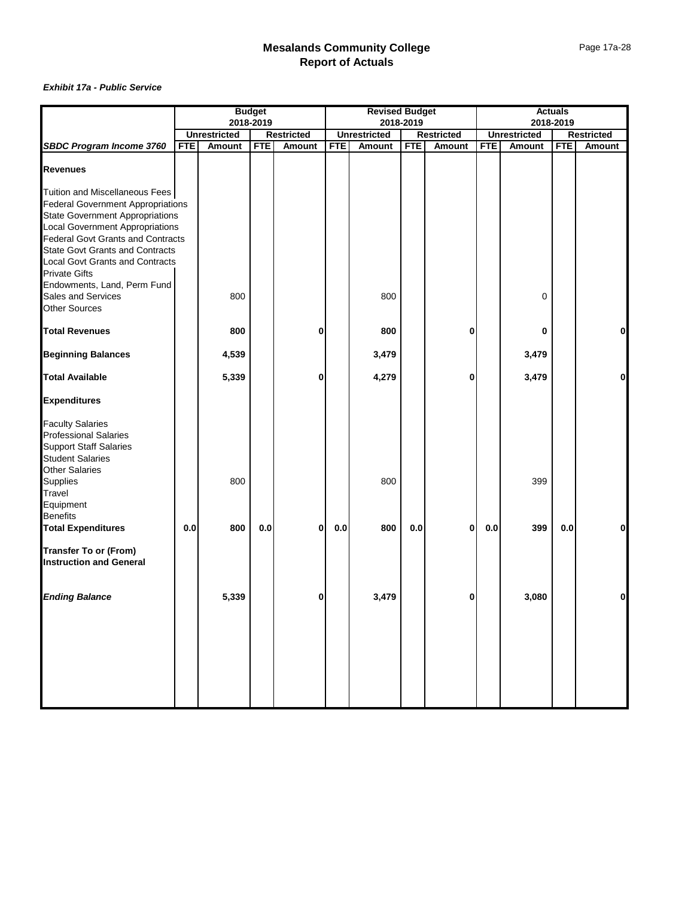# Mesalands Community College
## Report of Actuals

***Exhibit 17a - Public Service***

| | Budget 2018-2019 | | | | Revised Budget 2018-2019 | | | | Actuals 2018-2019 | | | |
|---|---|---|---|---|---|---|---|---|---|---|---|---|
| | Unrestricted | | Restricted | | Unrestricted | | Restricted | | Unrestricted | | Restricted | |
| ***SBDC Program Income 3760*** | **FTE** | **Amount** | **FTE** | **Amount** | **FTE** | **Amount** | **FTE** | **Amount** | **FTE** | **Amount** | **FTE** | **Amount** |
| **Revenues** | | | | | | | | | | | | |
| Tuition and Miscellaneous Fees | | | | | | | | | | | | |
| Federal Government Appropriations | | | | | | | | | | | | |
| State Government Appropriations | | | | | | | | | | | | |
| Local Government Appropriations | | | | | | | | | | | | |
| Federal Govt Grants and Contracts | | | | | | | | | | | | |
| State Govt Grants and Contracts | | | | | | | | | | | | |
| Local Govt Grants and Contracts | | | | | | | | | | | | |
| Private Gifts | | | | | | | | | | | | |
| Endowments, Land, Perm Fund | | | | | | | | | | | | |
| Sales and Services | | 800 | | | | 800 | | | | 0 | | |
| Other Sources | | | | | | | | | | | | |
| **Total Revenues** | | **800** | | **0** | | **800** | | **0** | | **0** | | **0** |
| **Beginning Balances** | | **4,539** | | | | **3,479** | | | | **3,479** | | |
| **Total Available** | | **5,339** | | **0** | | **4,279** | | **0** | | **3,479** | | **0** |
| **Expenditures** | | | | | | | | | | | | |
| Faculty Salaries | | | | | | | | | | | | |
| Professional Salaries | | | | | | | | | | | | |
| Support Staff Salaries | | | | | | | | | | | | |
| Student Salaries | | | | | | | | | | | | |
| Other Salaries | | | | | | | | | | | | |
| Supplies | | 800 | | | | 800 | | | | 399 | | |
| Travel | | | | | | | | | | | | |
| Equipment | | | | | | | | | | | | |
| Benefits | | | | | | | | | | | | |
| **Total Expenditures** | **0.0** | **800** | **0.0** | **0** | **0.0** | **800** | **0.0** | **0** | **0.0** | **399** | **0.0** | **0** |
| **Transfer To or (From) Instruction and General** | | | | | | | | | | | | |
| ***Ending Balance*** | | **5,339** | | **0** | | **3,479** | | **0** | | **3,080** | | **0** |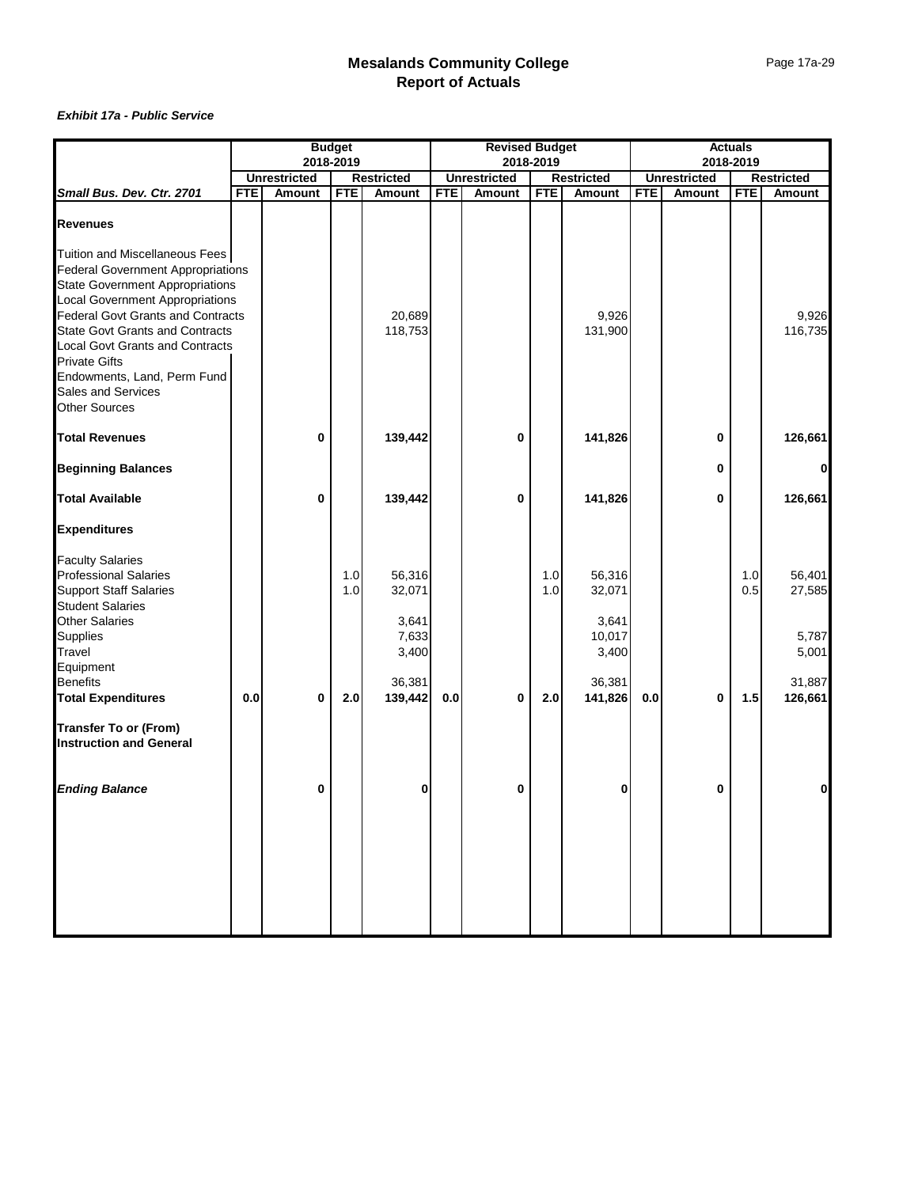# Mesalands Community College
## Report of Actuals

***Exhibit 17a - Public Service***

| | Budget 2018-2019 | | | | Revised Budget 2018-2019 | | | | Actuals 2018-2019 | | | |
|---|---|---|---|---|---|---|---|---|---|---|---|---|
| | Unrestricted | | Restricted | | Unrestricted | | Restricted | | Unrestricted | | Restricted | |
| ***Small Bus. Dev. Ctr. 2701*** | **FTE** | **Amount** | **FTE** | **Amount** | **FTE** | **Amount** | **FTE** | **Amount** | **FTE** | **Amount** | **FTE** | **Amount** |
| **Revenues** | | | | | | | | | | | | |
| Tuition and Miscellaneous Fees | | | | | | | | | | | | |
| Federal Government Appropriations | | | | | | | | | | | | |
| State Government Appropriations | | | | | | | | | | | | |
| Local Government Appropriations | | | | | | | | | | | | |
| Federal Govt Grants and Contracts | | | | 20,689 | | | | 9,926 | | | | 9,926 |
| State Govt Grants and Contracts | | | | 118,753 | | | | 131,900 | | | | 116,735 |
| Local Govt Grants and Contracts | | | | | | | | | | | | |
| Private Gifts | | | | | | | | | | | | |
| Endowments, Land, Perm Fund | | | | | | | | | | | | |
| Sales and Services | | | | | | | | | | | | |
| Other Sources | | | | | | | | | | | | |
| **Total Revenues** | | **0** | | **139,442** | | **0** | | **141,826** | | **0** | | **126,661** |
| **Beginning Balances** | | | | | | | | | | **0** | | **0** |
| **Total Available** | | **0** | | **139,442** | | **0** | | **141,826** | | **0** | | **126,661** |
| **Expenditures** | | | | | | | | | | | | |
| Faculty Salaries | | | | | | | | | | | | |
| Professional Salaries | | | 1.0 | 56,316 | | | 1.0 | 56,316 | | | 1.0 | 56,401 |
| Support Staff Salaries | | | 1.0 | 32,071 | | | 1.0 | 32,071 | | | 0.5 | 27,585 |
| Student Salaries | | | | | | | | | | | | |
| Other Salaries | | | | 3,641 | | | | 3,641 | | | | |
| Supplies | | | | 7,633 | | | | 10,017 | | | | 5,787 |
| Travel | | | | 3,400 | | | | 3,400 | | | | 5,001 |
| Equipment | | | | | | | | | | | | |
| Benefits | | | | 36,381 | | | | 36,381 | | | | 31,887 |
| **Total Expenditures** | **0.0** | **0** | **2.0** | **139,442** | **0.0** | **0** | **2.0** | **141,826** | **0.0** | **0** | **1.5** | **126,661** |
| **Transfer To or (From) Instruction and General** | | | | | | | | | | | | |
| ***Ending Balance*** | | **0** | | **0** | | **0** | | **0** | | **0** | | **0** |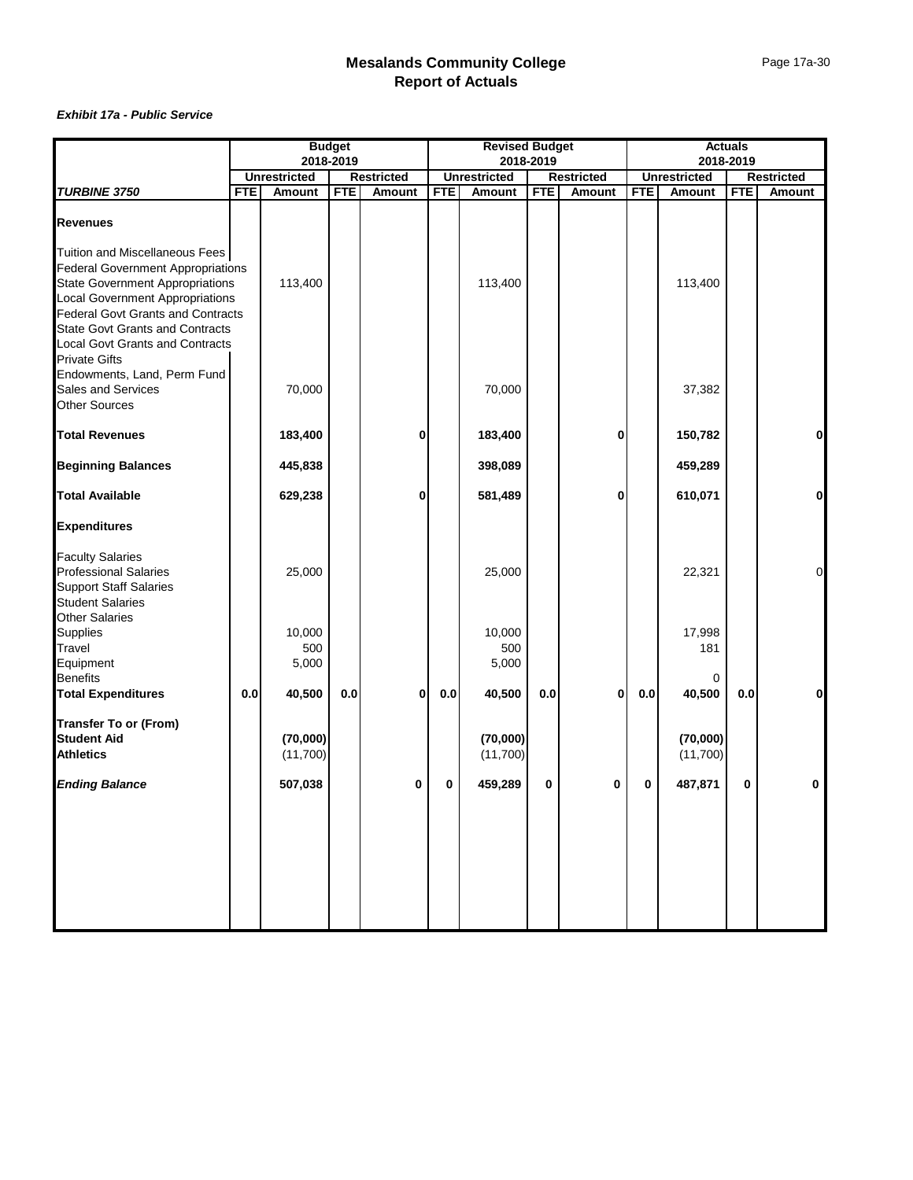# Mesalands Community College
## Report of Actuals

***Exhibit 17a - Public Service***

| | Budget 2018-2019 | | | | Revised Budget 2018-2019 | | | | Actuals 2018-2019 | | | |
|---|---|---|---|---|---|---|---|---|---|---|---|---|
| | Unrestricted | | Restricted | | Unrestricted | | Restricted | | Unrestricted | | Restricted | |
| ***TURBINE 3750*** | **FTE** | **Amount** | **FTE** | **Amount** | **FTE** | **Amount** | **FTE** | **Amount** | **FTE** | **Amount** | **FTE** | **Amount** |
| **Revenues** | | | | | | | | | | | | |
| Tuition and Miscellaneous Fees | | | | | | | | | | | | |
| Federal Government Appropriations | | | | | | | | | | | | |
| State Government Appropriations | | 113,400 | | | | 113,400 | | | | 113,400 | | |
| Local Government Appropriations | | | | | | | | | | | | |
| Federal Govt Grants and Contracts | | | | | | | | | | | | |
| State Govt Grants and Contracts | | | | | | | | | | | | |
| Local Govt Grants and Contracts | | | | | | | | | | | | |
| Private Gifts | | | | | | | | | | | | |
| Endowments, Land, Perm Fund | | | | | | | | | | | | |
| Sales and Services | | 70,000 | | | | 70,000 | | | | 37,382 | | |
| Other Sources | | | | | | | | | | | | |
| **Total Revenues** | | **183,400** | | **0** | | **183,400** | | **0** | | **150,782** | | **0** |
| **Beginning Balances** | | **445,838** | | | | **398,089** | | | | **459,289** | | |
| **Total Available** | | **629,238** | | **0** | | **581,489** | | **0** | | **610,071** | | **0** |
| **Expenditures** | | | | | | | | | | | | |
| Faculty Salaries | | | | | | | | | | | | |
| Professional Salaries | | 25,000 | | | | 25,000 | | | | 22,321 | | 0 |
| Support Staff Salaries | | | | | | | | | | | | |
| Student Salaries | | | | | | | | | | | | |
| Other Salaries | | | | | | | | | | | | |
| Supplies | | 10,000 | | | | 10,000 | | | | 17,998 | | |
| Travel | | 500 | | | | 500 | | | | 181 | | |
| Equipment | | 5,000 | | | | 5,000 | | | | | | |
| Benefits | | | | | | | | | | 0 | | |
| **Total Expenditures** | **0.0** | **40,500** | **0.0** | **0** | **0.0** | **40,500** | **0.0** | **0** | **0.0** | **40,500** | **0.0** | **0** |
| **Transfer To or (From)** | | | | | | | | | | | | |
| **Student Aid** | | **(70,000)** | | | | **(70,000)** | | | | **(70,000)** | | |
| **Athletics** | | (11,700) | | | | (11,700) | | | | (11,700) | | |
| ***Ending Balance*** | | **507,038** | | **0** | **0** | **459,289** | **0** | **0** | **0** | **487,871** | **0** | **0** |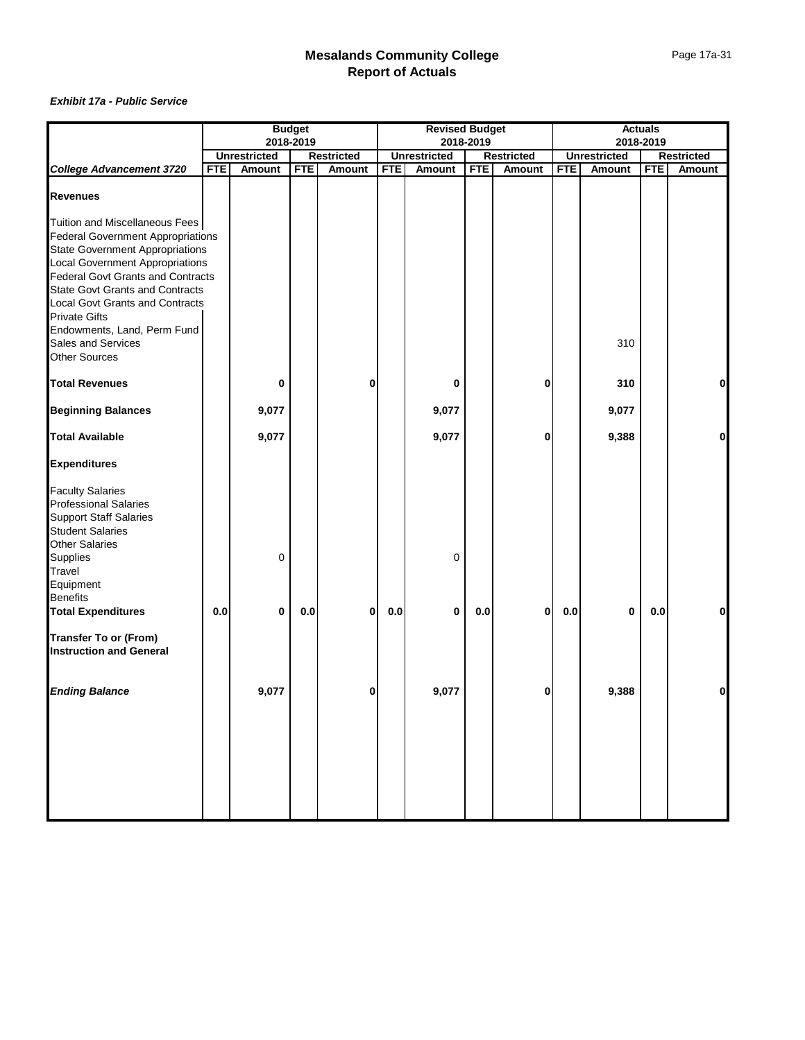# Mesalands Community College
## Report of Actuals

***Exhibit 17a - Public Service***

| | Budget 2018-2019 | | | | Revised Budget 2018-2019 | | | | Actuals 2018-2019 | | | |
|---|---|---|---|---|---|---|---|---|---|---|---|---|
| | Unrestricted | | Restricted | | Unrestricted | | Restricted | | Unrestricted | | Restricted | |
| ***College Advancement 3720*** | FTE | Amount | FTE | Amount | FTE | Amount | FTE | Amount | FTE | Amount | FTE | Amount |
| **Revenues** | | | | | | | | | | | | |
| Tuition and Miscellaneous Fees | | | | | | | | | | | | |
| Federal Government Appropriations | | | | | | | | | | | | |
| State Government Appropriations | | | | | | | | | | | | |
| Local Government Appropriations | | | | | | | | | | | | |
| Federal Govt Grants and Contracts | | | | | | | | | | | | |
| State Govt Grants and Contracts | | | | | | | | | | | | |
| Local Govt Grants and Contracts | | | | | | | | | | | | |
| Private Gifts | | | | | | | | | | | | |
| Endowments, Land, Perm Fund | | | | | | | | | | | | |
| Sales and Services | | | | | | | | | | 310 | | |
| Other Sources | | | | | | | | | | | | |
| **Total Revenues** | | **0** | | **0** | | **0** | | **0** | | **310** | | **0** |
| **Beginning Balances** | | **9,077** | | | | **9,077** | | | | **9,077** | | |
| **Total Available** | | **9,077** | | | | **9,077** | | **0** | | **9,388** | | **0** |
| **Expenditures** | | | | | | | | | | | | |
| Faculty Salaries | | | | | | | | | | | | |
| Professional Salaries | | | | | | | | | | | | |
| Support Staff Salaries | | | | | | | | | | | | |
| Student Salaries | | | | | | | | | | | | |
| Other Salaries | | | | | | | | | | | | |
| Supplies | | 0 | | | | 0 | | | | | | |
| Travel | | | | | | | | | | | | |
| Equipment | | | | | | | | | | | | |
| Benefits | | | | | | | | | | | | |
| **Total Expenditures** | **0.0** | **0** | **0.0** | **0** | **0.0** | **0** | **0.0** | **0** | **0.0** | **0** | **0.0** | **0** |
| **Transfer To or (From) Instruction and General** | | | | | | | | | | | | |
| ***Ending Balance*** | | **9,077** | | **0** | | **9,077** | | **0** | | **9,388** | | **0** |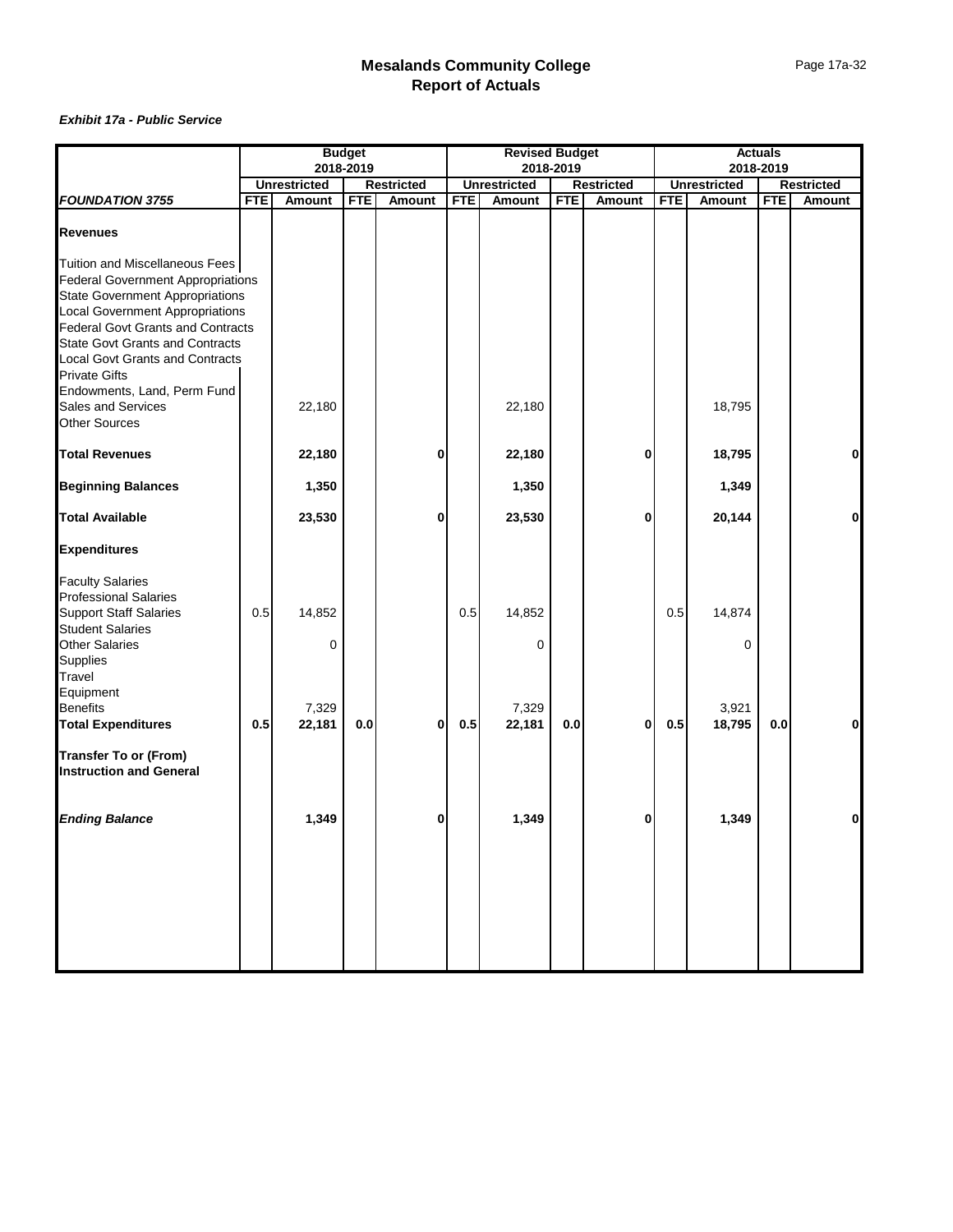# Mesalands Community College
## Report of Actuals

***Exhibit 17a - Public Service***

| | Budget 2018-2019 | | | | Revised Budget 2018-2019 | | | | Actuals 2018-2019 | | | |
|---|---|---|---|---|---|---|---|---|---|---|---|---|
| | Unrestricted | | Restricted | | Unrestricted | | Restricted | | Unrestricted | | Restricted | |
| ***FOUNDATION 3755*** | **FTE** | **Amount** | **FTE** | **Amount** | **FTE** | **Amount** | **FTE** | **Amount** | **FTE** | **Amount** | **FTE** | **Amount** |
| **Revenues** | | | | | | | | | | | | |
| Tuition and Miscellaneous Fees | | | | | | | | | | | | |
| Federal Government Appropriations | | | | | | | | | | | | |
| State Government Appropriations | | | | | | | | | | | | |
| Local Government Appropriations | | | | | | | | | | | | |
| Federal Govt Grants and Contracts | | | | | | | | | | | | |
| State Govt Grants and Contracts | | | | | | | | | | | | |
| Local Govt Grants and Contracts | | | | | | | | | | | | |
| Private Gifts | | | | | | | | | | | | |
| Endowments, Land, Perm Fund | | | | | | | | | | | | |
| Sales and Services | | 22,180 | | | | 22,180 | | | | 18,795 | | |
| Other Sources | | | | | | | | | | | | |
| **Total Revenues** | | **22,180** | | **0** | | **22,180** | | **0** | | **18,795** | | **0** |
| **Beginning Balances** | | **1,350** | | | | **1,350** | | | | **1,349** | | |
| **Total Available** | | **23,530** | | **0** | | **23,530** | | **0** | | **20,144** | | **0** |
| **Expenditures** | | | | | | | | | | | | |
| Faculty Salaries | | | | | | | | | | | | |
| Professional Salaries | | | | | | | | | | | | |
| Support Staff Salaries | 0.5 | 14,852 | | | 0.5 | 14,852 | | | 0.5 | 14,874 | | |
| Student Salaries | | | | | | | | | | | | |
| Other Salaries | | 0 | | | | 0 | | | | 0 | | |
| Supplies | | | | | | | | | | | | |
| Travel | | | | | | | | | | | | |
| Equipment | | | | | | | | | | | | |
| Benefits | | 7,329 | | | | 7,329 | | | | 3,921 | | |
| **Total Expenditures** | **0.5** | **22,181** | **0.0** | **0** | **0.5** | **22,181** | **0.0** | **0** | **0.5** | **18,795** | **0.0** | **0** |
| **Transfer To or (From) Instruction and General** | | | | | | | | | | | | |
| ***Ending Balance*** | | **1,349** | | **0** | | **1,349** | | **0** | | **1,349** | | **0** |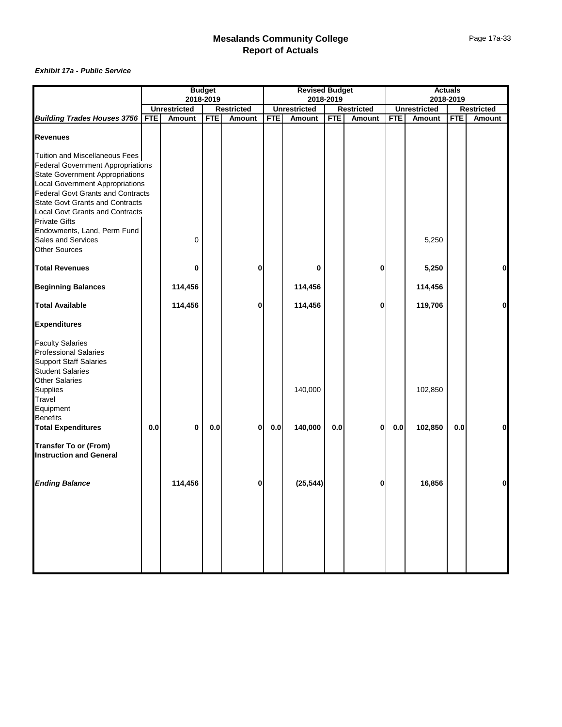# Mesalands Community College
# Report of Actuals

***Exhibit 17a - Public Service***

| | Budget 2018-2019 | | | | Revised Budget 2018-2019 | | | | Actuals 2018-2019 | | | |
|---|---|---|---|---|---|---|---|---|---|---|---|---|
| | Unrestricted | | Restricted | | Unrestricted | | Restricted | | Unrestricted | | Restricted | |
| ***Building Trades Houses 3756*** | FTE | Amount | FTE | Amount | FTE | Amount | FTE | Amount | FTE | Amount | FTE | Amount |
| **Revenues** | | | | | | | | | | | | |
| Tuition and Miscellaneous Fees | | | | | | | | | | | | |
| Federal Government Appropriations | | | | | | | | | | | | |
| State Government Appropriations | | | | | | | | | | | | |
| Local Government Appropriations | | | | | | | | | | | | |
| Federal Govt Grants and Contracts | | | | | | | | | | | | |
| State Govt Grants and Contracts | | | | | | | | | | | | |
| Local Govt Grants and Contracts | | | | | | | | | | | | |
| Private Gifts | | | | | | | | | | | | |
| Endowments, Land, Perm Fund | | | | | | | | | | | | |
| Sales and Services | | 0 | | | | | | | | 5,250 | | |
| Other Sources | | | | | | | | | | | | |
| **Total Revenues** | | **0** | | **0** | | **0** | | **0** | | **5,250** | | **0** |
| **Beginning Balances** | | **114,456** | | | | **114,456** | | | | **114,456** | | |
| **Total Available** | | **114,456** | | **0** | | **114,456** | | **0** | | **119,706** | | **0** |
| **Expenditures** | | | | | | | | | | | | |
| Faculty Salaries | | | | | | | | | | | | |
| Professional Salaries | | | | | | | | | | | | |
| Support Staff Salaries | | | | | | | | | | | | |
| Student Salaries | | | | | | | | | | | | |
| Other Salaries | | | | | | | | | | | | |
| Supplies | | | | | | 140,000 | | | | 102,850 | | |
| Travel | | | | | | | | | | | | |
| Equipment | | | | | | | | | | | | |
| Benefits | | | | | | | | | | | | |
| **Total Expenditures** | **0.0** | **0** | **0.0** | **0** | **0.0** | **140,000** | **0.0** | **0** | **0.0** | **102,850** | **0.0** | **0** |
| **Transfer To or (From) Instruction and General** | | | | | | | | | | | | |
| ***Ending Balance*** | | **114,456** | | **0** | | **(25,544)** | | **0** | | **16,856** | | **0** |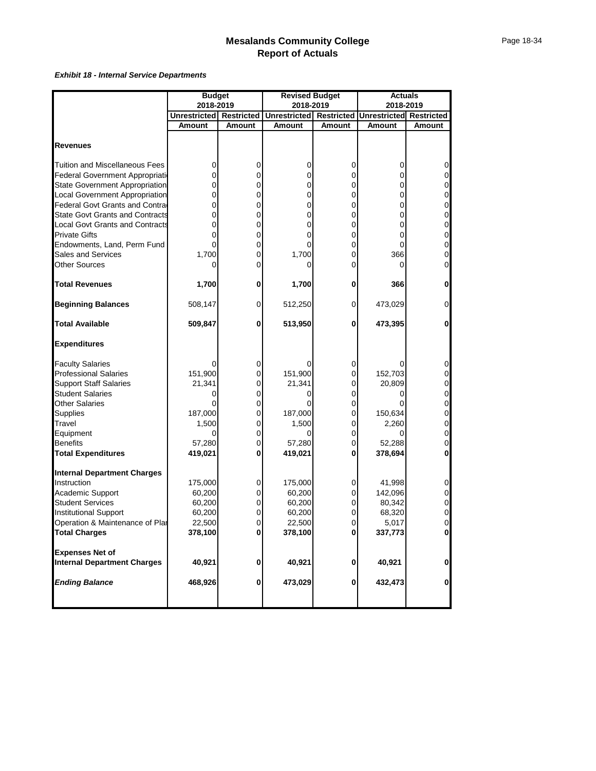# Mesalands Community College
## Report of Actuals

***Exhibit 18 - Internal Service Departments***

| | Budget 2018-2019 | | Revised Budget 2018-2019 | | Actuals 2018-2019 | |
|---|---|---|---|---|---|---|
| | Unrestricted | Restricted | Unrestricted | Restricted | Unrestricted | Restricted |
| | Amount | Amount | Amount | Amount | Amount | Amount |
| **Revenues** | | | | | | |
| Tuition and Miscellaneous Fees | 0 | 0 | 0 | 0 | 0 | 0 |
| Federal Government Appropriati | 0 | 0 | 0 | 0 | 0 | 0 |
| State Government Appropriation | 0 | 0 | 0 | 0 | 0 | 0 |
| Local Government Appropriation | 0 | 0 | 0 | 0 | 0 | 0 |
| Federal Govt Grants and Contra | 0 | 0 | 0 | 0 | 0 | 0 |
| State Govt Grants and Contracts | 0 | 0 | 0 | 0 | 0 | 0 |
| Local Govt Grants and Contracts | 0 | 0 | 0 | 0 | 0 | 0 |
| Private Gifts | 0 | 0 | 0 | 0 | 0 | 0 |
| Endowments, Land, Perm Fund | 0 | 0 | 0 | 0 | 0 | 0 |
| Sales and Services | 1,700 | 0 | 1,700 | 0 | 366 | 0 |
| Other Sources | 0 | 0 | 0 | 0 | 0 | 0 |
| **Total Revenues** | **1,700** | **0** | **1,700** | **0** | **366** | **0** |
| **Beginning Balances** | 508,147 | 0 | 512,250 | 0 | 473,029 | 0 |
| **Total Available** | **509,847** | **0** | **513,950** | **0** | **473,395** | **0** |
| **Expenditures** | | | | | | |
| Faculty Salaries | 0 | 0 | 0 | 0 | 0 | 0 |
| Professional Salaries | 151,900 | 0 | 151,900 | 0 | 152,703 | 0 |
| Support Staff Salaries | 21,341 | 0 | 21,341 | 0 | 20,809 | 0 |
| Student Salaries | 0 | 0 | 0 | 0 | 0 | 0 |
| Other Salaries | 0 | 0 | 0 | 0 | 0 | 0 |
| Supplies | 187,000 | 0 | 187,000 | 0 | 150,634 | 0 |
| Travel | 1,500 | 0 | 1,500 | 0 | 2,260 | 0 |
| Equipment | 0 | 0 | 0 | 0 | 0 | 0 |
| Benefits | 57,280 | 0 | 57,280 | 0 | 52,288 | 0 |
| **Total Expenditures** | **419,021** | **0** | **419,021** | **0** | **378,694** | **0** |
| **Internal Department Charges** | | | | | | |
| Instruction | 175,000 | 0 | 175,000 | 0 | 41,998 | 0 |
| Academic Support | 60,200 | 0 | 60,200 | 0 | 142,096 | 0 |
| Student Services | 60,200 | 0 | 60,200 | 0 | 80,342 | 0 |
| Institutional Support | 60,200 | 0 | 60,200 | 0 | 68,320 | 0 |
| Operation & Maintenance of Plar | 22,500 | 0 | 22,500 | 0 | 5,017 | 0 |
| **Total Charges** | **378,100** | **0** | **378,100** | **0** | **337,773** | **0** |
| **Expenses Net of Internal Department Charges** | **40,921** | **0** | **40,921** | **0** | **40,921** | **0** |
| ***Ending Balance*** | **468,926** | **0** | **473,029** | **0** | **432,473** | **0** |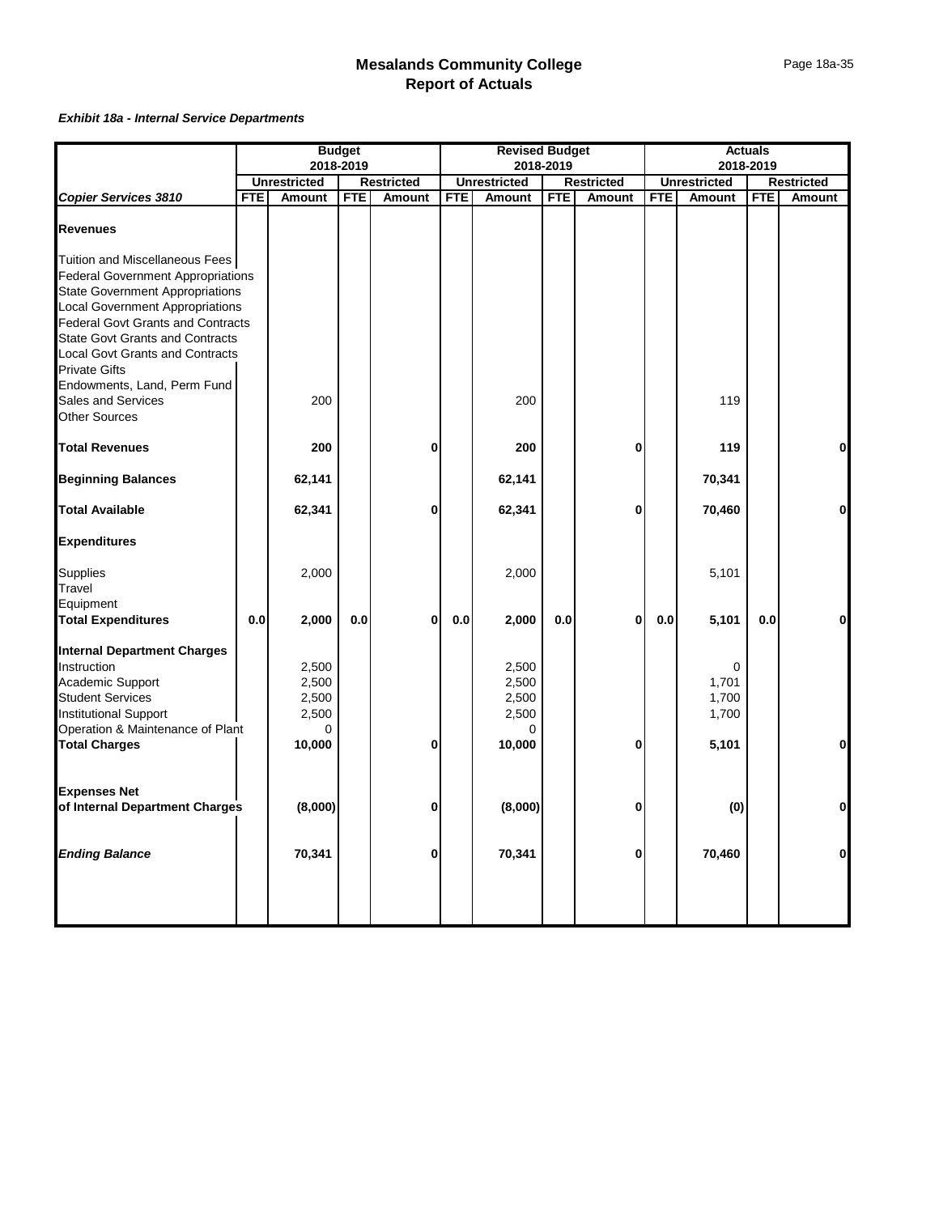# Mesalands Community College
## Report of Actuals

***Exhibit 18a - Internal Service Departments***

| | Budget 2018-2019 | | | | Revised Budget 2018-2019 | | | | Actuals 2018-2019 | | | |
|---|---|---|---|---|---|---|---|---|---|---|---|---|
| | Unrestricted | | Restricted | | Unrestricted | | Restricted | | Unrestricted | | Restricted | |
| ***Copier Services 3810*** | FTE | Amount | FTE | Amount | FTE | Amount | FTE | Amount | FTE | Amount | FTE | Amount |
| **Revenues** | | | | | | | | | | | | |
| Tuition and Miscellaneous Fees | | | | | | | | | | | | |
| Federal Government Appropriations | | | | | | | | | | | | |
| State Government Appropriations | | | | | | | | | | | | |
| Local Government Appropriations | | | | | | | | | | | | |
| Federal Govt Grants and Contracts | | | | | | | | | | | | |
| State Govt Grants and Contracts | | | | | | | | | | | | |
| Local Govt Grants and Contracts | | | | | | | | | | | | |
| Private Gifts | | | | | | | | | | | | |
| Endowments, Land, Perm Fund | | | | | | | | | | | | |
| Sales and Services | | 200 | | | | 200 | | | | 119 | | |
| Other Sources | | | | | | | | | | | | |
| **Total Revenues** | | **200** | | **0** | | **200** | | **0** | | **119** | | **0** |
| **Beginning Balances** | | **62,141** | | | | **62,141** | | | | **70,341** | | |
| **Total Available** | | **62,341** | | **0** | | **62,341** | | **0** | | **70,460** | | **0** |
| **Expenditures** | | | | | | | | | | | | |
| Supplies | | 2,000 | | | | 2,000 | | | | 5,101 | | |
| Travel | | | | | | | | | | | | |
| Equipment | | | | | | | | | | | | |
| **Total Expenditures** | **0.0** | **2,000** | **0.0** | **0** | **0.0** | **2,000** | **0.0** | **0** | **0.0** | **5,101** | **0.0** | **0** |
| **Internal Department Charges** | | | | | | | | | | | | |
| Instruction | | 2,500 | | | | 2,500 | | | | 0 | | |
| Academic Support | | 2,500 | | | | 2,500 | | | | 1,701 | | |
| Student Services | | 2,500 | | | | 2,500 | | | | 1,700 | | |
| Institutional Support | | 2,500 | | | | 2,500 | | | | 1,700 | | |
| Operation & Maintenance of Plant | | 0 | | | | 0 | | | | | | |
| **Total Charges** | | **10,000** | | **0** | | **10,000** | | **0** | | **5,101** | | **0** |
| **Expenses Net of Internal Department Charges** | | **(8,000)** | | **0** | | **(8,000)** | | **0** | | **(0)** | | **0** |
| ***Ending Balance*** | | **70,341** | | **0** | | **70,341** | | **0** | | **70,460** | | **0** |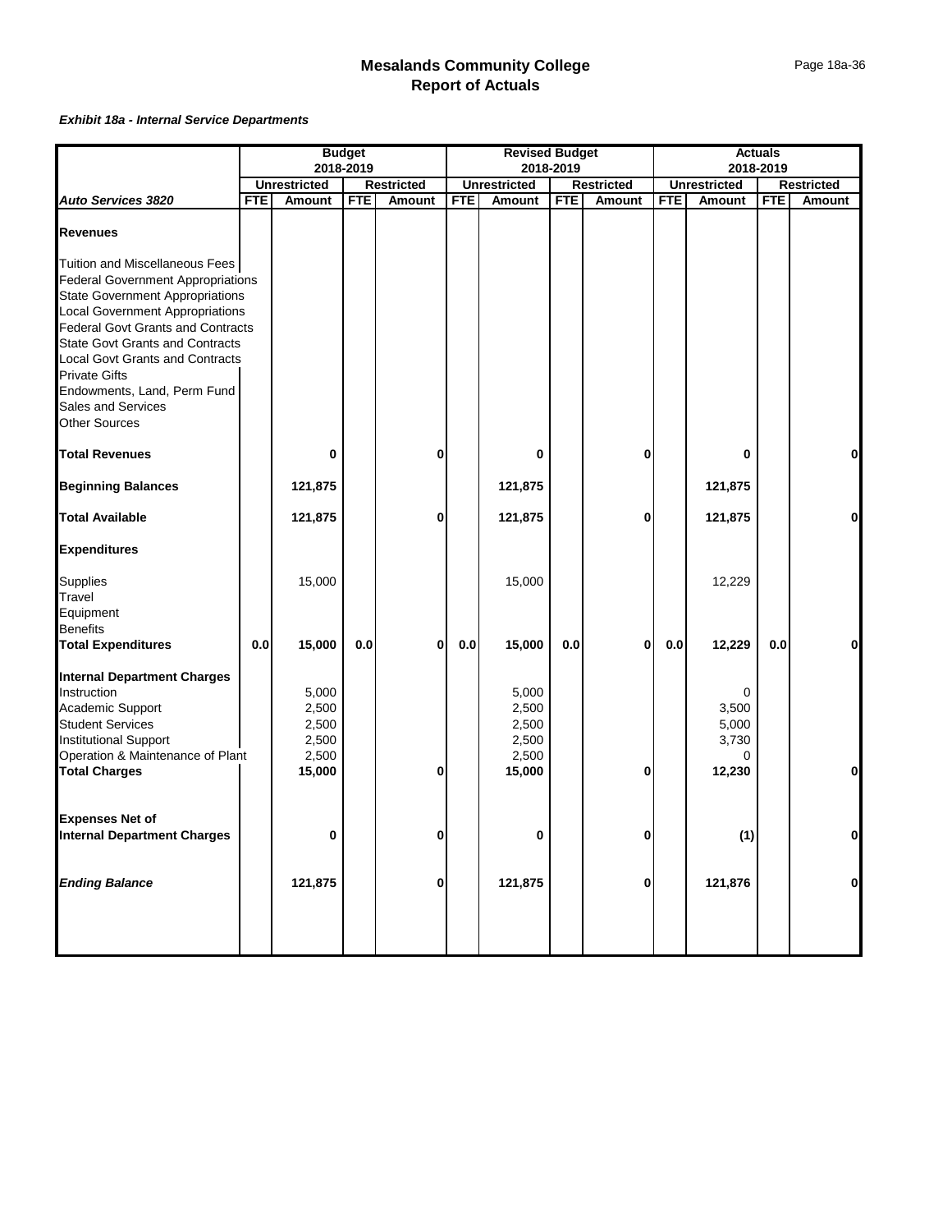# Mesalands Community College
## Report of Actuals

***Exhibit 18a - Internal Service Departments***

| | Budget 2018-2019 | | | | Revised Budget 2018-2019 | | | | Actuals 2018-2019 | | | |
|---|---|---|---|---|---|---|---|---|---|---|---|---|
| | Unrestricted | | Restricted | | Unrestricted | | Restricted | | Unrestricted | | Restricted | |
| ***Auto Services 3820*** | **FTE** | **Amount** | **FTE** | **Amount** | **FTE** | **Amount** | **FTE** | **Amount** | **FTE** | **Amount** | **FTE** | **Amount** |
| **Revenues** | | | | | | | | | | | | |
| Tuition and Miscellaneous Fees | | | | | | | | | | | | |
| Federal Government Appropriations | | | | | | | | | | | | |
| State Government Appropriations | | | | | | | | | | | | |
| Local Government Appropriations | | | | | | | | | | | | |
| Federal Govt Grants and Contracts | | | | | | | | | | | | |
| State Govt Grants and Contracts | | | | | | | | | | | | |
| Local Govt Grants and Contracts | | | | | | | | | | | | |
| Private Gifts | | | | | | | | | | | | |
| Endowments, Land, Perm Fund | | | | | | | | | | | | |
| Sales and Services | | | | | | | | | | | | |
| Other Sources | | | | | | | | | | | | |
| **Total Revenues** | | **0** | | **0** | | **0** | | **0** | | **0** | | **0** |
| **Beginning Balances** | | **121,875** | | | | **121,875** | | | | **121,875** | | |
| **Total Available** | | **121,875** | | **0** | | **121,875** | | **0** | | **121,875** | | **0** |
| **Expenditures** | | | | | | | | | | | | |
| Supplies | | 15,000 | | | | 15,000 | | | | 12,229 | | |
| Travel | | | | | | | | | | | | |
| Equipment | | | | | | | | | | | | |
| Benefits | | | | | | | | | | | | |
| **Total Expenditures** | **0.0** | **15,000** | **0.0** | **0** | **0.0** | **15,000** | **0.0** | **0** | **0.0** | **12,229** | **0.0** | **0** |
| **Internal Department Charges** | | | | | | | | | | | | |
| Instruction | | 5,000 | | | | 5,000 | | | | 0 | | |
| Academic Support | | 2,500 | | | | 2,500 | | | | 3,500 | | |
| Student Services | | 2,500 | | | | 2,500 | | | | 5,000 | | |
| Institutional Support | | 2,500 | | | | 2,500 | | | | 3,730 | | |
| Operation & Maintenance of Plant | | 2,500 | | | | 2,500 | | | | 0 | | |
| **Total Charges** | | **15,000** | | **0** | | **15,000** | | **0** | | **12,230** | | **0** |
| **Expenses Net of Internal Department Charges** | | **0** | | **0** | | **0** | | **0** | | **(1)** | | **0** |
| ***Ending Balance*** | | **121,875** | | **0** | | **121,875** | | **0** | | **121,876** | | **0** |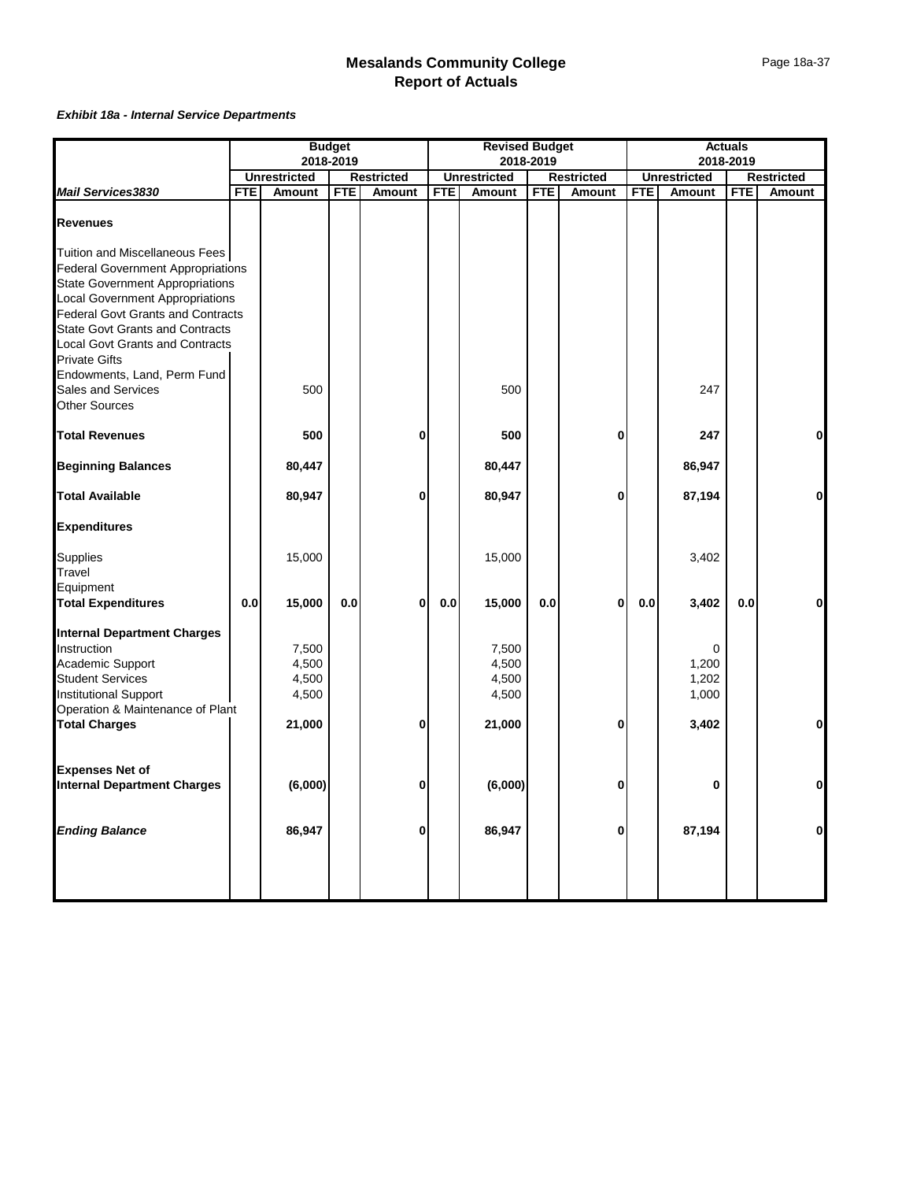# Mesalands Community College
# Report of Actuals

***Exhibit 18a - Internal Service Departments***

| | Budget 2018-2019 | | | | Revised Budget 2018-2019 | | | | Actuals 2018-2019 | | | |
|---|---|---|---|---|---|---|---|---|---|---|---|---|
| | Unrestricted | | Restricted | | Unrestricted | | Restricted | | Unrestricted | | Restricted | |
| ***Mail Services3830*** | **FTE** | **Amount** | **FTE** | **Amount** | **FTE** | **Amount** | **FTE** | **Amount** | **FTE** | **Amount** | **FTE** | **Amount** |
| **Revenues** | | | | | | | | | | | | |
| Tuition and Miscellaneous Fees | | | | | | | | | | | | |
| Federal Government Appropriations | | | | | | | | | | | | |
| State Government Appropriations | | | | | | | | | | | | |
| Local Government Appropriations | | | | | | | | | | | | |
| Federal Govt Grants and Contracts | | | | | | | | | | | | |
| State Govt Grants and Contracts | | | | | | | | | | | | |
| Local Govt Grants and Contracts | | | | | | | | | | | | |
| Private Gifts | | | | | | | | | | | | |
| Endowments, Land, Perm Fund | | | | | | | | | | | | |
| Sales and Services | | 500 | | | | 500 | | | | 247 | | |
| Other Sources | | | | | | | | | | | | |
| **Total Revenues** | | **500** | | **0** | | **500** | | **0** | | **247** | | **0** |
| **Beginning Balances** | | **80,447** | | | | **80,447** | | | | **86,947** | | |
| **Total Available** | | **80,947** | | **0** | | **80,947** | | **0** | | **87,194** | | **0** |
| **Expenditures** | | | | | | | | | | | | |
| Supplies | | 15,000 | | | | 15,000 | | | | 3,402 | | |
| Travel | | | | | | | | | | | | |
| Equipment | | | | | | | | | | | | |
| **Total Expenditures** | **0.0** | **15,000** | **0.0** | **0** | **0.0** | **15,000** | **0.0** | **0** | **0.0** | **3,402** | **0.0** | **0** |
| **Internal Department Charges** | | | | | | | | | | | | |
| Instruction | | 7,500 | | | | 7,500 | | | | 0 | | |
| Academic Support | | 4,500 | | | | 4,500 | | | | 1,200 | | |
| Student Services | | 4,500 | | | | 4,500 | | | | 1,202 | | |
| Institutional Support | | 4,500 | | | | 4,500 | | | | 1,000 | | |
| Operation & Maintenance of Plant | | | | | | | | | | | | |
| **Total Charges** | | **21,000** | | **0** | | **21,000** | | **0** | | **3,402** | | **0** |
| **Expenses Net of Internal Department Charges** | | **(6,000)** | | **0** | | **(6,000)** | | **0** | | **0** | | **0** |
| ***Ending Balance*** | | **86,947** | | **0** | | **86,947** | | **0** | | **87,194** | | **0** |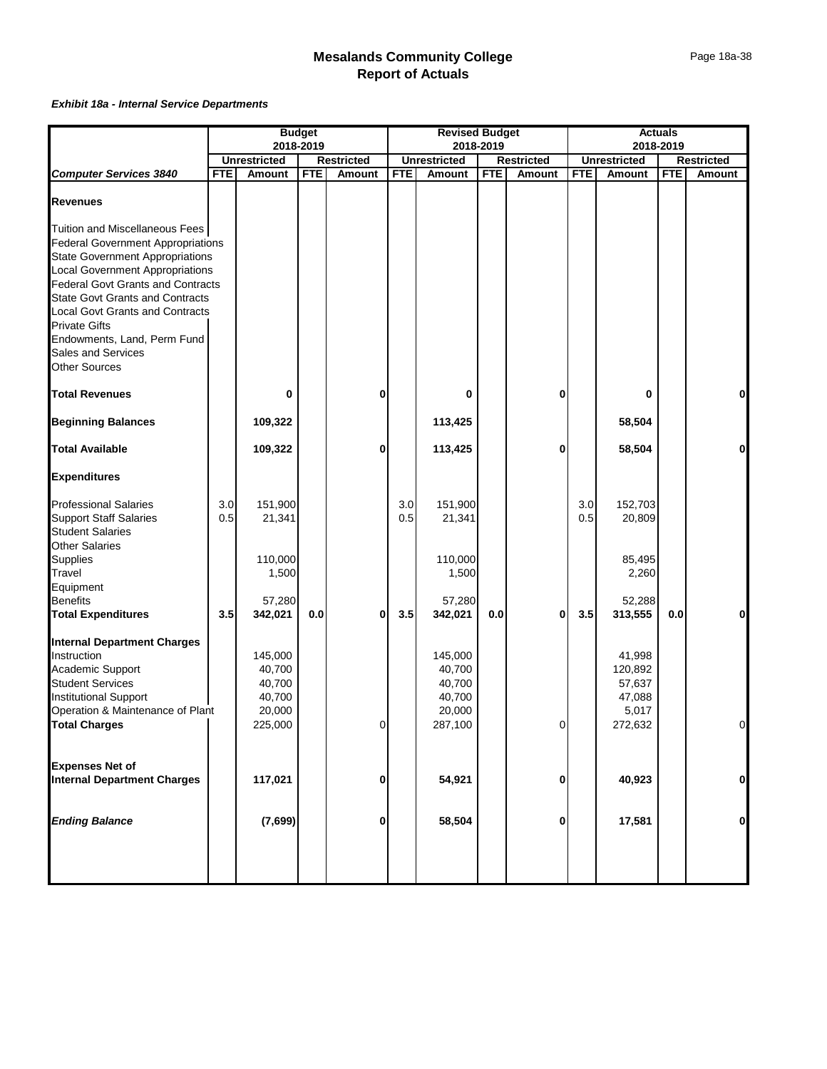# Mesalands Community College
## Report of Actuals

***Exhibit 18a - Internal Service Departments***

| | Budget 2018-2019 | | | | Revised Budget 2018-2019 | | | | Actuals 2018-2019 | | | |
|---|---|---|---|---|---|---|---|---|---|---|---|---|
| | Unrestricted | | Restricted | | Unrestricted | | Restricted | | Unrestricted | | Restricted | |
| ***Computer Services 3840*** | **FTE** | **Amount** | **FTE** | **Amount** | **FTE** | **Amount** | **FTE** | **Amount** | **FTE** | **Amount** | **FTE** | **Amount** |
| **Revenues** | | | | | | | | | | | | |
| Tuition and Miscellaneous Fees | | | | | | | | | | | | |
| Federal Government Appropriations | | | | | | | | | | | | |
| State Government Appropriations | | | | | | | | | | | | |
| Local Government Appropriations | | | | | | | | | | | | |
| Federal Govt Grants and Contracts | | | | | | | | | | | | |
| State Govt Grants and Contracts | | | | | | | | | | | | |
| Local Govt Grants and Contracts | | | | | | | | | | | | |
| Private Gifts | | | | | | | | | | | | |
| Endowments, Land, Perm Fund | | | | | | | | | | | | |
| Sales and Services | | | | | | | | | | | | |
| Other Sources | | | | | | | | | | | | |
| **Total Revenues** | | **0** | | **0** | | **0** | | **0** | | **0** | | **0** |
| **Beginning Balances** | | **109,322** | | | | **113,425** | | | | **58,504** | | |
| **Total Available** | | **109,322** | | **0** | | **113,425** | | **0** | | **58,504** | | **0** |
| **Expenditures** | | | | | | | | | | | | |
| Professional Salaries | 3.0 | 151,900 | | | 3.0 | 151,900 | | | 3.0 | 152,703 | | |
| Support Staff Salaries | 0.5 | 21,341 | | | 0.5 | 21,341 | | | 0.5 | 20,809 | | |
| Student Salaries | | | | | | | | | | | | |
| Other Salaries | | | | | | | | | | | | |
| Supplies | | 110,000 | | | | 110,000 | | | | 85,495 | | |
| Travel | | 1,500 | | | | 1,500 | | | | 2,260 | | |
| Equipment | | | | | | | | | | | | |
| Benefits | | 57,280 | | | | 57,280 | | | | 52,288 | | |
| **Total Expenditures** | **3.5** | **342,021** | **0.0** | **0** | **3.5** | **342,021** | **0.0** | **0** | **3.5** | **313,555** | **0.0** | **0** |
| **Internal Department Charges** | | | | | | | | | | | | |
| Instruction | | 145,000 | | | | 145,000 | | | | 41,998 | | |
| Academic Support | | 40,700 | | | | 40,700 | | | | 120,892 | | |
| Student Services | | 40,700 | | | | 40,700 | | | | 57,637 | | |
| Institutional Support | | 40,700 | | | | 40,700 | | | | 47,088 | | |
| Operation & Maintenance of Plant | | 20,000 | | | | 20,000 | | | | 5,017 | | |
| **Total Charges** | | 225,000 | | 0 | | 287,100 | | 0 | | 272,632 | | 0 |
| **Expenses Net of Internal Department Charges** | | **117,021** | | **0** | | **54,921** | | **0** | | **40,923** | | **0** |
| ***Ending Balance*** | | **(7,699)** | | **0** | | **58,504** | | **0** | | **17,581** | | **0** |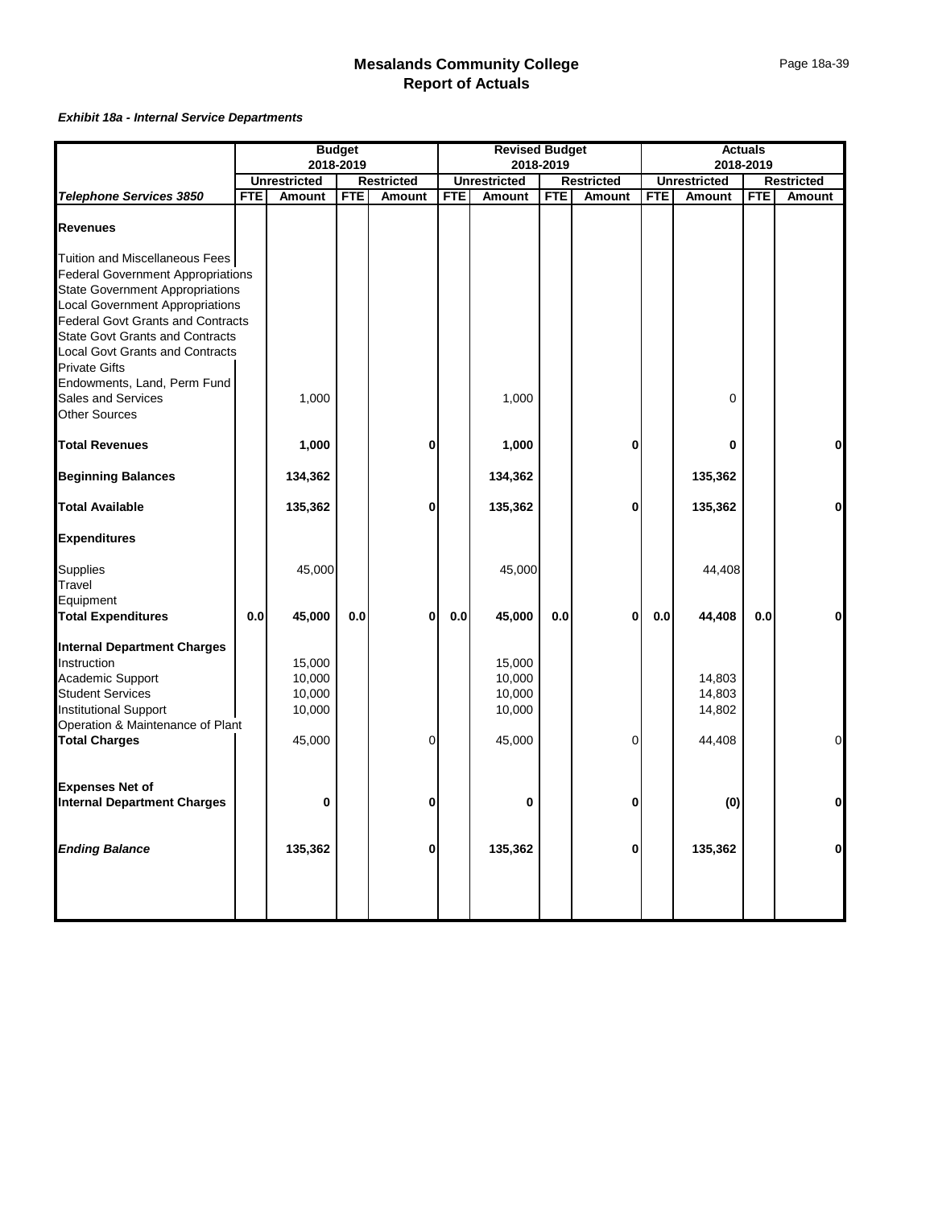# Mesalands Community College
## Report of Actuals

***Exhibit 18a - Internal Service Departments***

| | Budget 2018-2019 | | | | Revised Budget 2018-2019 | | | | Actuals 2018-2019 | | | |
|---|---|---|---|---|---|---|---|---|---|---|---|---|
| | Unrestricted | | Restricted | | Unrestricted | | Restricted | | Unrestricted | | Restricted | |
| ***Telephone Services 3850*** | **FTE** | **Amount** | **FTE** | **Amount** | **FTE** | **Amount** | **FTE** | **Amount** | **FTE** | **Amount** | **FTE** | **Amount** |
| **Revenues** | | | | | | | | | | | | |
| Tuition and Miscellaneous Fees | | | | | | | | | | | | |
| Federal Government Appropriations | | | | | | | | | | | | |
| State Government Appropriations | | | | | | | | | | | | |
| Local Government Appropriations | | | | | | | | | | | | |
| Federal Govt Grants and Contracts | | | | | | | | | | | | |
| State Govt Grants and Contracts | | | | | | | | | | | | |
| Local Govt Grants and Contracts | | | | | | | | | | | | |
| Private Gifts | | | | | | | | | | | | |
| Endowments, Land, Perm Fund | | | | | | | | | | | | |
| Sales and Services | | 1,000 | | | | 1,000 | | | | 0 | | |
| Other Sources | | | | | | | | | | | | |
| **Total Revenues** | | **1,000** | | **0** | | **1,000** | | **0** | | **0** | | **0** |
| **Beginning Balances** | | **134,362** | | | | **134,362** | | | | **135,362** | | |
| **Total Available** | | **135,362** | | **0** | | **135,362** | | **0** | | **135,362** | | **0** |
| **Expenditures** | | | | | | | | | | | | |
| Supplies | | 45,000 | | | | 45,000 | | | | 44,408 | | |
| Travel | | | | | | | | | | | | |
| Equipment | | | | | | | | | | | | |
| **Total Expenditures** | **0.0** | **45,000** | **0.0** | **0** | **0.0** | **45,000** | **0.0** | **0** | **0.0** | **44,408** | **0.0** | **0** |
| **Internal Department Charges** | | | | | | | | | | | | |
| Instruction | | 15,000 | | | | 15,000 | | | | | | |
| Academic Support | | 10,000 | | | | 10,000 | | | | 14,803 | | |
| Student Services | | 10,000 | | | | 10,000 | | | | 14,803 | | |
| Institutional Support | | 10,000 | | | | 10,000 | | | | 14,802 | | |
| Operation & Maintenance of Plant | | | | | | | | | | | | |
| **Total Charges** | | 45,000 | | 0 | | 45,000 | | 0 | | 44,408 | | 0 |
| **Expenses Net of Internal Department Charges** | | **0** | | **0** | | **0** | | **0** | | **(0)** | | **0** |
| ***Ending Balance*** | | **135,362** | | **0** | | **135,362** | | **0** | | **135,362** | | **0** |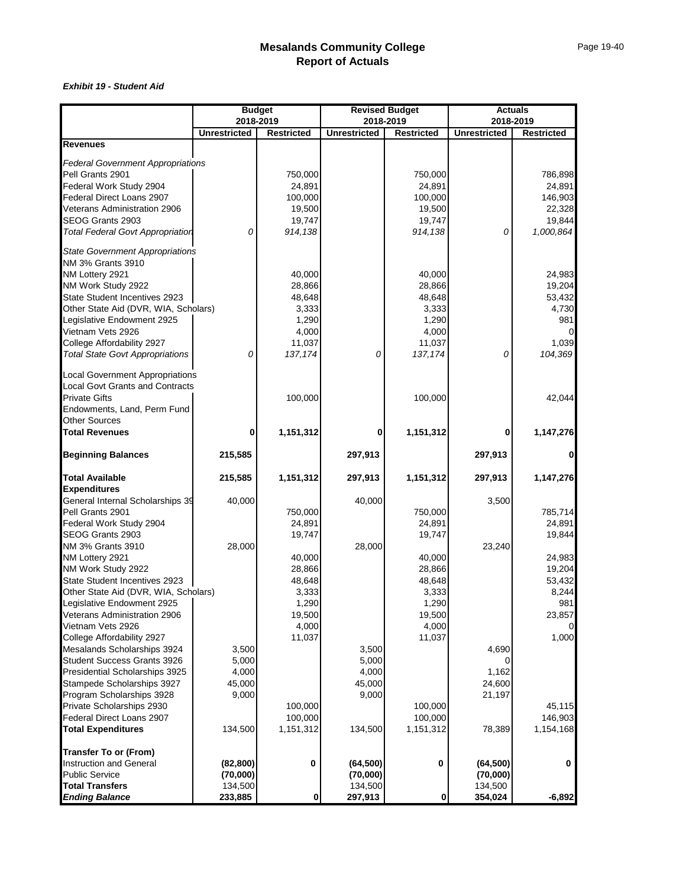# Mesalands Community College
## Report of Actuals

***Exhibit 19 - Student Aid***

| | Budget 2018-2019 | | Revised Budget 2018-2019 | | Actuals 2018-2019 | |
|---|---|---|---|---|---|---|
| | Unrestricted | Restricted | Unrestricted | Restricted | Unrestricted | Restricted |
| **Revenues** | | | | | | |
| *Federal Government Appropriations* | | | | | | |
| Pell Grants 2901 | | 750,000 | | 750,000 | | 786,898 |
| Federal Work Study 2904 | | 24,891 | | 24,891 | | 24,891 |
| Federal Direct Loans 2907 | | 100,000 | | 100,000 | | 146,903 |
| Veterans Administration 2906 | | 19,500 | | 19,500 | | 22,328 |
| SEOG Grants 2903 | | 19,747 | | 19,747 | | 19,844 |
| *Total Federal Govt Appropriation* | *0* | *914,138* | | *914,138* | *0* | *1,000,864* |
| *State Government Appropriations* | | | | | | |
| NM 3% Grants 3910 | | | | | | |
| NM Lottery 2921 | | 40,000 | | 40,000 | | 24,983 |
| NM Work Study 2922 | | 28,866 | | 28,866 | | 19,204 |
| State Student Incentives 2923 | | 48,648 | | 48,648 | | 53,432 |
| Other State Aid (DVR, WIA, Scholars) | | 3,333 | | 3,333 | | 4,730 |
| Legislative Endowment 2925 | | 1,290 | | 1,290 | | 981 |
| Vietnam Vets 2926 | | 4,000 | | 4,000 | | 0 |
| College Affordability 2927 | | 11,037 | | 11,037 | | 1,039 |
| *Total State Govt Appropriations* | *0* | *137,174* | *0* | *137,174* | *0* | *104,369* |
| Local Government Appropriations | | | | | | |
| Local Govt Grants and Contracts | | | | | | |
| Private Gifts | | 100,000 | | 100,000 | | 42,044 |
| Endowments, Land, Perm Fund | | | | | | |
| Other Sources | | | | | | |
| **Total Revenues** | **0** | **1,151,312** | **0** | **1,151,312** | **0** | **1,147,276** |
| **Beginning Balances** | **215,585** | | **297,913** | | **297,913** | **0** |
| **Total Available** | **215,585** | **1,151,312** | **297,913** | **1,151,312** | **297,913** | **1,147,276** |
| **Expenditures** | | | | | | |
| General Internal Scholarships 39 | 40,000 | | 40,000 | | 3,500 | |
| Pell Grants 2901 | | 750,000 | | 750,000 | | 785,714 |
| Federal Work Study 2904 | | 24,891 | | 24,891 | | 24,891 |
| SEOG Grants 2903 | | 19,747 | | 19,747 | | 19,844 |
| NM 3% Grants 3910 | 28,000 | | 28,000 | | 23,240 | |
| NM Lottery 2921 | | 40,000 | | 40,000 | | 24,983 |
| NM Work Study 2922 | | 28,866 | | 28,866 | | 19,204 |
| State Student Incentives 2923 | | 48,648 | | 48,648 | | 53,432 |
| Other State Aid (DVR, WIA, Scholars) | | 3,333 | | 3,333 | | 8,244 |
| Legislative Endowment 2925 | | 1,290 | | 1,290 | | 981 |
| Veterans Administration 2906 | | 19,500 | | 19,500 | | 23,857 |
| Vietnam Vets 2926 | | 4,000 | | 4,000 | | 0 |
| College Affordability 2927 | | 11,037 | | 11,037 | | 1,000 |
| Mesalands Scholarships 3924 | 3,500 | | 3,500 | | 4,690 | |
| Student Success Grants 3926 | 5,000 | | 5,000 | | 0 | |
| Presidential Scholarships 3925 | 4,000 | | 4,000 | | 1,162 | |
| Stampede Scholarships 3927 | 45,000 | | 45,000 | | 24,600 | |
| Program Scholarships 3928 | 9,000 | | 9,000 | | 21,197 | |
| Private Scholarships 2930 | | 100,000 | | 100,000 | | 45,115 |
| Federal Direct Loans 2907 | | 100,000 | | 100,000 | | 146,903 |
| **Total Expenditures** | 134,500 | 1,151,312 | 134,500 | 1,151,312 | 78,389 | 1,154,168 |
| **Transfer To or (From)** | | | | | | |
| Instruction and General | **(82,800)** | **0** | **(64,500)** | **0** | **(64,500)** | **0** |
| Public Service | **(70,000)** | | **(70,000)** | | **(70,000)** | |
| **Total Transfers** | 134,500 | | 134,500 | | 134,500 | |
| ***Ending Balance*** | **233,885** | **0** | **297,913** | **0** | **354,024** | **-6,892** |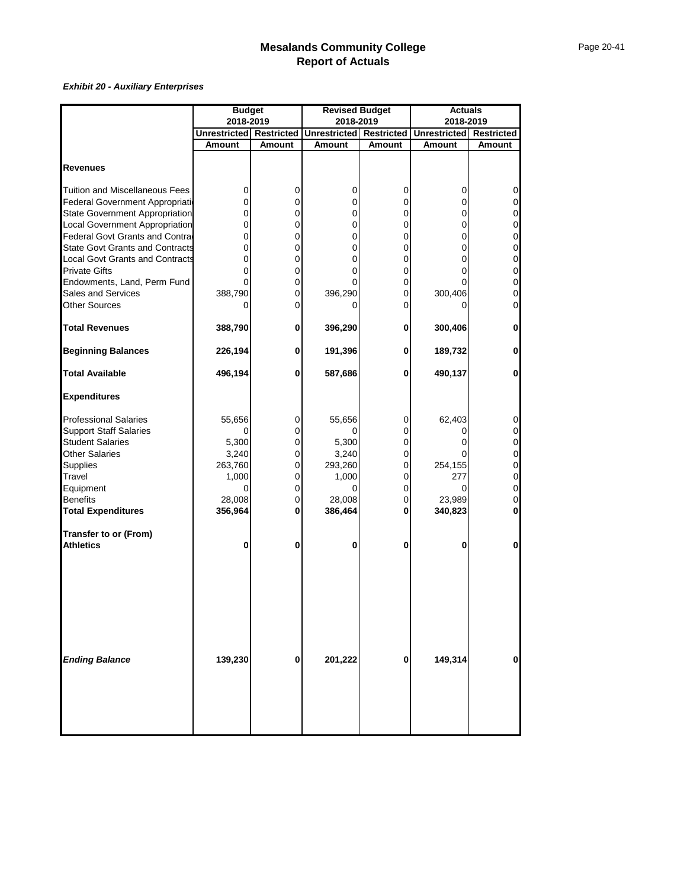# Mesalands Community College
## Report of Actuals

***Exhibit 20 - Auxiliary Enterprises***

| | Budget 2018-2019 | | Revised Budget 2018-2019 | | Actuals 2018-2019 | |
|---|---|---|---|---|---|---|
| | Unrestricted | Restricted | Unrestricted | Restricted | Unrestricted | Restricted |
| | Amount | Amount | Amount | Amount | Amount | Amount |
| **Revenues** | | | | | | |
| Tuition and Miscellaneous Fees | 0 | 0 | 0 | 0 | 0 | 0 |
| Federal Government Appropriati | 0 | 0 | 0 | 0 | 0 | 0 |
| State Government Appropriation | 0 | 0 | 0 | 0 | 0 | 0 |
| Local Government Appropriation | 0 | 0 | 0 | 0 | 0 | 0 |
| Federal Govt Grants and Contra | 0 | 0 | 0 | 0 | 0 | 0 |
| State Govt Grants and Contracts | 0 | 0 | 0 | 0 | 0 | 0 |
| Local Govt Grants and Contracts | 0 | 0 | 0 | 0 | 0 | 0 |
| Private Gifts | 0 | 0 | 0 | 0 | 0 | 0 |
| Endowments, Land, Perm Fund | 0 | 0 | 0 | 0 | 0 | 0 |
| Sales and Services | 388,790 | 0 | 396,290 | 0 | 300,406 | 0 |
| Other Sources | 0 | 0 | 0 | 0 | 0 | 0 |
| **Total Revenues** | **388,790** | **0** | **396,290** | **0** | **300,406** | **0** |
| **Beginning Balances** | **226,194** | **0** | **191,396** | **0** | **189,732** | **0** |
| **Total Available** | **496,194** | **0** | **587,686** | **0** | **490,137** | **0** |
| **Expenditures** | | | | | | |
| Professional Salaries | 55,656 | 0 | 55,656 | 0 | 62,403 | 0 |
| Support Staff Salaries | 0 | 0 | 0 | 0 | 0 | 0 |
| Student Salaries | 5,300 | 0 | 5,300 | 0 | 0 | 0 |
| Other Salaries | 3,240 | 0 | 3,240 | 0 | 0 | 0 |
| Supplies | 263,760 | 0 | 293,260 | 0 | 254,155 | 0 |
| Travel | 1,000 | 0 | 1,000 | 0 | 277 | 0 |
| Equipment | 0 | 0 | 0 | 0 | 0 | 0 |
| Benefits | 28,008 | 0 | 28,008 | 0 | 23,989 | 0 |
| **Total Expenditures** | **356,964** | **0** | **386,464** | **0** | **340,823** | **0** |
| **Transfer to or (From) Athletics** | **0** | **0** | **0** | **0** | **0** | **0** |
| ***Ending Balance*** | **139,230** | **0** | **201,222** | **0** | **149,314** | **0** |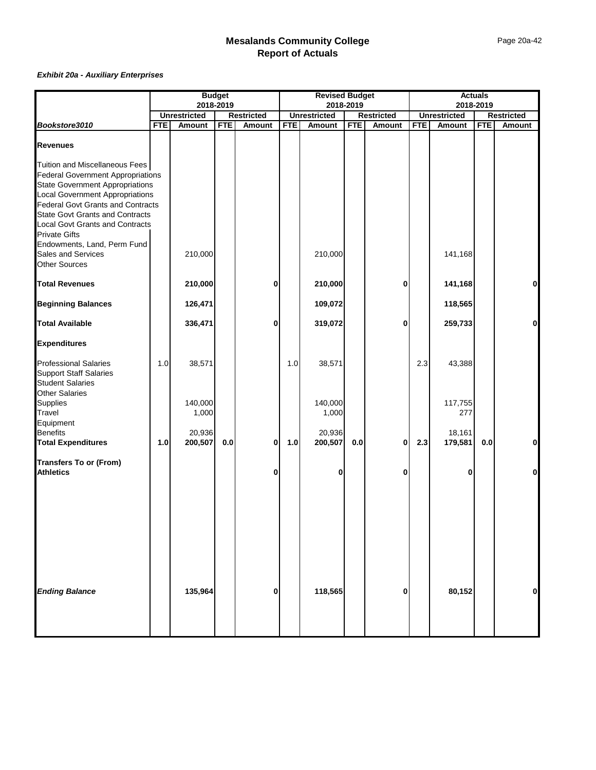# Mesalands Community College
## Report of Actuals

***Exhibit 20a - Auxiliary Enterprises***

| | Budget 2018-2019 | | | | Revised Budget 2018-2019 | | | | Actuals 2018-2019 | | | |
|---|---|---|---|---|---|---|---|---|---|---|---|---|
| | Unrestricted | | Restricted | | Unrestricted | | Restricted | | Unrestricted | | Restricted | |
| ***Bookstore3010*** | **FTE** | **Amount** | **FTE** | **Amount** | **FTE** | **Amount** | **FTE** | **Amount** | **FTE** | **Amount** | **FTE** | **Amount** |
| **Revenues** | | | | | | | | | | | | |
| Tuition and Miscellaneous Fees | | | | | | | | | | | | |
| Federal Government Appropriations | | | | | | | | | | | | |
| State Government Appropriations | | | | | | | | | | | | |
| Local Government Appropriations | | | | | | | | | | | | |
| Federal Govt Grants and Contracts | | | | | | | | | | | | |
| State Govt Grants and Contracts | | | | | | | | | | | | |
| Local Govt Grants and Contracts | | | | | | | | | | | | |
| Private Gifts | | | | | | | | | | | | |
| Endowments, Land, Perm Fund | | | | | | | | | | | | |
| Sales and Services | | 210,000 | | | | 210,000 | | | | 141,168 | | |
| Other Sources | | | | | | | | | | | | |
| **Total Revenues** | | **210,000** | | **0** | | **210,000** | | **0** | | **141,168** | | **0** |
| **Beginning Balances** | | **126,471** | | | | **109,072** | | | | **118,565** | | |
| **Total Available** | | **336,471** | | **0** | | **319,072** | | **0** | | **259,733** | | **0** |
| **Expenditures** | | | | | | | | | | | | |
| Professional Salaries | 1.0 | 38,571 | | | 1.0 | 38,571 | | | 2.3 | 43,388 | | |
| Support Staff Salaries | | | | | | | | | | | | |
| Student Salaries | | | | | | | | | | | | |
| Other Salaries | | | | | | | | | | | | |
| Supplies | | 140,000 | | | | 140,000 | | | | 117,755 | | |
| Travel | | 1,000 | | | | 1,000 | | | | 277 | | |
| Equipment | | | | | | | | | | | | |
| Benefits | | 20,936 | | | | 20,936 | | | | 18,161 | | |
| **Total Expenditures** | **1.0** | **200,507** | **0.0** | **0** | **1.0** | **200,507** | **0.0** | **0** | **2.3** | **179,581** | **0.0** | **0** |
| **Transfers To or (From)** | | | | | | | | | | | | |
| **Athletics** | | | | **0** | | **0** | | **0** | | **0** | | **0** |
| ***Ending Balance*** | | **135,964** | | **0** | | **118,565** | | **0** | | **80,152** | | **0** |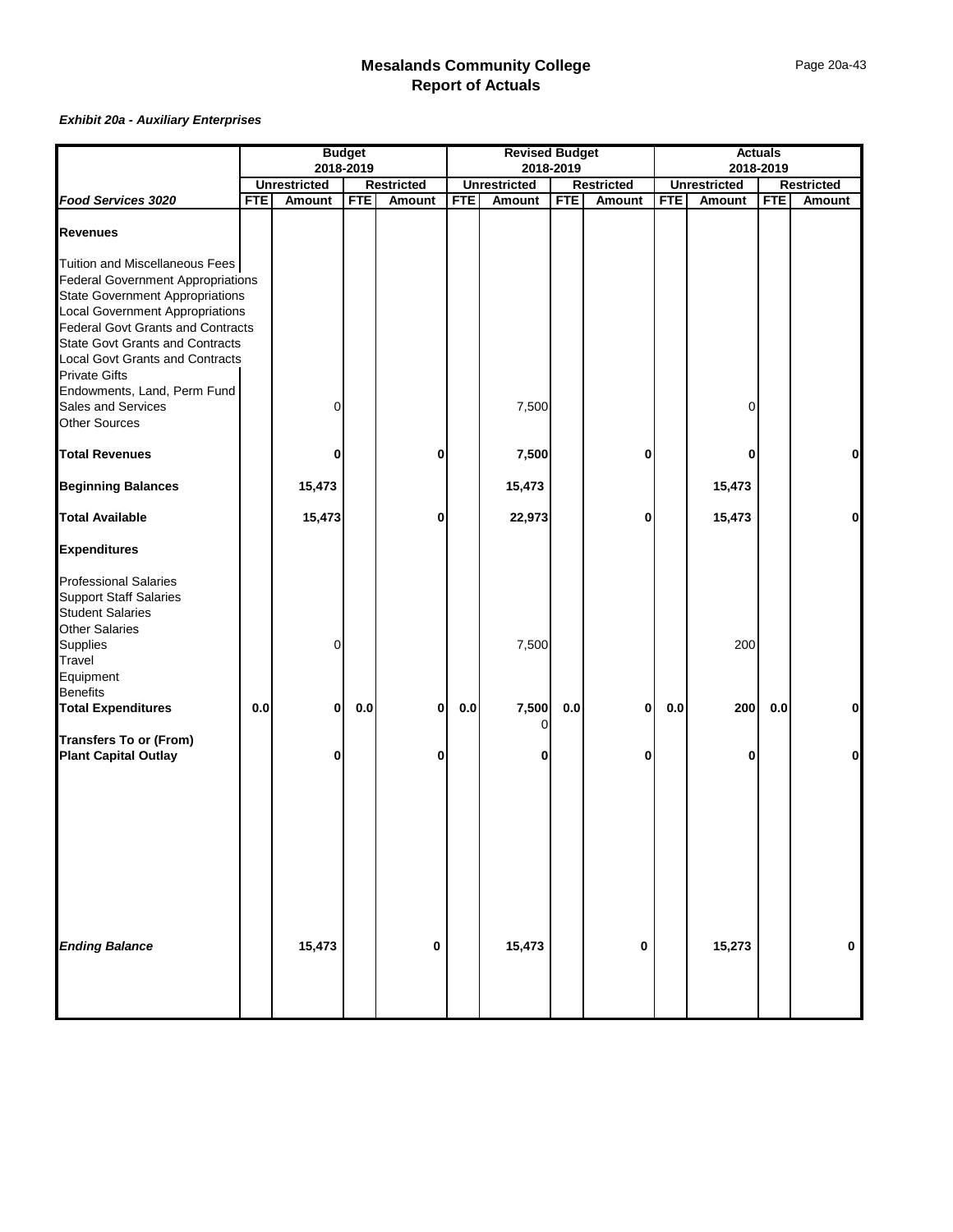# Mesalands Community College
## Report of Actuals

***Exhibit 20a - Auxiliary Enterprises***

| | Budget 2018-2019 | | | | Revised Budget 2018-2019 | | | | Actuals 2018-2019 | | | |
|---|---|---|---|---|---|---|---|---|---|---|---|---|
| | Unrestricted | | Restricted | | Unrestricted | | Restricted | | Unrestricted | | Restricted | |
| ***Food Services 3020*** | **FTE** | **Amount** | **FTE** | **Amount** | **FTE** | **Amount** | **FTE** | **Amount** | **FTE** | **Amount** | **FTE** | **Amount** |
| **Revenues** | | | | | | | | | | | | |
| Tuition and Miscellaneous Fees | | | | | | | | | | | | |
| Federal Government Appropriations | | | | | | | | | | | | |
| State Government Appropriations | | | | | | | | | | | | |
| Local Government Appropriations | | | | | | | | | | | | |
| Federal Govt Grants and Contracts | | | | | | | | | | | | |
| State Govt Grants and Contracts | | | | | | | | | | | | |
| Local Govt Grants and Contracts | | | | | | | | | | | | |
| Private Gifts | | | | | | | | | | | | |
| Endowments, Land, Perm Fund | | | | | | | | | | | | |
| Sales and Services | | 0 | | | | 7,500 | | | | 0 | | |
| Other Sources | | | | | | | | | | | | |
| **Total Revenues** | | **0** | | **0** | | **7,500** | | **0** | | **0** | | **0** |
| **Beginning Balances** | | **15,473** | | | | **15,473** | | | | **15,473** | | |
| **Total Available** | | **15,473** | | **0** | | **22,973** | | **0** | | **15,473** | | **0** |
| **Expenditures** | | | | | | | | | | | | |
| Professional Salaries | | | | | | | | | | | | |
| Support Staff Salaries | | | | | | | | | | | | |
| Student Salaries | | | | | | | | | | | | |
| Other Salaries | | | | | | | | | | | | |
| Supplies | | 0 | | | | 7,500 | | | | 200 | | |
| Travel | | | | | | | | | | | | |
| Equipment | | | | | | | | | | | | |
| Benefits | | | | | | | | | | | | |
| **Total Expenditures** | **0.0** | **0** | **0.0** | **0** | **0.0** | **7,500** | **0.0** | **0** | **0.0** | **200** | **0.0** | **0** |
| | | | | | | 0 | | | | | | |
| **Transfers To or (From)** | | | | | | | | | | | | |
| **Plant Capital Outlay** | | **0** | | **0** | | **0** | | **0** | | **0** | | **0** |
| ***Ending Balance*** | | **15,473** | | **0** | | **15,473** | | **0** | | **15,273** | | **0** |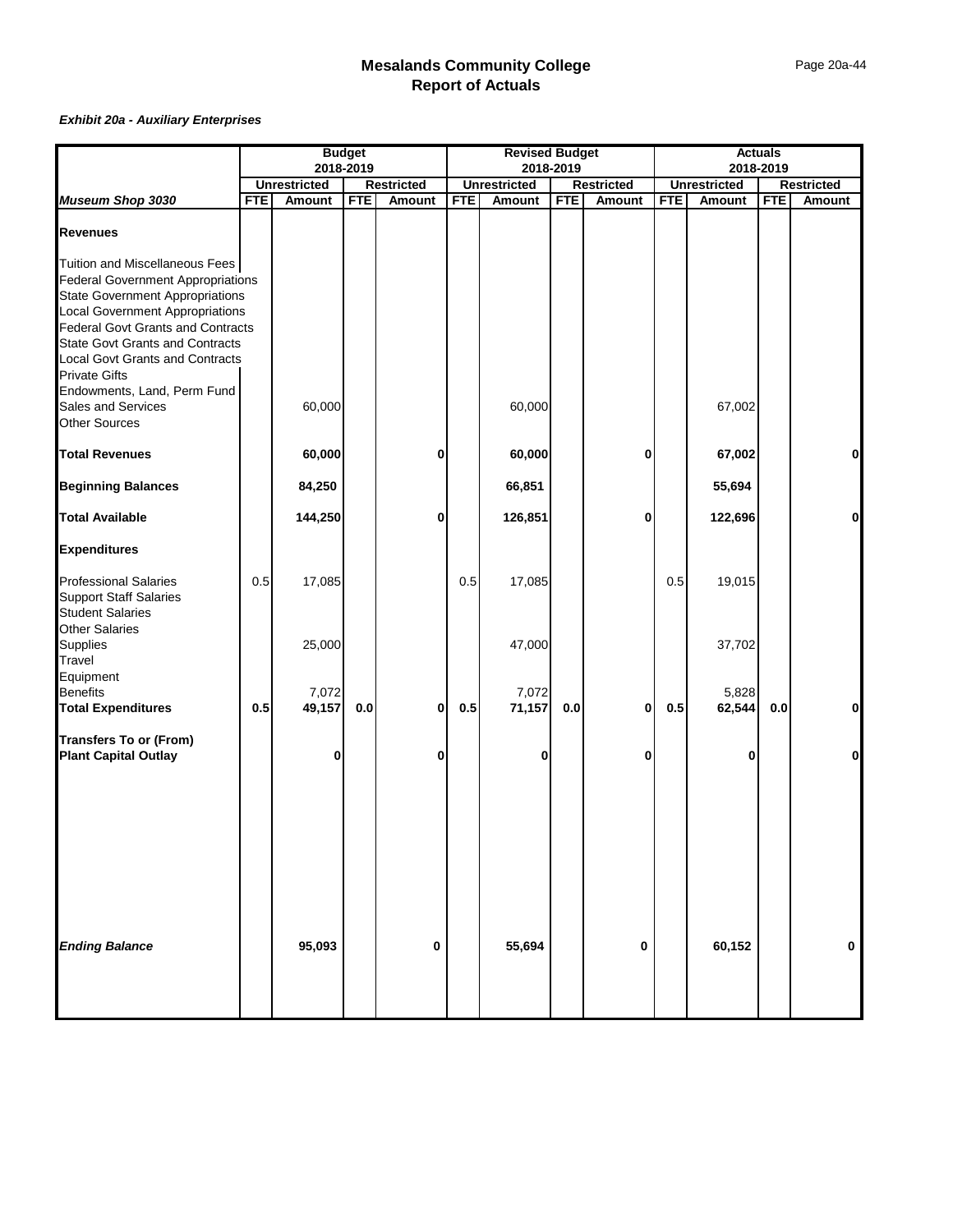# Mesalands Community College
# Report of Actuals

***Exhibit 20a - Auxiliary Enterprises***

| | Budget 2018-2019 | | | | Revised Budget 2018-2019 | | | | Actuals 2018-2019 | | | |
|---|---|---|---|---|---|---|---|---|---|---|---|---|
| | Unrestricted | | Restricted | | Unrestricted | | Restricted | | Unrestricted | | Restricted | |
| ***Museum Shop 3030*** | **FTE** | **Amount** | **FTE** | **Amount** | **FTE** | **Amount** | **FTE** | **Amount** | **FTE** | **Amount** | **FTE** | **Amount** |
| **Revenues** | | | | | | | | | | | | |
| Tuition and Miscellaneous Fees | | | | | | | | | | | | |
| Federal Government Appropriations | | | | | | | | | | | | |
| State Government Appropriations | | | | | | | | | | | | |
| Local Government Appropriations | | | | | | | | | | | | |
| Federal Govt Grants and Contracts | | | | | | | | | | | | |
| State Govt Grants and Contracts | | | | | | | | | | | | |
| Local Govt Grants and Contracts | | | | | | | | | | | | |
| Private Gifts | | | | | | | | | | | | |
| Endowments, Land, Perm Fund | | | | | | | | | | | | |
| Sales and Services | | 60,000 | | | | 60,000 | | | | 67,002 | | |
| Other Sources | | | | | | | | | | | | |
| **Total Revenues** | | **60,000** | | **0** | | **60,000** | | **0** | | **67,002** | | **0** |
| **Beginning Balances** | | **84,250** | | | | **66,851** | | | | **55,694** | | |
| **Total Available** | | **144,250** | | **0** | | **126,851** | | **0** | | **122,696** | | **0** |
| **Expenditures** | | | | | | | | | | | | |
| Professional Salaries | 0.5 | 17,085 | | | 0.5 | 17,085 | | | 0.5 | 19,015 | | |
| Support Staff Salaries | | | | | | | | | | | | |
| Student Salaries | | | | | | | | | | | | |
| Other Salaries | | | | | | | | | | | | |
| Supplies | | 25,000 | | | | 47,000 | | | | 37,702 | | |
| Travel | | | | | | | | | | | | |
| Equipment | | | | | | | | | | | | |
| Benefits | | 7,072 | | | | 7,072 | | | | 5,828 | | |
| **Total Expenditures** | **0.5** | **49,157** | **0.0** | **0** | **0.5** | **71,157** | **0.0** | **0** | **0.5** | **62,544** | **0.0** | **0** |
| **Transfers To or (From)** | | | | | | | | | | | | |
| **Plant Capital Outlay** | | **0** | | **0** | | **0** | | **0** | | **0** | | **0** |
| ***Ending Balance*** | | **95,093** | | **0** | | **55,694** | | **0** | | **60,152** | | **0** |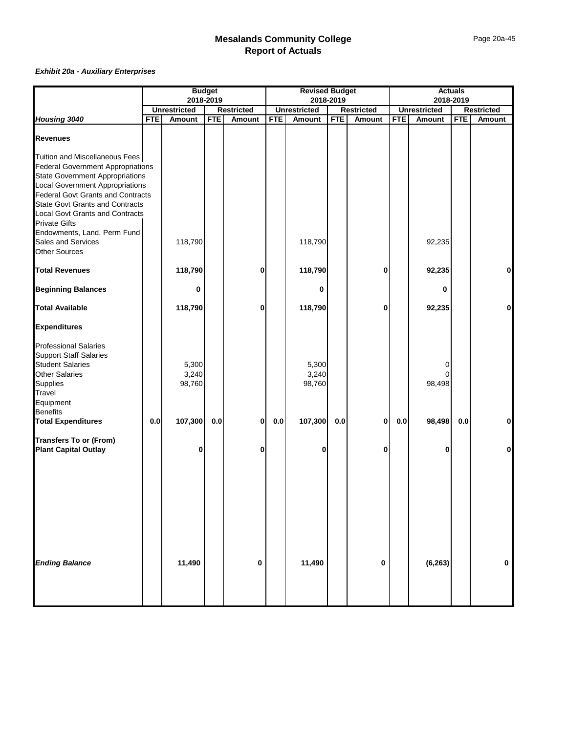# Mesalands Community College
## Report of Actuals

***Exhibit 20a - Auxiliary Enterprises***

| | Budget 2018-2019 | | | | Revised Budget 2018-2019 | | | | Actuals 2018-2019 | | | |
|---|---|---|---|---|---|---|---|---|---|---|---|---|
| | Unrestricted | | Restricted | | Unrestricted | | Restricted | | Unrestricted | | Restricted | |
| ***Housing 3040*** | FTE | Amount | FTE | Amount | FTE | Amount | FTE | Amount | FTE | Amount | FTE | Amount |
| **Revenues** | | | | | | | | | | | | |
| Tuition and Miscellaneous Fees | | | | | | | | | | | | |
| Federal Government Appropriations | | | | | | | | | | | | |
| State Government Appropriations | | | | | | | | | | | | |
| Local Government Appropriations | | | | | | | | | | | | |
| Federal Govt Grants and Contracts | | | | | | | | | | | | |
| State Govt Grants and Contracts | | | | | | | | | | | | |
| Local Govt Grants and Contracts | | | | | | | | | | | | |
| Private Gifts | | | | | | | | | | | | |
| Endowments, Land, Perm Fund | | | | | | | | | | | | |
| Sales and Services | | 118,790 | | | | 118,790 | | | | 92,235 | | |
| Other Sources | | | | | | | | | | | | |
| **Total Revenues** | | **118,790** | | **0** | | **118,790** | | **0** | | **92,235** | | **0** |
| **Beginning Balances** | | **0** | | | | **0** | | | | **0** | | |
| **Total Available** | | **118,790** | | **0** | | **118,790** | | **0** | | **92,235** | | **0** |
| **Expenditures** | | | | | | | | | | | | |
| Professional Salaries | | | | | | | | | | | | |
| Support Staff Salaries | | | | | | | | | | | | |
| Student Salaries | | 5,300 | | | | 5,300 | | | | 0 | | |
| Other Salaries | | 3,240 | | | | 3,240 | | | | 0 | | |
| Supplies | | 98,760 | | | | 98,760 | | | | 98,498 | | |
| Travel | | | | | | | | | | | | |
| Equipment | | | | | | | | | | | | |
| Benefits | | | | | | | | | | | | |
| **Total Expenditures** | **0.0** | **107,300** | **0.0** | **0** | **0.0** | **107,300** | **0.0** | **0** | **0.0** | **98,498** | **0.0** | **0** |
| **Transfers To or (From)** | | | | | | | | | | | | |
| **Plant Capital Outlay** | | **0** | | **0** | | **0** | | **0** | | **0** | | **0** |
| ***Ending Balance*** | | **11,490** | | **0** | | **11,490** | | **0** | | **(6,263)** | | **0** |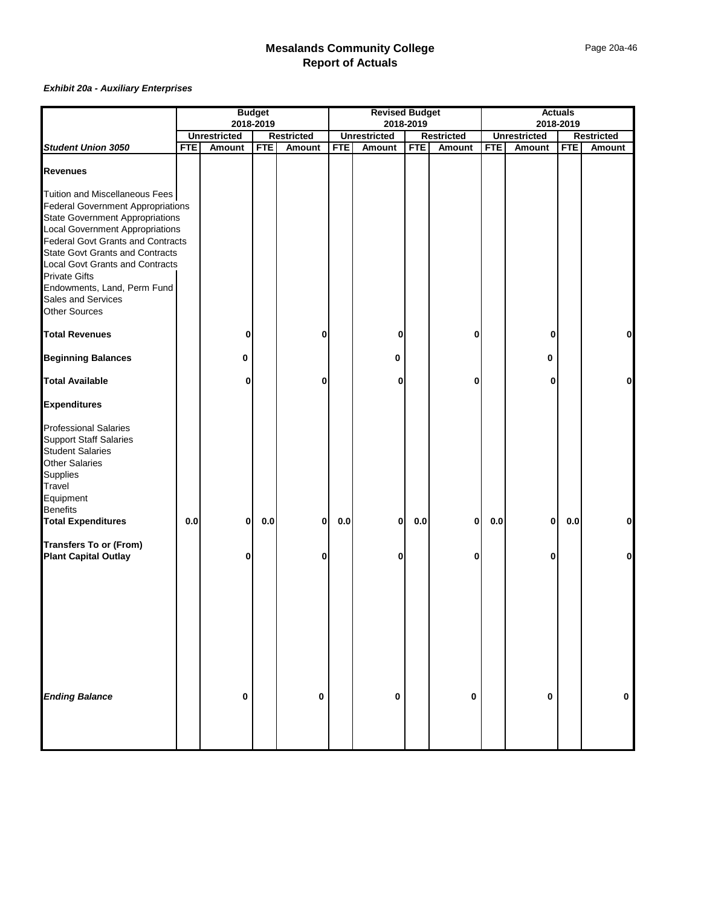# Mesalands Community College
## Report of Actuals

***Exhibit 20a - Auxiliary Enterprises***

| | Budget 2018-2019 | | | | Revised Budget 2018-2019 | | | | Actuals 2018-2019 | | | |
|---|---|---|---|---|---|---|---|---|---|---|---|---|
| | Unrestricted | | Restricted | | Unrestricted | | Restricted | | Unrestricted | | Restricted | |
| ***Student Union 3050*** | FTE | Amount | FTE | Amount | FTE | Amount | FTE | Amount | FTE | Amount | FTE | Amount |
| **Revenues** | | | | | | | | | | | | |
| Tuition and Miscellaneous Fees | | | | | | | | | | | | |
| Federal Government Appropriations | | | | | | | | | | | | |
| State Government Appropriations | | | | | | | | | | | | |
| Local Government Appropriations | | | | | | | | | | | | |
| Federal Govt Grants and Contracts | | | | | | | | | | | | |
| State Govt Grants and Contracts | | | | | | | | | | | | |
| Local Govt Grants and Contracts | | | | | | | | | | | | |
| Private Gifts | | | | | | | | | | | | |
| Endowments, Land, Perm Fund | | | | | | | | | | | | |
| Sales and Services | | | | | | | | | | | | |
| Other Sources | | | | | | | | | | | | |
| **Total Revenues** | | 0 | | 0 | | 0 | | 0 | | 0 | | 0 |
| **Beginning Balances** | | 0 | | | | 0 | | | | 0 | | |
| **Total Available** | | 0 | | 0 | | 0 | | 0 | | 0 | | 0 |
| **Expenditures** | | | | | | | | | | | | |
| Professional Salaries | | | | | | | | | | | | |
| Support Staff Salaries | | | | | | | | | | | | |
| Student Salaries | | | | | | | | | | | | |
| Other Salaries | | | | | | | | | | | | |
| Supplies | | | | | | | | | | | | |
| Travel | | | | | | | | | | | | |
| Equipment | | | | | | | | | | | | |
| Benefits | | | | | | | | | | | | |
| **Total Expenditures** | 0.0 | 0 | 0.0 | 0 | 0.0 | 0 | 0.0 | 0 | 0.0 | 0 | 0.0 | 0 |
| **Transfers To or (From)** | | | | | | | | | | | | |
| **Plant Capital Outlay** | | 0 | | 0 | | 0 | | 0 | | 0 | | 0 |
| ***Ending Balance*** | | 0 | | 0 | | 0 | | 0 | | 0 | | 0 |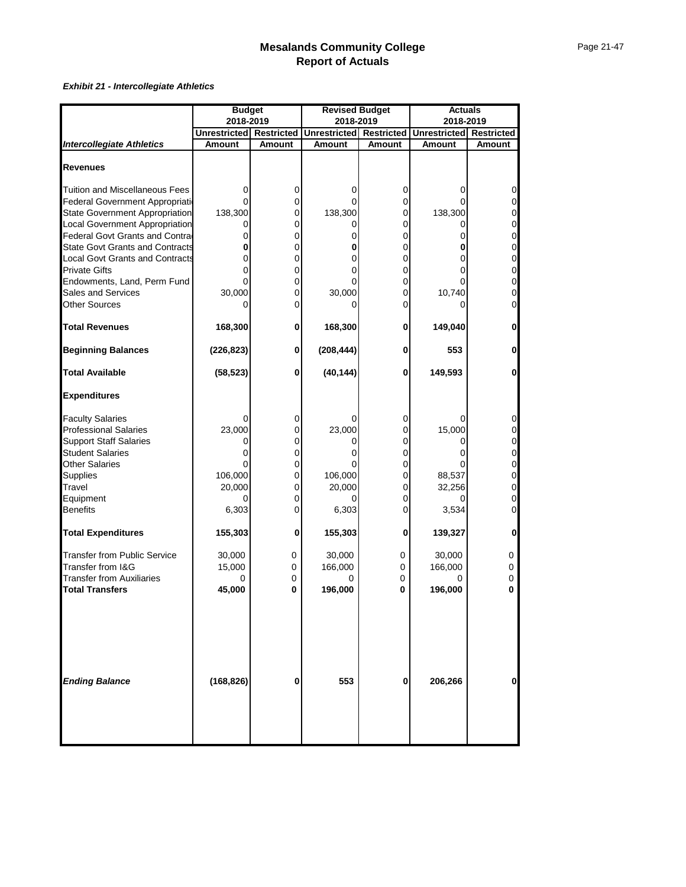# Mesalands Community College
## Report of Actuals

***Exhibit 21 - Intercollegiate Athletics***

| | Budget 2018-2019 | | Revised Budget 2018-2019 | | Actuals 2018-2019 | |
|---|---|---|---|---|---|---|
| | Unrestricted | Restricted | Unrestricted | Restricted | Unrestricted | Restricted |
| ***Intercollegiate Athletics*** | **Amount** | **Amount** | **Amount** | **Amount** | **Amount** | **Amount** |
| **Revenues** | | | | | | |
| Tuition and Miscellaneous Fees | 0 | 0 | 0 | 0 | 0 | 0 |
| Federal Government Appropriati | 0 | 0 | 0 | 0 | 0 | 0 |
| State Government Appropriation | 138,300 | 0 | 138,300 | 0 | 138,300 | 0 |
| Local Government Appropriation | 0 | 0 | 0 | 0 | 0 | 0 |
| Federal Govt Grants and Contra | 0 | 0 | 0 | 0 | 0 | 0 |
| State Govt Grants and Contracts | **0** | 0 | **0** | 0 | **0** | 0 |
| Local Govt Grants and Contracts | 0 | 0 | 0 | 0 | 0 | 0 |
| Private Gifts | 0 | 0 | 0 | 0 | 0 | 0 |
| Endowments, Land, Perm Fund | 0 | 0 | 0 | 0 | 0 | 0 |
| Sales and Services | 30,000 | 0 | 30,000 | 0 | 10,740 | 0 |
| Other Sources | 0 | 0 | 0 | 0 | 0 | 0 |
| **Total Revenues** | **168,300** | **0** | **168,300** | **0** | **149,040** | **0** |
| **Beginning Balances** | **(226,823)** | **0** | **(208,444)** | **0** | **553** | **0** |
| **Total Available** | **(58,523)** | **0** | **(40,144)** | **0** | **149,593** | **0** |
| **Expenditures** | | | | | | |
| Faculty Salaries | 0 | 0 | 0 | 0 | 0 | 0 |
| Professional Salaries | 23,000 | 0 | 23,000 | 0 | 15,000 | 0 |
| Support Staff Salaries | 0 | 0 | 0 | 0 | 0 | 0 |
| Student Salaries | 0 | 0 | 0 | 0 | 0 | 0 |
| Other Salaries | 0 | 0 | 0 | 0 | 0 | 0 |
| Supplies | 106,000 | 0 | 106,000 | 0 | 88,537 | 0 |
| Travel | 20,000 | 0 | 20,000 | 0 | 32,256 | 0 |
| Equipment | 0 | 0 | 0 | 0 | 0 | 0 |
| Benefits | 6,303 | 0 | 6,303 | 0 | 3,534 | 0 |
| **Total Expenditures** | **155,303** | **0** | **155,303** | **0** | **139,327** | **0** |
| Transfer from Public Service | 30,000 | 0 | 30,000 | 0 | 30,000 | 0 |
| Transfer from I&G | 15,000 | 0 | 166,000 | 0 | 166,000 | 0 |
| Transfer from Auxiliaries | 0 | 0 | 0 | 0 | 0 | 0 |
| **Total Transfers** | **45,000** | **0** | **196,000** | **0** | **196,000** | **0** |
| ***Ending Balance*** | **(168,826)** | **0** | **553** | **0** | **206,266** | **0** |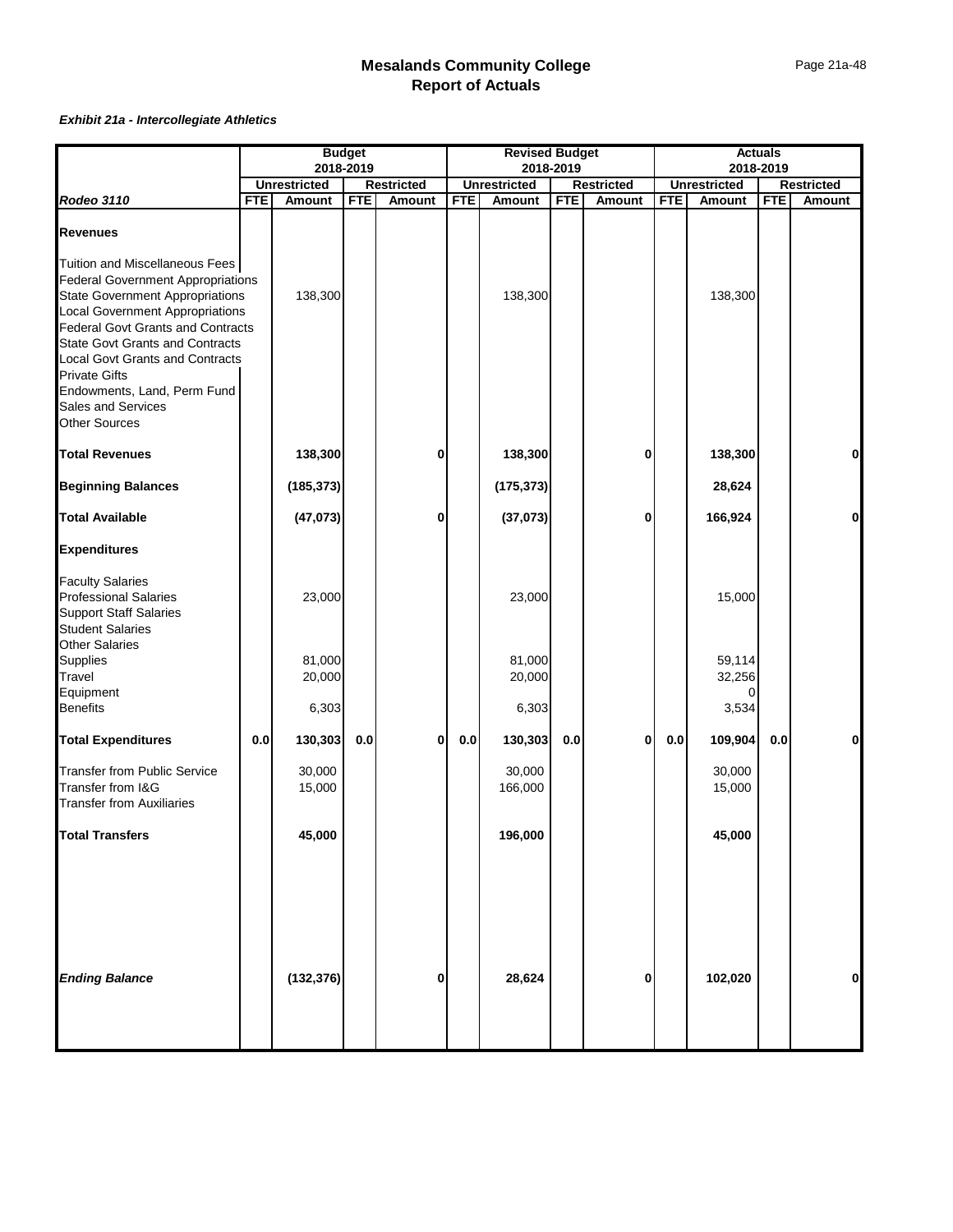# Mesalands Community College
## Report of Actuals

***Exhibit 21a - Intercollegiate Athletics***

| | Budget 2018-2019 | | | | Revised Budget 2018-2019 | | | | Actuals 2018-2019 | | | |
|---|---|---|---|---|---|---|---|---|---|---|---|---|
| | Unrestricted | | Restricted | | Unrestricted | | Restricted | | Unrestricted | | Restricted | |
| ***Rodeo 3110*** | **FTE** | **Amount** | **FTE** | **Amount** | **FTE** | **Amount** | **FTE** | **Amount** | **FTE** | **Amount** | **FTE** | **Amount** |
| **Revenues** | | | | | | | | | | | | |
| Tuition and Miscellaneous Fees | | | | | | | | | | | | |
| Federal Government Appropriations | | | | | | | | | | | | |
| State Government Appropriations | | 138,300 | | | | 138,300 | | | | 138,300 | | |
| Local Government Appropriations | | | | | | | | | | | | |
| Federal Govt Grants and Contracts | | | | | | | | | | | | |
| State Govt Grants and Contracts | | | | | | | | | | | | |
| Local Govt Grants and Contracts | | | | | | | | | | | | |
| Private Gifts | | | | | | | | | | | | |
| Endowments, Land, Perm Fund | | | | | | | | | | | | |
| Sales and Services | | | | | | | | | | | | |
| Other Sources | | | | | | | | | | | | |
| **Total Revenues** | | **138,300** | | **0** | | **138,300** | | **0** | | **138,300** | | **0** |
| **Beginning Balances** | | **(185,373)** | | | | **(175,373)** | | | | **28,624** | | |
| **Total Available** | | **(47,073)** | | **0** | | **(37,073)** | | **0** | | **166,924** | | **0** |
| **Expenditures** | | | | | | | | | | | | |
| Faculty Salaries | | | | | | | | | | | | |
| Professional Salaries | | 23,000 | | | | 23,000 | | | | 15,000 | | |
| Support Staff Salaries | | | | | | | | | | | | |
| Student Salaries | | | | | | | | | | | | |
| Other Salaries | | | | | | | | | | | | |
| Supplies | | 81,000 | | | | 81,000 | | | | 59,114 | | |
| Travel | | 20,000 | | | | 20,000 | | | | 32,256 | | |
| Equipment | | | | | | | | | | 0 | | |
| Benefits | | 6,303 | | | | 6,303 | | | | 3,534 | | |
| **Total Expenditures** | **0.0** | **130,303** | **0.0** | **0** | **0.0** | **130,303** | **0.0** | **0** | **0.0** | **109,904** | **0.0** | **0** |
| Transfer from Public Service | | 30,000 | | | | 30,000 | | | | 30,000 | | |
| Transfer from I&G | | 15,000 | | | | 166,000 | | | | 15,000 | | |
| Transfer from Auxiliaries | | | | | | | | | | | | |
| **Total Transfers** | | **45,000** | | | | **196,000** | | | | **45,000** | | |
| ***Ending Balance*** | | **(132,376)** | | **0** | | **28,624** | | **0** | | **102,020** | | **0** |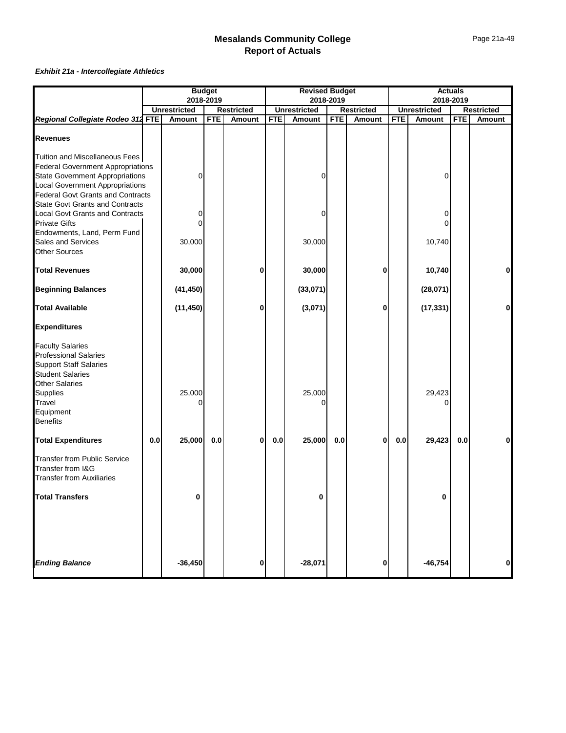# Mesalands Community College
## Report of Actuals

***Exhibit 21a - Intercollegiate Athletics***

| | Budget 2018-2019 | | | | Revised Budget 2018-2019 | | | | Actuals 2018-2019 | | | |
|---|---|---|---|---|---|---|---|---|---|---|---|---|
| | Unrestricted | | Restricted | | Unrestricted | | Restricted | | Unrestricted | | Restricted | |
| ***Regional Collegiate Rodeo 312*** | FTE | Amount | FTE | Amount | FTE | Amount | FTE | Amount | FTE | Amount | FTE | Amount |
| **Revenues** | | | | | | | | | | | | |
| Tuition and Miscellaneous Fees | | | | | | | | | | | | |
| Federal Government Appropriations | | | | | | | | | | | | |
| State Government Appropriations | | 0 | | | | 0 | | | | 0 | | |
| Local Government Appropriations | | | | | | | | | | | | |
| Federal Govt Grants and Contracts | | | | | | | | | | | | |
| State Govt Grants and Contracts | | | | | | | | | | | | |
| Local Govt Grants and Contracts | | 0 | | | | 0 | | | | 0 | | |
| Private Gifts | | 0 | | | | | | | | 0 | | |
| Endowments, Land, Perm Fund | | | | | | | | | | | | |
| Sales and Services | | 30,000 | | | | 30,000 | | | | 10,740 | | |
| Other Sources | | | | | | | | | | | | |
| **Total Revenues** | | **30,000** | | **0** | | **30,000** | | **0** | | **10,740** | | **0** |
| **Beginning Balances** | | **(41,450)** | | | | **(33,071)** | | | | **(28,071)** | | |
| **Total Available** | | **(11,450)** | | **0** | | **(3,071)** | | **0** | | **(17,331)** | | **0** |
| **Expenditures** | | | | | | | | | | | | |
| Faculty Salaries | | | | | | | | | | | | |
| Professional Salaries | | | | | | | | | | | | |
| Support Staff Salaries | | | | | | | | | | | | |
| Student Salaries | | | | | | | | | | | | |
| Other Salaries | | | | | | | | | | | | |
| Supplies | | 25,000 | | | | 25,000 | | | | 29,423 | | |
| Travel | | 0 | | | | 0 | | | | 0 | | |
| Equipment | | | | | | | | | | | | |
| Benefits | | | | | | | | | | | | |
| **Total Expenditures** | **0.0** | **25,000** | **0.0** | **0** | **0.0** | **25,000** | **0.0** | **0** | **0.0** | **29,423** | **0.0** | **0** |
| Transfer from Public Service | | | | | | | | | | | | |
| Transfer from I&G | | | | | | | | | | | | |
| Transfer from Auxiliaries | | | | | | | | | | | | |
| **Total Transfers** | | **0** | | | | **0** | | | | **0** | | |
| ***Ending Balance*** | | **-36,450** | | **0** | | **-28,071** | | **0** | | **-46,754** | | **0** |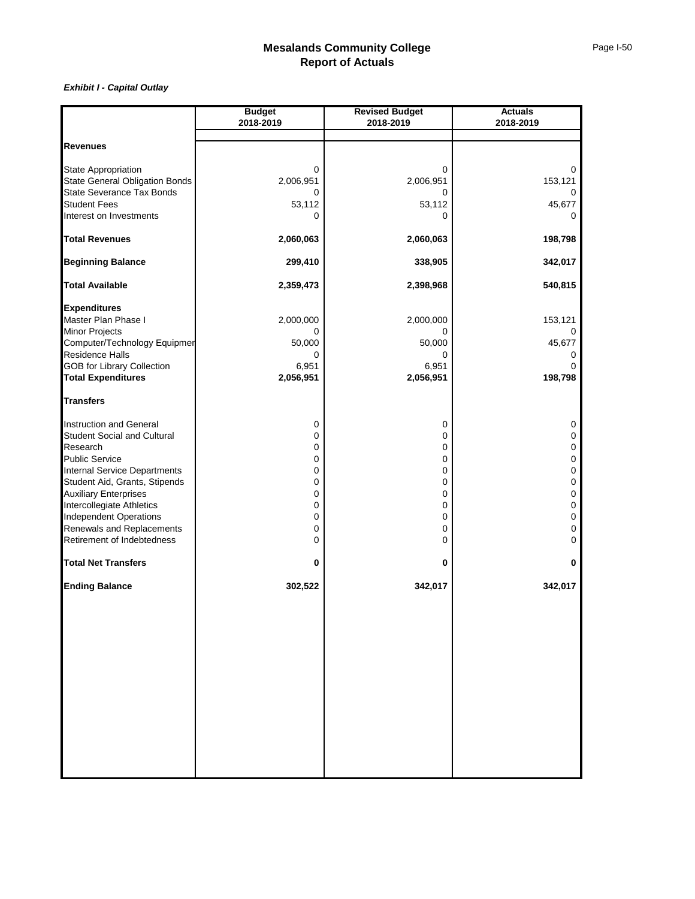# Mesalands Community College
## Report of Actuals

***Exhibit I - Capital Outlay***

| | Budget 2018-2019 | Revised Budget 2018-2019 | Actuals 2018-2019 |
|---|---|---|---|
| **Revenues** | | | |
| State Appropriation | 0 | 0 | 0 |
| State General Obligation Bonds | 2,006,951 | 2,006,951 | 153,121 |
| State Severance Tax Bonds | 0 | 0 | 0 |
| Student Fees | 53,112 | 53,112 | 45,677 |
| Interest on Investments | 0 | 0 | 0 |
| **Total Revenues** | **2,060,063** | **2,060,063** | **198,798** |
| **Beginning Balance** | **299,410** | **338,905** | **342,017** |
| **Total Available** | **2,359,473** | **2,398,968** | **540,815** |
| **Expenditures** | | | |
| Master Plan Phase I | 2,000,000 | 2,000,000 | 153,121 |
| Minor Projects | 0 | 0 | 0 |
| Computer/Technology Equipmer | 50,000 | 50,000 | 45,677 |
| Residence Halls | 0 | 0 | 0 |
| GOB for Library Collection | 6,951 | 6,951 | 0 |
| **Total Expenditures** | **2,056,951** | **2,056,951** | **198,798** |
| **Transfers** | | | |
| Instruction and General | 0 | 0 | 0 |
| Student Social and Cultural | 0 | 0 | 0 |
| Research | 0 | 0 | 0 |
| Public Service | 0 | 0 | 0 |
| Internal Service Departments | 0 | 0 | 0 |
| Student Aid, Grants, Stipends | 0 | 0 | 0 |
| Auxiliary Enterprises | 0 | 0 | 0 |
| Intercollegiate Athletics | 0 | 0 | 0 |
| Independent Operations | 0 | 0 | 0 |
| Renewals and Replacements | 0 | 0 | 0 |
| Retirement of Indebtedness | 0 | 0 | 0 |
| **Total Net Transfers** | **0** | **0** | **0** |
| **Ending Balance** | **302,522** | **342,017** | **342,017** |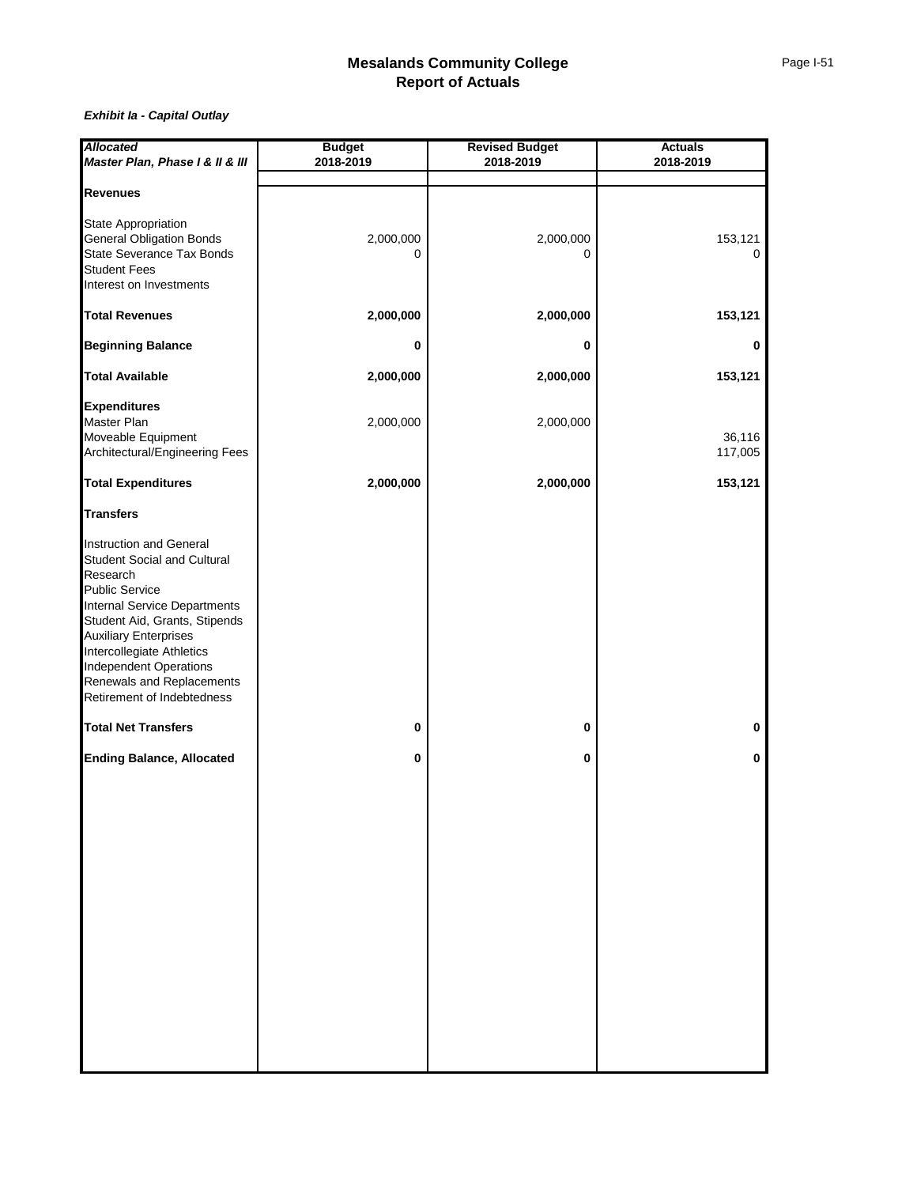# Mesalands Community College
## Report of Actuals

***Exhibit Ia - Capital Outlay***

| ***Allocated Master Plan, Phase I & II & III*** | **Budget 2018-2019** | **Revised Budget 2018-2019** | **Actuals 2018-2019** |
|---|---|---|---|
| **Revenues** | | | |
| State Appropriation | | | |
| General Obligation Bonds | 2,000,000 | 2,000,000 | 153,121 |
| State Severance Tax Bonds | 0 | 0 | 0 |
| Student Fees | | | |
| Interest on Investments | | | |
| **Total Revenues** | **2,000,000** | **2,000,000** | **153,121** |
| **Beginning Balance** | **0** | **0** | **0** |
| **Total Available** | **2,000,000** | **2,000,000** | **153,121** |
| **Expenditures** | | | |
| Master Plan | 2,000,000 | 2,000,000 | |
| Moveable Equipment | | | 36,116 |
| Architectural/Engineering Fees | | | 117,005 |
| **Total Expenditures** | **2,000,000** | **2,000,000** | **153,121** |
| **Transfers** | | | |
| Instruction and General | | | |
| Student Social and Cultural | | | |
| Research | | | |
| Public Service | | | |
| Internal Service Departments | | | |
| Student Aid, Grants, Stipends | | | |
| Auxiliary Enterprises | | | |
| Intercollegiate Athletics | | | |
| Independent Operations | | | |
| Renewals and Replacements | | | |
| Retirement of Indebtedness | | | |
| **Total Net Transfers** | **0** | **0** | **0** |
| **Ending Balance, Allocated** | **0** | **0** | **0** |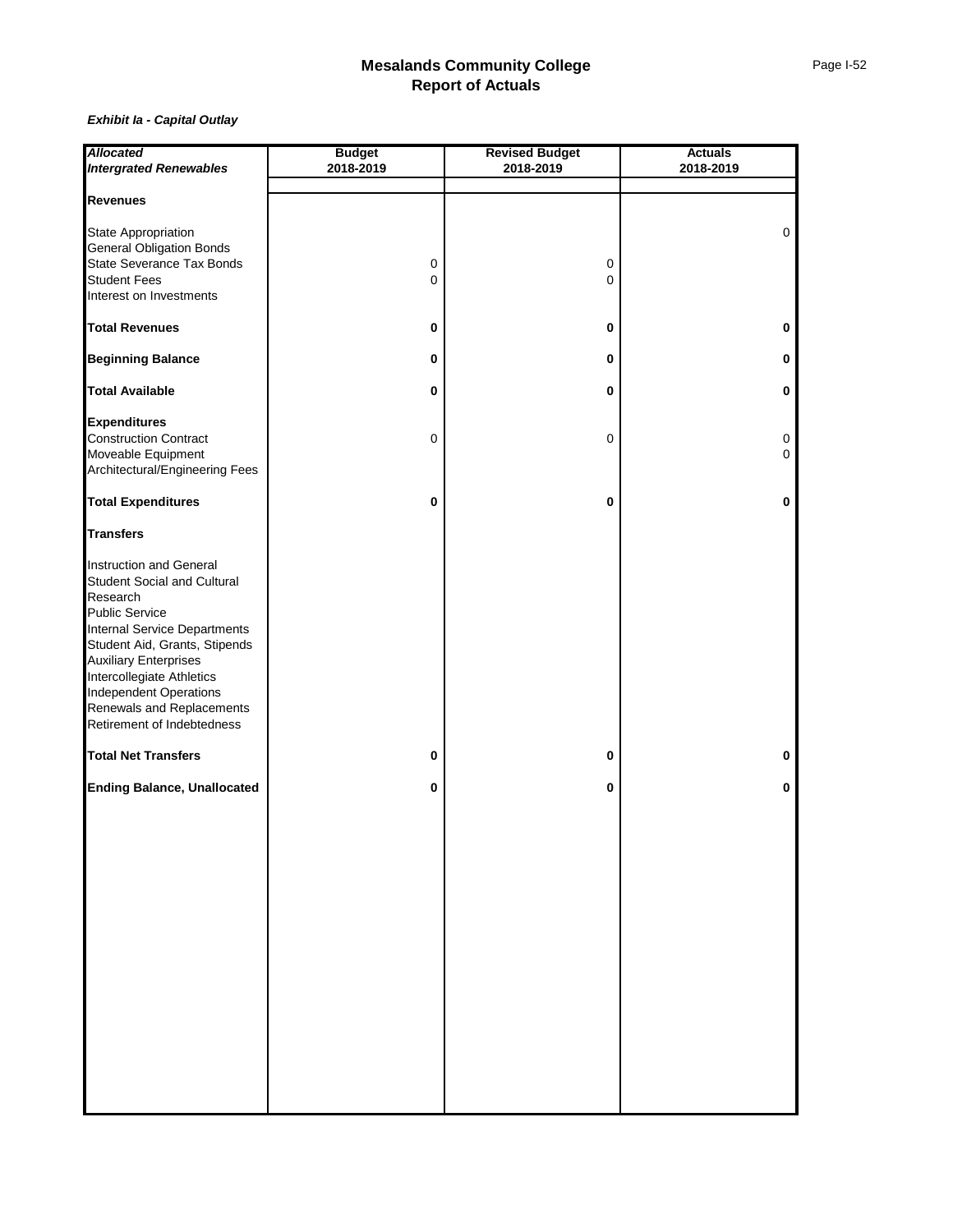# Mesalands Community College
## Report of Actuals

***Exhibit Ia - Capital Outlay***

| *Allocated* *Intergrated Renewables* | Budget 2018-2019 | Revised Budget 2018-2019 | Actuals 2018-2019 |
|---|---|---|---|
| **Revenues** | | | |
| State Appropriation | | | 0 |
| General Obligation Bonds | | | |
| State Severance Tax Bonds | 0 | 0 | |
| Student Fees | 0 | 0 | |
| Interest on Investments | | | |
| **Total Revenues** | **0** | **0** | **0** |
| **Beginning Balance** | **0** | **0** | **0** |
| **Total Available** | **0** | **0** | **0** |
| **Expenditures** | | | |
| Construction Contract | 0 | 0 | 0 |
| Moveable Equipment | | | 0 |
| Architectural/Engineering Fees | | | |
| **Total Expenditures** | **0** | **0** | **0** |
| **Transfers** | | | |
| Instruction and General | | | |
| Student Social and Cultural | | | |
| Research | | | |
| Public Service | | | |
| Internal Service Departments | | | |
| Student Aid, Grants, Stipends | | | |
| Auxiliary Enterprises | | | |
| Intercollegiate Athletics | | | |
| Independent Operations | | | |
| Renewals and Replacements | | | |
| Retirement of Indebtedness | | | |
| **Total Net Transfers** | **0** | **0** | **0** |
| **Ending Balance, Unallocated** | **0** | **0** | **0** |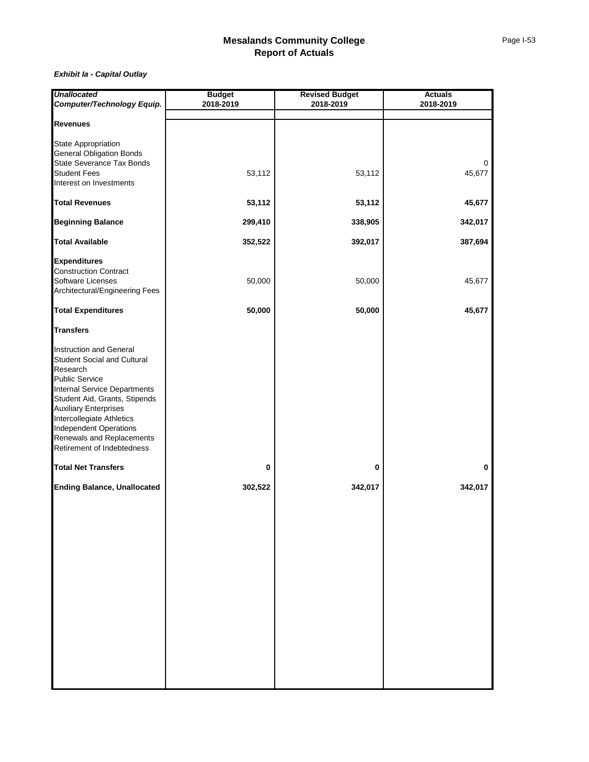# Mesalands Community College
## Report of Actuals

***Exhibit Ia - Capital Outlay***

| ***Unallocated Computer/Technology Equip.*** | **Budget 2018-2019** | **Revised Budget 2018-2019** | **Actuals 2018-2019** |
|---|---|---|---|
| **Revenues** | | | |
| State Appropriation | | | |
| General Obligation Bonds | | | |
| State Severance Tax Bonds | | | 0 |
| Student Fees | 53,112 | 53,112 | 45,677 |
| Interest on Investments | | | |
| **Total Revenues** | **53,112** | **53,112** | **45,677** |
| **Beginning Balance** | **299,410** | **338,905** | **342,017** |
| **Total Available** | **352,522** | **392,017** | **387,694** |
| **Expenditures** | | | |
| Construction Contract | | | |
| Software Licenses | 50,000 | 50,000 | 45,677 |
| Architectural/Engineering Fees | | | |
| **Total Expenditures** | **50,000** | **50,000** | **45,677** |
| **Transfers** | | | |
| Instruction and General | | | |
| Student Social and Cultural | | | |
| Research | | | |
| Public Service | | | |
| Internal Service Departments | | | |
| Student Aid, Grants, Stipends | | | |
| Auxiliary Enterprises | | | |
| Intercollegiate Athletics | | | |
| Independent Operations | | | |
| Renewals and Replacements | | | |
| Retirement of Indebtedness | | | |
| **Total Net Transfers** | **0** | **0** | **0** |
| **Ending Balance, Unallocated** | **302,522** | **342,017** | **342,017** |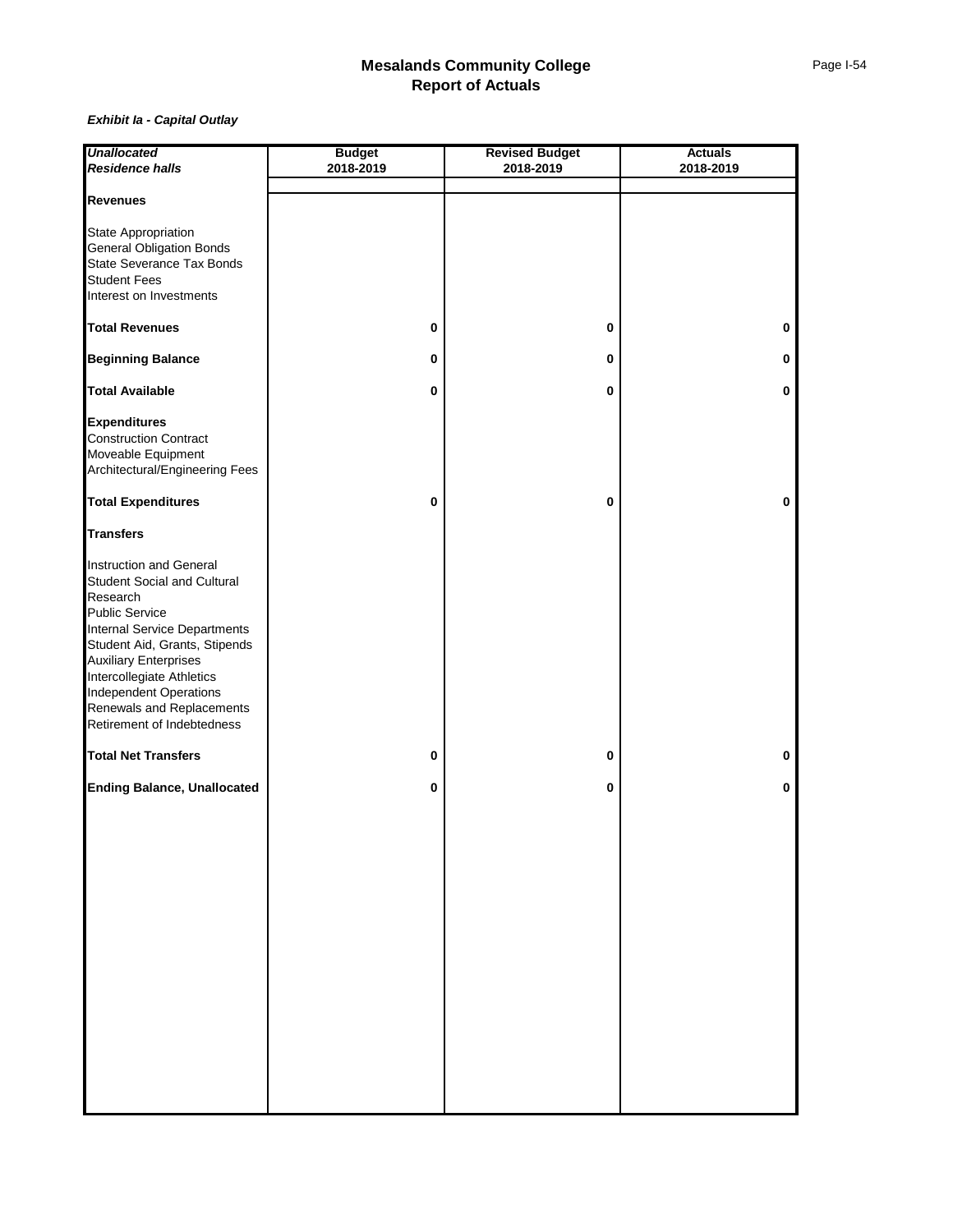## Mesalands Community College
## Report of Actuals

***Exhibit Ia - Capital Outlay***

| ***Unallocated*** ***Residence halls*** | **Budget 2018-2019** | **Revised Budget 2018-2019** | **Actuals 2018-2019** |
|---|---|---|---|
| **Revenues** | | | |
| State Appropriation | | | |
| General Obligation Bonds | | | |
| State Severance Tax Bonds | | | |
| Student Fees | | | |
| Interest on Investments | | | |
| **Total Revenues** | **0** | **0** | **0** |
| **Beginning Balance** | **0** | **0** | **0** |
| **Total Available** | **0** | **0** | **0** |
| **Expenditures** | | | |
| Construction Contract | | | |
| Moveable Equipment | | | |
| Architectural/Engineering Fees | | | |
| **Total Expenditures** | **0** | **0** | **0** |
| **Transfers** | | | |
| Instruction and General | | | |
| Student Social and Cultural | | | |
| Research | | | |
| Public Service | | | |
| Internal Service Departments | | | |
| Student Aid, Grants, Stipends | | | |
| Auxiliary Enterprises | | | |
| Intercollegiate Athletics | | | |
| Independent Operations | | | |
| Renewals and Replacements | | | |
| Retirement of Indebtedness | | | |
| **Total Net Transfers** | **0** | **0** | **0** |
| **Ending Balance, Unallocated** | **0** | **0** | **0** |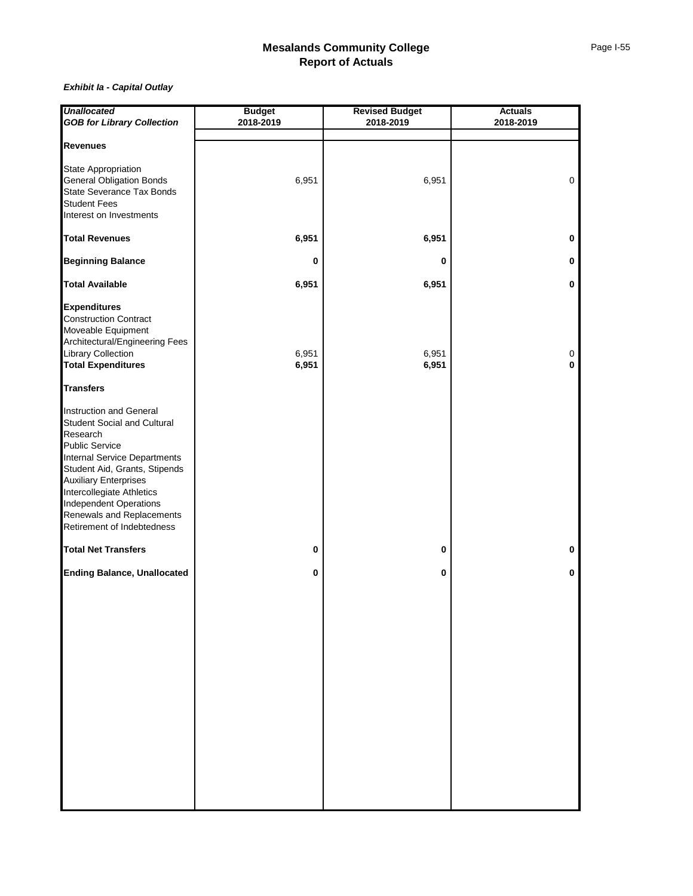# Mesalands Community College
## Report of Actuals

***Exhibit Ia - Capital Outlay***

| ***Unallocated*** ***GOB for Library Collection*** | **Budget 2018-2019** | **Revised Budget 2018-2019** | **Actuals 2018-2019** |
|---|---|---|---|
| **Revenues** | | | |
| State Appropriation | | | |
| General Obligation Bonds | 6,951 | 6,951 | 0 |
| State Severance Tax Bonds | | | |
| Student Fees | | | |
| Interest on Investments | | | |
| **Total Revenues** | **6,951** | **6,951** | **0** |
| **Beginning Balance** | **0** | **0** | **0** |
| **Total Available** | **6,951** | **6,951** | **0** |
| **Expenditures** | | | |
| Construction Contract | | | |
| Moveable Equipment | | | |
| Architectural/Engineering Fees | | | |
| Library Collection | 6,951 | 6,951 | 0 |
| **Total Expenditures** | **6,951** | **6,951** | **0** |
| **Transfers** | | | |
| Instruction and General | | | |
| Student Social and Cultural | | | |
| Research | | | |
| Public Service | | | |
| Internal Service Departments | | | |
| Student Aid, Grants, Stipends | | | |
| Auxiliary Enterprises | | | |
| Intercollegiate Athletics | | | |
| Independent Operations | | | |
| Renewals and Replacements | | | |
| Retirement of Indebtedness | | | |
| **Total Net Transfers** | **0** | **0** | **0** |
| **Ending Balance, Unallocated** | **0** | **0** | **0** |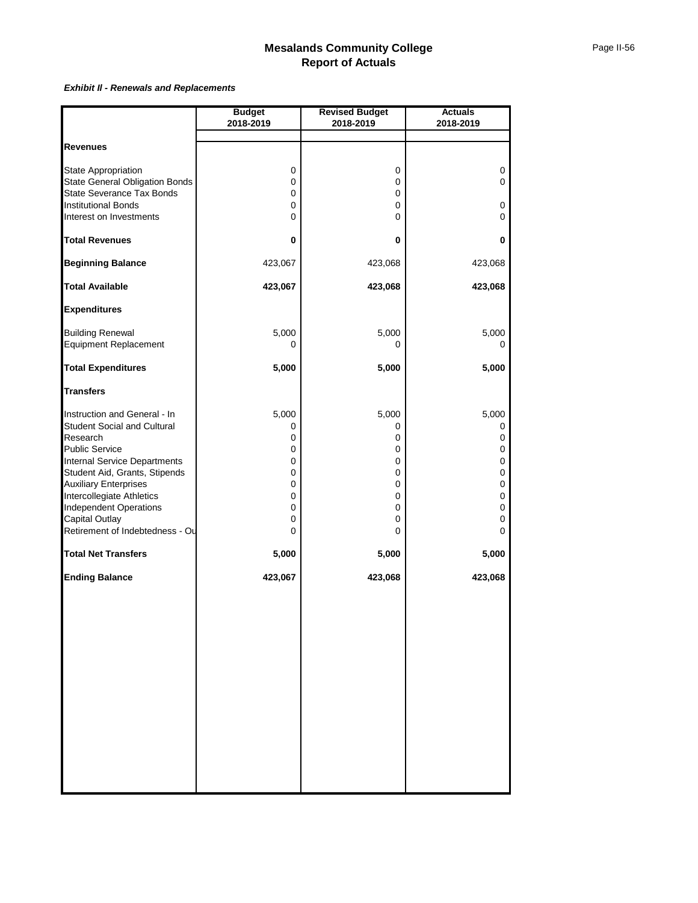# Mesalands Community College
## Report of Actuals

***Exhibit II - Renewals and Replacements***

| | Budget 2018-2019 | Revised Budget 2018-2019 | Actuals 2018-2019 |
|---|---|---|---|
| **Revenues** | | | |
| State Appropriation | 0 | 0 | 0 |
| State General Obligation Bonds | 0 | 0 | 0 |
| State Severance Tax Bonds | 0 | 0 | |
| Institutional Bonds | 0 | 0 | 0 |
| Interest on Investments | 0 | 0 | 0 |
| **Total Revenues** | **0** | **0** | **0** |
| **Beginning Balance** | 423,067 | 423,068 | 423,068 |
| **Total Available** | **423,067** | **423,068** | **423,068** |
| **Expenditures** | | | |
| Building Renewal | 5,000 | 5,000 | 5,000 |
| Equipment Replacement | 0 | 0 | 0 |
| **Total Expenditures** | **5,000** | **5,000** | **5,000** |
| **Transfers** | | | |
| Instruction and General - In | 5,000 | 5,000 | 5,000 |
| Student Social and Cultural | 0 | 0 | 0 |
| Research | 0 | 0 | 0 |
| Public Service | 0 | 0 | 0 |
| Internal Service Departments | 0 | 0 | 0 |
| Student Aid, Grants, Stipends | 0 | 0 | 0 |
| Auxiliary Enterprises | 0 | 0 | 0 |
| Intercollegiate Athletics | 0 | 0 | 0 |
| Independent Operations | 0 | 0 | 0 |
| Capital Outlay | 0 | 0 | 0 |
| Retirement of Indebtedness - Ou | 0 | 0 | 0 |
| **Total Net Transfers** | **5,000** | **5,000** | **5,000** |
| **Ending Balance** | **423,067** | **423,068** | **423,068** |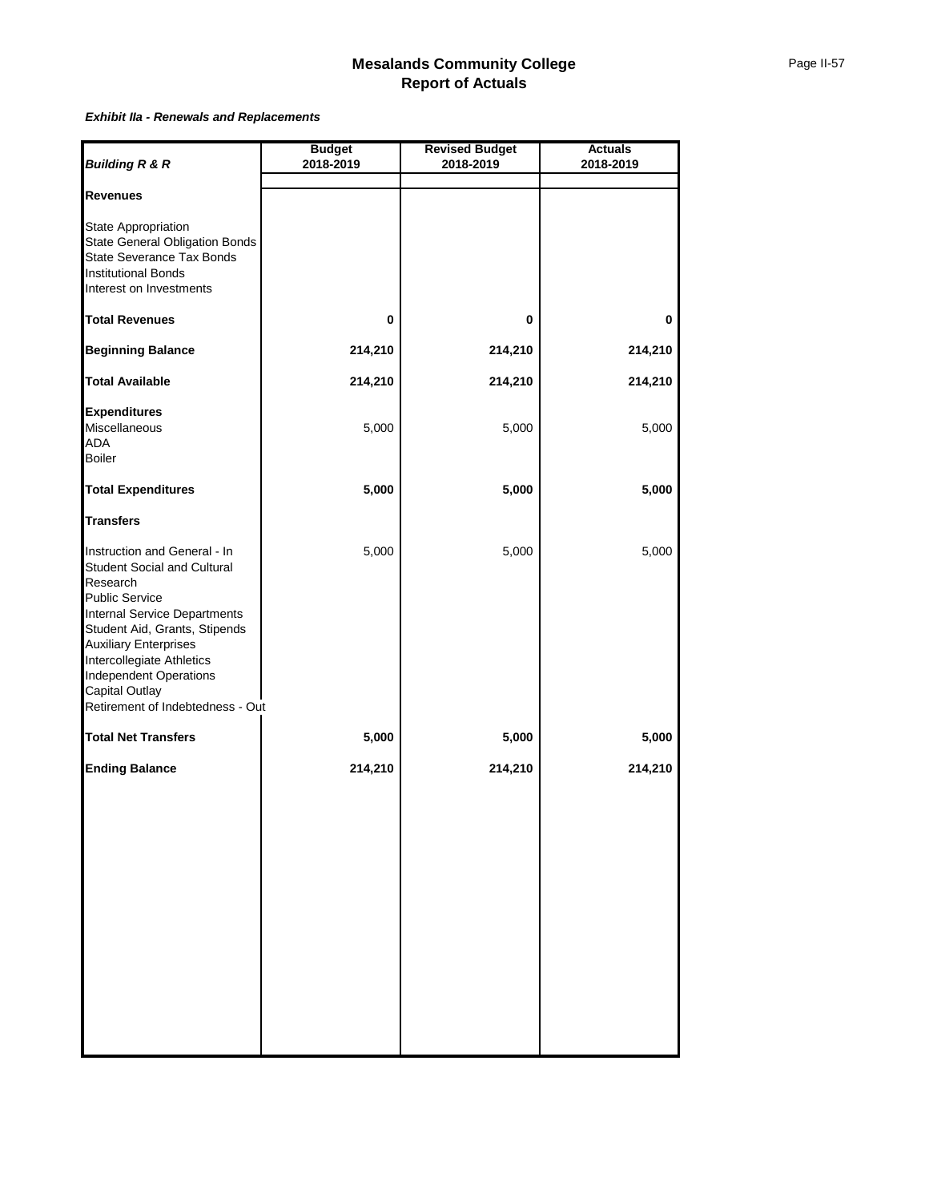# Mesalands Community College
## Report of Actuals

***Exhibit IIa - Renewals and Replacements***

| ***Building R & R*** | **Budget 2018-2019** | **Revised Budget 2018-2019** | **Actuals 2018-2019** |
|---|---|---|---|
| **Revenues** | | | |
| State Appropriation | | | |
| State General Obligation Bonds | | | |
| State Severance Tax Bonds | | | |
| Institutional Bonds | | | |
| Interest on Investments | | | |
| **Total Revenues** | **0** | **0** | **0** |
| **Beginning Balance** | **214,210** | **214,210** | **214,210** |
| **Total Available** | **214,210** | **214,210** | **214,210** |
| **Expenditures** | | | |
| Miscellaneous | 5,000 | 5,000 | 5,000 |
| ADA | | | |
| Boiler | | | |
| **Total Expenditures** | **5,000** | **5,000** | **5,000** |
| **Transfers** | | | |
| Instruction and General - In | 5,000 | 5,000 | 5,000 |
| Student Social and Cultural | | | |
| Research | | | |
| Public Service | | | |
| Internal Service Departments | | | |
| Student Aid, Grants, Stipends | | | |
| Auxiliary Enterprises | | | |
| Intercollegiate Athletics | | | |
| Independent Operations | | | |
| Capital Outlay | | | |
| Retirement of Indebtedness - Out | | | |
| **Total Net Transfers** | **5,000** | **5,000** | **5,000** |
| **Ending Balance** | **214,210** | **214,210** | **214,210** |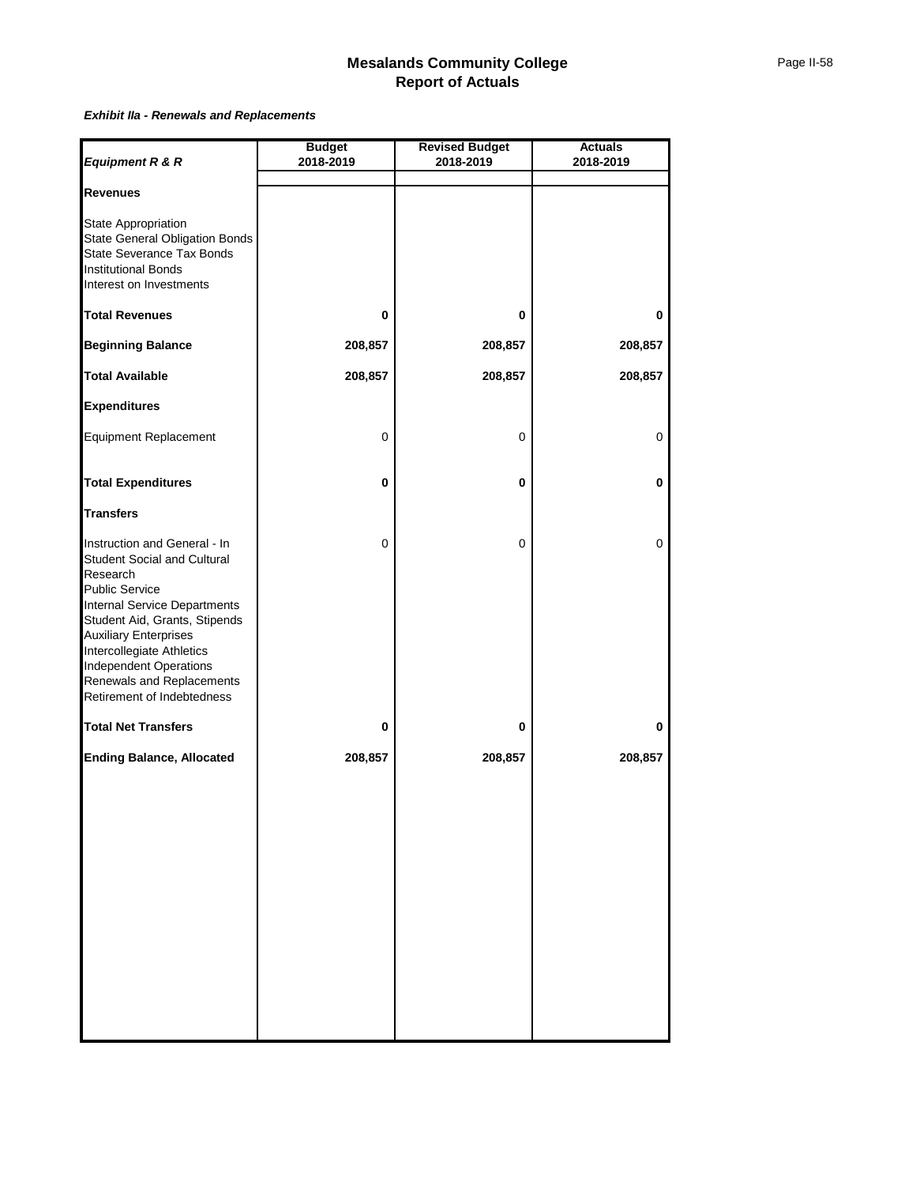# Mesalands Community College
## Report of Actuals

***Exhibit IIa - Renewals and Replacements***

| ***Equipment R & R*** | **Budget 2018-2019** | **Revised Budget 2018-2019** | **Actuals 2018-2019** |
|---|---|---|---|
| **Revenues** | | | |
| State Appropriation | | | |
| State General Obligation Bonds | | | |
| State Severance Tax Bonds | | | |
| Institutional Bonds | | | |
| Interest on Investments | | | |
| **Total Revenues** | **0** | **0** | **0** |
| **Beginning Balance** | **208,857** | **208,857** | **208,857** |
| **Total Available** | **208,857** | **208,857** | **208,857** |
| **Expenditures** | | | |
| Equipment Replacement | 0 | 0 | 0 |
| **Total Expenditures** | **0** | **0** | **0** |
| **Transfers** | | | |
| Instruction and General - In | 0 | 0 | 0 |
| Student Social and Cultural | | | |
| Research | | | |
| Public Service | | | |
| Internal Service Departments | | | |
| Student Aid, Grants, Stipends | | | |
| Auxiliary Enterprises | | | |
| Intercollegiate Athletics | | | |
| Independent Operations | | | |
| Renewals and Replacements | | | |
| Retirement of Indebtedness | | | |
| **Total Net Transfers** | **0** | **0** | **0** |
| **Ending Balance, Allocated** | **208,857** | **208,857** | **208,857** |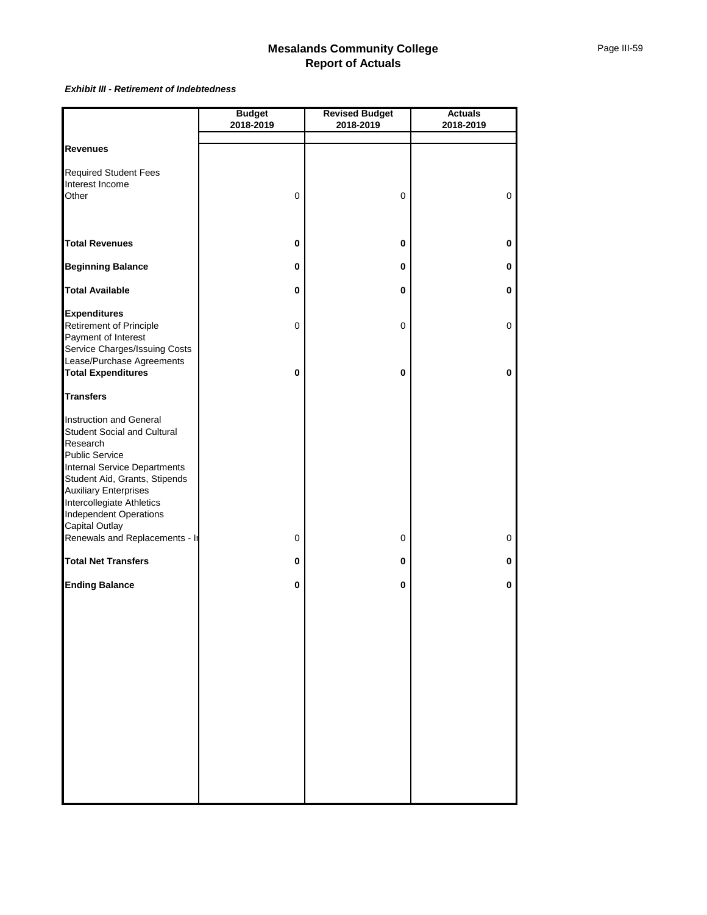# Mesalands Community College
## Report of Actuals

***Exhibit III - Retirement of Indebtedness***

| | Budget 2018-2019 | Revised Budget 2018-2019 | Actuals 2018-2019 |
|---|---|---|---|
| **Revenues** | | | |
| Required Student Fees | | | |
| Interest Income | | | |
| Other | 0 | 0 | 0 |
| **Total Revenues** | **0** | **0** | **0** |
| **Beginning Balance** | **0** | **0** | **0** |
| **Total Available** | **0** | **0** | **0** |
| **Expenditures** | | | |
| Retirement of Principle | 0 | 0 | 0 |
| Payment of Interest | | | |
| Service Charges/Issuing Costs | | | |
| Lease/Purchase Agreements | | | |
| **Total Expenditures** | **0** | **0** | **0** |
| **Transfers** | | | |
| Instruction and General | | | |
| Student Social and Cultural | | | |
| Research | | | |
| Public Service | | | |
| Internal Service Departments | | | |
| Student Aid, Grants, Stipends | | | |
| Auxiliary Enterprises | | | |
| Intercollegiate Athletics | | | |
| Independent Operations | | | |
| Capital Outlay | | | |
| Renewals and Replacements - I | 0 | 0 | 0 |
| **Total Net Transfers** | **0** | **0** | **0** |
| **Ending Balance** | **0** | **0** | **0** |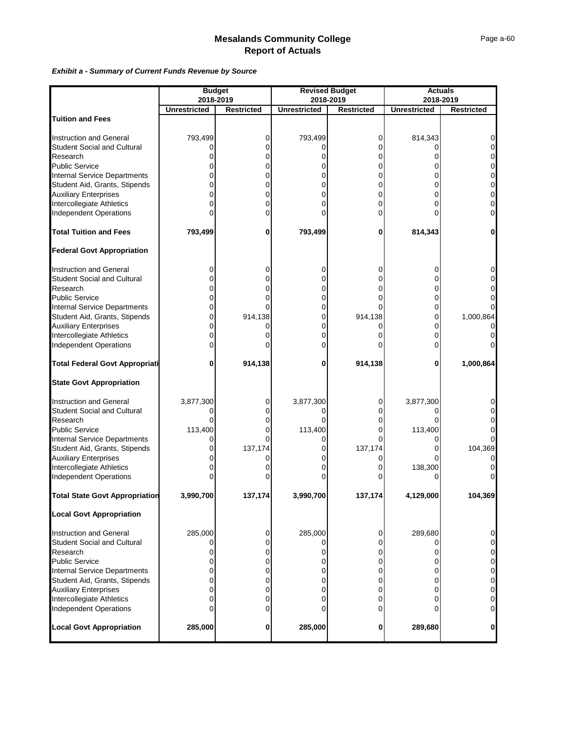# Mesalands Community College
## Report of Actuals

***Exhibit a - Summary of Current Funds Revenue by Source***

| | Budget 2018-2019 | | Revised Budget 2018-2019 | | Actuals 2018-2019 | |
|---|---|---|---|---|---|---|
| | **Unrestricted** | **Restricted** | **Unrestricted** | **Restricted** | **Unrestricted** | **Restricted** |
| **Tuition and Fees** | | | | | | |
| Instruction and General | 793,499 | 0 | 793,499 | 0 | 814,343 | 0 |
| Student Social and Cultural | 0 | 0 | 0 | 0 | 0 | 0 |
| Research | 0 | 0 | 0 | 0 | 0 | 0 |
| Public Service | 0 | 0 | 0 | 0 | 0 | 0 |
| Internal Service Departments | 0 | 0 | 0 | 0 | 0 | 0 |
| Student Aid, Grants, Stipends | 0 | 0 | 0 | 0 | 0 | 0 |
| Auxiliary Enterprises | 0 | 0 | 0 | 0 | 0 | 0 |
| Intercollegiate Athletics | 0 | 0 | 0 | 0 | 0 | 0 |
| Independent Operations | 0 | 0 | 0 | 0 | 0 | 0 |
| **Total Tuition and Fees** | **793,499** | **0** | **793,499** | **0** | **814,343** | **0** |
| **Federal Govt Appropriation** | | | | | | |
| Instruction and General | 0 | 0 | 0 | 0 | 0 | 0 |
| Student Social and Cultural | 0 | 0 | 0 | 0 | 0 | 0 |
| Research | 0 | 0 | 0 | 0 | 0 | 0 |
| Public Service | 0 | 0 | 0 | 0 | 0 | 0 |
| Internal Service Departments | 0 | 0 | 0 | 0 | 0 | 0 |
| Student Aid, Grants, Stipends | 0 | 914,138 | 0 | 914,138 | 0 | 1,000,864 |
| Auxiliary Enterprises | 0 | 0 | 0 | 0 | 0 | 0 |
| Intercollegiate Athletics | 0 | 0 | 0 | 0 | 0 | 0 |
| Independent Operations | 0 | 0 | 0 | 0 | 0 | 0 |
| **Total Federal Govt Appropriati** | **0** | **914,138** | **0** | **914,138** | **0** | **1,000,864** |
| **State Govt Appropriation** | | | | | | |
| Instruction and General | 3,877,300 | 0 | 3,877,300 | 0 | 3,877,300 | 0 |
| Student Social and Cultural | 0 | 0 | 0 | 0 | 0 | 0 |
| Research | 0 | 0 | 0 | 0 | 0 | 0 |
| Public Service | 113,400 | 0 | 113,400 | 0 | 113,400 | 0 |
| Internal Service Departments | 0 | 0 | 0 | 0 | 0 | 0 |
| Student Aid, Grants, Stipends | 0 | 137,174 | 0 | 137,174 | 0 | 104,369 |
| Auxiliary Enterprises | 0 | 0 | 0 | 0 | 0 | 0 |
| Intercollegiate Athletics | 0 | 0 | 0 | 0 | 138,300 | 0 |
| Independent Operations | 0 | 0 | 0 | 0 | 0 | 0 |
| **Total State Govt Appropriation** | **3,990,700** | **137,174** | **3,990,700** | **137,174** | **4,129,000** | **104,369** |
| **Local Govt Appropriation** | | | | | | |
| Instruction and General | 285,000 | 0 | 285,000 | 0 | 289,680 | 0 |
| Student Social and Cultural | 0 | 0 | 0 | 0 | 0 | 0 |
| Research | 0 | 0 | 0 | 0 | 0 | 0 |
| Public Service | 0 | 0 | 0 | 0 | 0 | 0 |
| Internal Service Departments | 0 | 0 | 0 | 0 | 0 | 0 |
| Student Aid, Grants, Stipends | 0 | 0 | 0 | 0 | 0 | 0 |
| Auxiliary Enterprises | 0 | 0 | 0 | 0 | 0 | 0 |
| Intercollegiate Athletics | 0 | 0 | 0 | 0 | 0 | 0 |
| Independent Operations | 0 | 0 | 0 | 0 | 0 | 0 |
| **Local Govt Appropriation** | **285,000** | **0** | **285,000** | **0** | **289,680** | **0** |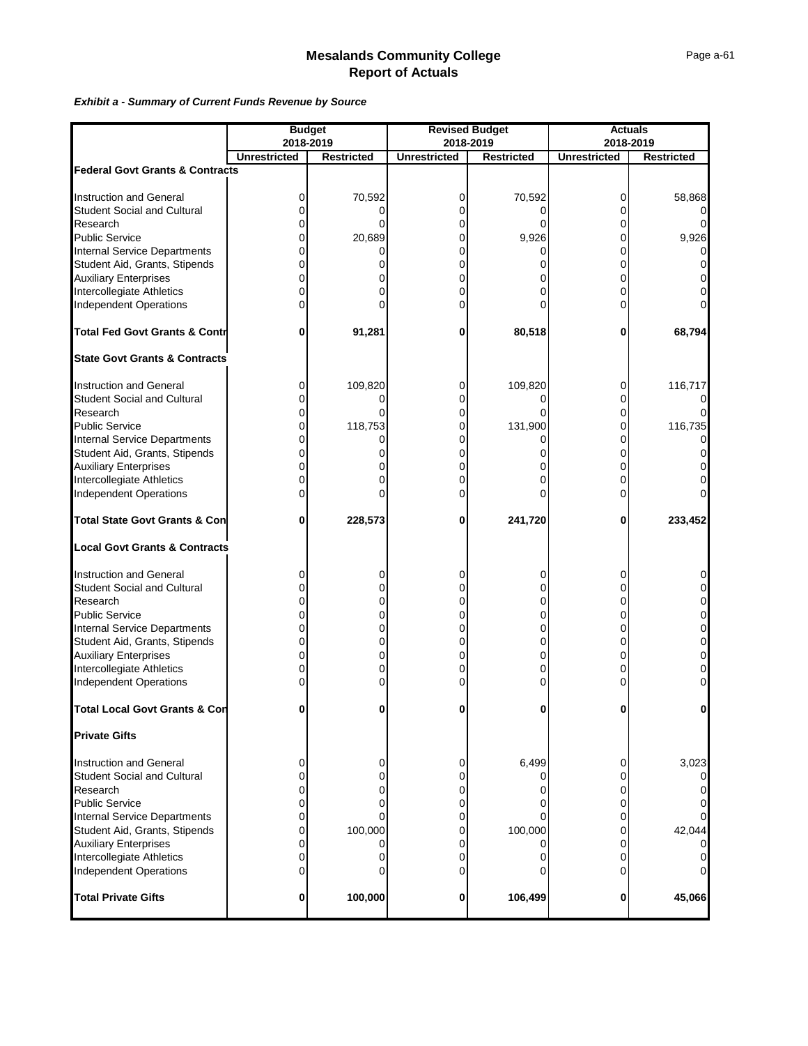# Mesalands Community College
# Report of Actuals

***Exhibit a - Summary of Current Funds Revenue by Source***

| | Budget 2018-2019 | | Revised Budget 2018-2019 | | Actuals 2018-2019 | |
|---|---|---|---|---|---|---|
| | Unrestricted | Restricted | Unrestricted | Restricted | Unrestricted | Restricted |
| **Federal Govt Grants & Contracts** | | | | | | |
| Instruction and General | 0 | 70,592 | 0 | 70,592 | 0 | 58,868 |
| Student Social and Cultural | 0 | 0 | 0 | 0 | 0 | 0 |
| Research | 0 | 0 | 0 | 0 | 0 | 0 |
| Public Service | 0 | 20,689 | 0 | 9,926 | 0 | 9,926 |
| Internal Service Departments | 0 | 0 | 0 | 0 | 0 | 0 |
| Student Aid, Grants, Stipends | 0 | 0 | 0 | 0 | 0 | 0 |
| Auxiliary Enterprises | 0 | 0 | 0 | 0 | 0 | 0 |
| Intercollegiate Athletics | 0 | 0 | 0 | 0 | 0 | 0 |
| Independent Operations | 0 | 0 | 0 | 0 | 0 | 0 |
| **Total Fed Govt Grants & Contr** | **0** | **91,281** | **0** | **80,518** | **0** | **68,794** |
| **State Govt Grants & Contracts** | | | | | | |
| Instruction and General | 0 | 109,820 | 0 | 109,820 | 0 | 116,717 |
| Student Social and Cultural | 0 | 0 | 0 | 0 | 0 | 0 |
| Research | 0 | 0 | 0 | 0 | 0 | 0 |
| Public Service | 0 | 118,753 | 0 | 131,900 | 0 | 116,735 |
| Internal Service Departments | 0 | 0 | 0 | 0 | 0 | 0 |
| Student Aid, Grants, Stipends | 0 | 0 | 0 | 0 | 0 | 0 |
| Auxiliary Enterprises | 0 | 0 | 0 | 0 | 0 | 0 |
| Intercollegiate Athletics | 0 | 0 | 0 | 0 | 0 | 0 |
| Independent Operations | 0 | 0 | 0 | 0 | 0 | 0 |
| **Total State Govt Grants & Con** | **0** | **228,573** | **0** | **241,720** | **0** | **233,452** |
| **Local Govt Grants & Contracts** | | | | | | |
| Instruction and General | 0 | 0 | 0 | 0 | 0 | 0 |
| Student Social and Cultural | 0 | 0 | 0 | 0 | 0 | 0 |
| Research | 0 | 0 | 0 | 0 | 0 | 0 |
| Public Service | 0 | 0 | 0 | 0 | 0 | 0 |
| Internal Service Departments | 0 | 0 | 0 | 0 | 0 | 0 |
| Student Aid, Grants, Stipends | 0 | 0 | 0 | 0 | 0 | 0 |
| Auxiliary Enterprises | 0 | 0 | 0 | 0 | 0 | 0 |
| Intercollegiate Athletics | 0 | 0 | 0 | 0 | 0 | 0 |
| Independent Operations | 0 | 0 | 0 | 0 | 0 | 0 |
| **Total Local Govt Grants & Con** | **0** | **0** | **0** | **0** | **0** | **0** |
| **Private Gifts** | | | | | | |
| Instruction and General | 0 | 0 | 0 | 6,499 | 0 | 3,023 |
| Student Social and Cultural | 0 | 0 | 0 | 0 | 0 | 0 |
| Research | 0 | 0 | 0 | 0 | 0 | 0 |
| Public Service | 0 | 0 | 0 | 0 | 0 | 0 |
| Internal Service Departments | 0 | 0 | 0 | 0 | 0 | 0 |
| Student Aid, Grants, Stipends | 0 | 100,000 | 0 | 100,000 | 0 | 42,044 |
| Auxiliary Enterprises | 0 | 0 | 0 | 0 | 0 | 0 |
| Intercollegiate Athletics | 0 | 0 | 0 | 0 | 0 | 0 |
| Independent Operations | 0 | 0 | 0 | 0 | 0 | 0 |
| **Total Private Gifts** | **0** | **100,000** | **0** | **106,499** | **0** | **45,066** |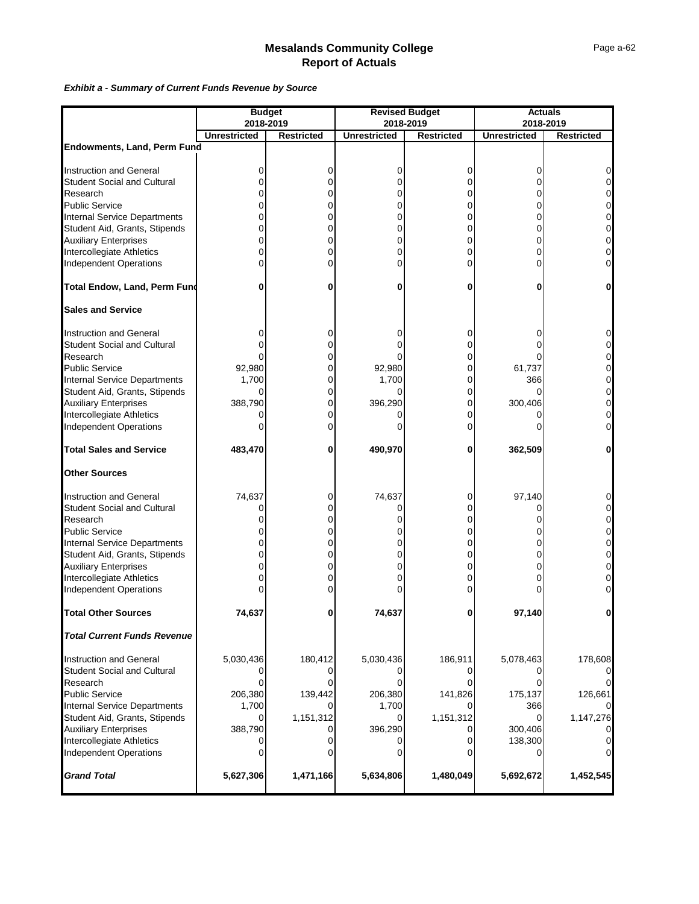# Mesalands Community College
## Report of Actuals

***Exhibit a - Summary of Current Funds Revenue by Source***

| | Budget 2018-2019 | | Revised Budget 2018-2019 | | Actuals 2018-2019 | |
|---|---|---|---|---|---|---|
| | **Unrestricted** | **Restricted** | **Unrestricted** | **Restricted** | **Unrestricted** | **Restricted** |
| **Endowments, Land, Perm Fund** | | | | | | |
| Instruction and General | 0 | 0 | 0 | 0 | 0 | 0 |
| Student Social and Cultural | 0 | 0 | 0 | 0 | 0 | 0 |
| Research | 0 | 0 | 0 | 0 | 0 | 0 |
| Public Service | 0 | 0 | 0 | 0 | 0 | 0 |
| Internal Service Departments | 0 | 0 | 0 | 0 | 0 | 0 |
| Student Aid, Grants, Stipends | 0 | 0 | 0 | 0 | 0 | 0 |
| Auxiliary Enterprises | 0 | 0 | 0 | 0 | 0 | 0 |
| Intercollegiate Athletics | 0 | 0 | 0 | 0 | 0 | 0 |
| Independent Operations | 0 | 0 | 0 | 0 | 0 | 0 |
| **Total Endow, Land, Perm Fund** | **0** | **0** | **0** | **0** | **0** | **0** |
| **Sales and Service** | | | | | | |
| Instruction and General | 0 | 0 | 0 | 0 | 0 | 0 |
| Student Social and Cultural | 0 | 0 | 0 | 0 | 0 | 0 |
| Research | 0 | 0 | 0 | 0 | 0 | 0 |
| Public Service | 92,980 | 0 | 92,980 | 0 | 61,737 | 0 |
| Internal Service Departments | 1,700 | 0 | 1,700 | 0 | 366 | 0 |
| Student Aid, Grants, Stipends | 0 | 0 | 0 | 0 | 0 | 0 |
| Auxiliary Enterprises | 388,790 | 0 | 396,290 | 0 | 300,406 | 0 |
| Intercollegiate Athletics | 0 | 0 | 0 | 0 | 0 | 0 |
| Independent Operations | 0 | 0 | 0 | 0 | 0 | 0 |
| **Total Sales and Service** | **483,470** | **0** | **490,970** | **0** | **362,509** | **0** |
| **Other Sources** | | | | | | |
| Instruction and General | 74,637 | 0 | 74,637 | 0 | 97,140 | 0 |
| Student Social and Cultural | 0 | 0 | 0 | 0 | 0 | 0 |
| Research | 0 | 0 | 0 | 0 | 0 | 0 |
| Public Service | 0 | 0 | 0 | 0 | 0 | 0 |
| Internal Service Departments | 0 | 0 | 0 | 0 | 0 | 0 |
| Student Aid, Grants, Stipends | 0 | 0 | 0 | 0 | 0 | 0 |
| Auxiliary Enterprises | 0 | 0 | 0 | 0 | 0 | 0 |
| Intercollegiate Athletics | 0 | 0 | 0 | 0 | 0 | 0 |
| Independent Operations | 0 | 0 | 0 | 0 | 0 | 0 |
| **Total Other Sources** | **74,637** | **0** | **74,637** | **0** | **97,140** | **0** |
| ***Total Current Funds Revenue*** | | | | | | |
| Instruction and General | 5,030,436 | 180,412 | 5,030,436 | 186,911 | 5,078,463 | 178,608 |
| Student Social and Cultural | 0 | 0 | 0 | 0 | 0 | 0 |
| Research | 0 | 0 | 0 | 0 | 0 | 0 |
| Public Service | 206,380 | 139,442 | 206,380 | 141,826 | 175,137 | 126,661 |
| Internal Service Departments | 1,700 | 0 | 1,700 | 0 | 366 | 0 |
| Student Aid, Grants, Stipends | 0 | 1,151,312 | 0 | 1,151,312 | 0 | 1,147,276 |
| Auxiliary Enterprises | 388,790 | 0 | 396,290 | 0 | 300,406 | 0 |
| Intercollegiate Athletics | 0 | 0 | 0 | 0 | 138,300 | 0 |
| Independent Operations | 0 | 0 | 0 | 0 | 0 | 0 |
| ***Grand Total*** | **5,627,306** | **1,471,166** | **5,634,806** | **1,480,049** | **5,692,672** | **1,452,545** |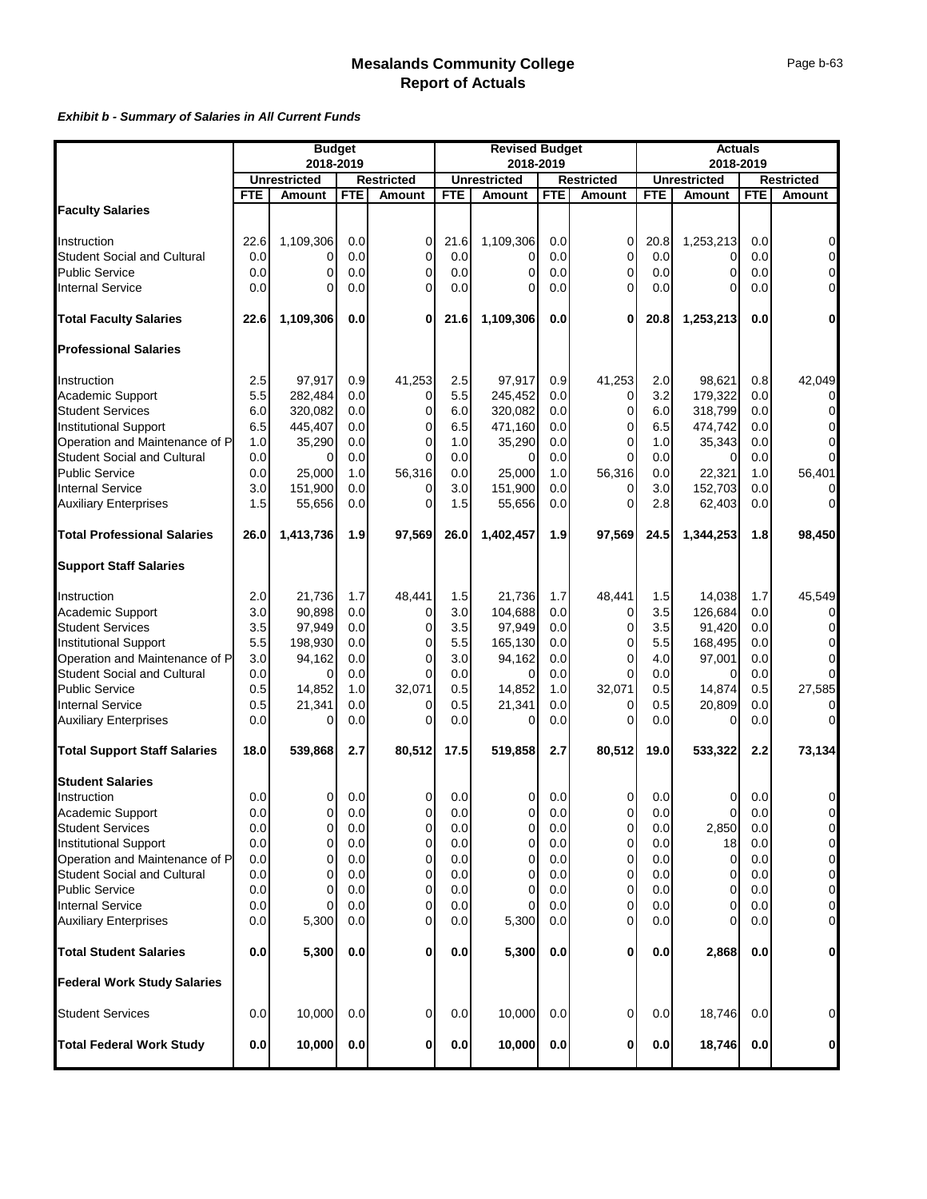# Mesalands Community College
## Report of Actuals

***Exhibit b - Summary of Salaries in All Current Funds***

| | Budget 2018-2019 | | | | Revised Budget 2018-2019 | | | | Actuals 2018-2019 | | | |
|---|---|---|---|---|---|---|---|---|---|---|---|---|
| | Unrestricted | | Restricted | | Unrestricted | | Restricted | | Unrestricted | | Restricted | |
| | FTE | Amount | FTE | Amount | FTE | Amount | FTE | Amount | FTE | Amount | FTE | Amount |
| **Faculty Salaries** | | | | | | | | | | | | |
| Instruction | 22.6 | 1,109,306 | 0.0 | 0 | 21.6 | 1,109,306 | 0.0 | 0 | 20.8 | 1,253,213 | 0.0 | 0 |
| Student Social and Cultural | 0.0 | 0 | 0.0 | 0 | 0.0 | 0 | 0.0 | 0 | 0.0 | 0 | 0.0 | 0 |
| Public Service | 0.0 | 0 | 0.0 | 0 | 0.0 | 0 | 0.0 | 0 | 0.0 | 0 | 0.0 | 0 |
| Internal Service | 0.0 | 0 | 0.0 | 0 | 0.0 | 0 | 0.0 | 0 | 0.0 | 0 | 0.0 | 0 |
| **Total Faculty Salaries** | **22.6** | **1,109,306** | **0.0** | **0** | **21.6** | **1,109,306** | **0.0** | **0** | **20.8** | **1,253,213** | **0.0** | **0** |
| **Professional Salaries** | | | | | | | | | | | | |
| Instruction | 2.5 | 97,917 | 0.9 | 41,253 | 2.5 | 97,917 | 0.9 | 41,253 | 2.0 | 98,621 | 0.8 | 42,049 |
| Academic Support | 5.5 | 282,484 | 0.0 | 0 | 5.5 | 245,452 | 0.0 | 0 | 3.2 | 179,322 | 0.0 | 0 |
| Student Services | 6.0 | 320,082 | 0.0 | 0 | 6.0 | 320,082 | 0.0 | 0 | 6.0 | 318,799 | 0.0 | 0 |
| Institutional Support | 6.5 | 445,407 | 0.0 | 0 | 6.5 | 471,160 | 0.0 | 0 | 6.5 | 474,742 | 0.0 | 0 |
| Operation and Maintenance of P | 1.0 | 35,290 | 0.0 | 0 | 1.0 | 35,290 | 0.0 | 0 | 1.0 | 35,343 | 0.0 | 0 |
| Student Social and Cultural | 0.0 | 0 | 0.0 | 0 | 0.0 | 0 | 0.0 | 0 | 0.0 | 0 | 0.0 | 0 |
| Public Service | 0.0 | 25,000 | 1.0 | 56,316 | 0.0 | 25,000 | 1.0 | 56,316 | 0.0 | 22,321 | 1.0 | 56,401 |
| Internal Service | 3.0 | 151,900 | 0.0 | 0 | 3.0 | 151,900 | 0.0 | 0 | 3.0 | 152,703 | 0.0 | 0 |
| Auxiliary Enterprises | 1.5 | 55,656 | 0.0 | 0 | 1.5 | 55,656 | 0.0 | 0 | 2.8 | 62,403 | 0.0 | 0 |
| **Total Professional Salaries** | **26.0** | **1,413,736** | **1.9** | **97,569** | **26.0** | **1,402,457** | **1.9** | **97,569** | **24.5** | **1,344,253** | **1.8** | **98,450** |
| **Support Staff Salaries** | | | | | | | | | | | | |
| Instruction | 2.0 | 21,736 | 1.7 | 48,441 | 1.5 | 21,736 | 1.7 | 48,441 | 1.5 | 14,038 | 1.7 | 45,549 |
| Academic Support | 3.0 | 90,898 | 0.0 | 0 | 3.0 | 104,688 | 0.0 | 0 | 3.5 | 126,684 | 0.0 | 0 |
| Student Services | 3.5 | 97,949 | 0.0 | 0 | 3.5 | 97,949 | 0.0 | 0 | 3.5 | 91,420 | 0.0 | 0 |
| Institutional Support | 5.5 | 198,930 | 0.0 | 0 | 5.5 | 165,130 | 0.0 | 0 | 5.5 | 168,495 | 0.0 | 0 |
| Operation and Maintenance of P | 3.0 | 94,162 | 0.0 | 0 | 3.0 | 94,162 | 0.0 | 0 | 4.0 | 97,001 | 0.0 | 0 |
| Student Social and Cultural | 0.0 | 0 | 0.0 | 0 | 0.0 | 0 | 0.0 | 0 | 0.0 | 0 | 0.0 | 0 |
| Public Service | 0.5 | 14,852 | 1.0 | 32,071 | 0.5 | 14,852 | 1.0 | 32,071 | 0.5 | 14,874 | 0.5 | 27,585 |
| Internal Service | 0.5 | 21,341 | 0.0 | 0 | 0.5 | 21,341 | 0.0 | 0 | 0.5 | 20,809 | 0.0 | 0 |
| Auxiliary Enterprises | 0.0 | 0 | 0.0 | 0 | 0.0 | 0 | 0.0 | 0 | 0.0 | 0 | 0.0 | 0 |
| **Total Support Staff Salaries** | **18.0** | **539,868** | **2.7** | **80,512** | **17.5** | **519,858** | **2.7** | **80,512** | **19.0** | **533,322** | **2.2** | **73,134** |
| **Student Salaries** | | | | | | | | | | | | |
| Instruction | 0.0 | 0 | 0.0 | 0 | 0.0 | 0 | 0.0 | 0 | 0.0 | 0 | 0.0 | 0 |
| Academic Support | 0.0 | 0 | 0.0 | 0 | 0.0 | 0 | 0.0 | 0 | 0.0 | 0 | 0.0 | 0 |
| Student Services | 0.0 | 0 | 0.0 | 0 | 0.0 | 0 | 0.0 | 0 | 0.0 | 2,850 | 0.0 | 0 |
| Institutional Support | 0.0 | 0 | 0.0 | 0 | 0.0 | 0 | 0.0 | 0 | 0.0 | 18 | 0.0 | 0 |
| Operation and Maintenance of P | 0.0 | 0 | 0.0 | 0 | 0.0 | 0 | 0.0 | 0 | 0.0 | 0 | 0.0 | 0 |
| Student Social and Cultural | 0.0 | 0 | 0.0 | 0 | 0.0 | 0 | 0.0 | 0 | 0.0 | 0 | 0.0 | 0 |
| Public Service | 0.0 | 0 | 0.0 | 0 | 0.0 | 0 | 0.0 | 0 | 0.0 | 0 | 0.0 | 0 |
| Internal Service | 0.0 | 0 | 0.0 | 0 | 0.0 | 0 | 0.0 | 0 | 0.0 | 0 | 0.0 | 0 |
| Auxiliary Enterprises | 0.0 | 5,300 | 0.0 | 0 | 0.0 | 5,300 | 0.0 | 0 | 0.0 | 0 | 0.0 | 0 |
| **Total Student Salaries** | **0.0** | **5,300** | **0.0** | **0** | **0.0** | **5,300** | **0.0** | **0** | **0.0** | **2,868** | **0.0** | **0** |
| **Federal Work Study Salaries** | | | | | | | | | | | | |
| Student Services | 0.0 | 10,000 | 0.0 | 0 | 0.0 | 10,000 | 0.0 | 0 | 0.0 | 18,746 | 0.0 | 0 |
| **Total Federal Work Study** | **0.0** | **10,000** | **0.0** | **0** | **0.0** | **10,000** | **0.0** | **0** | **0.0** | **18,746** | **0.0** | **0** |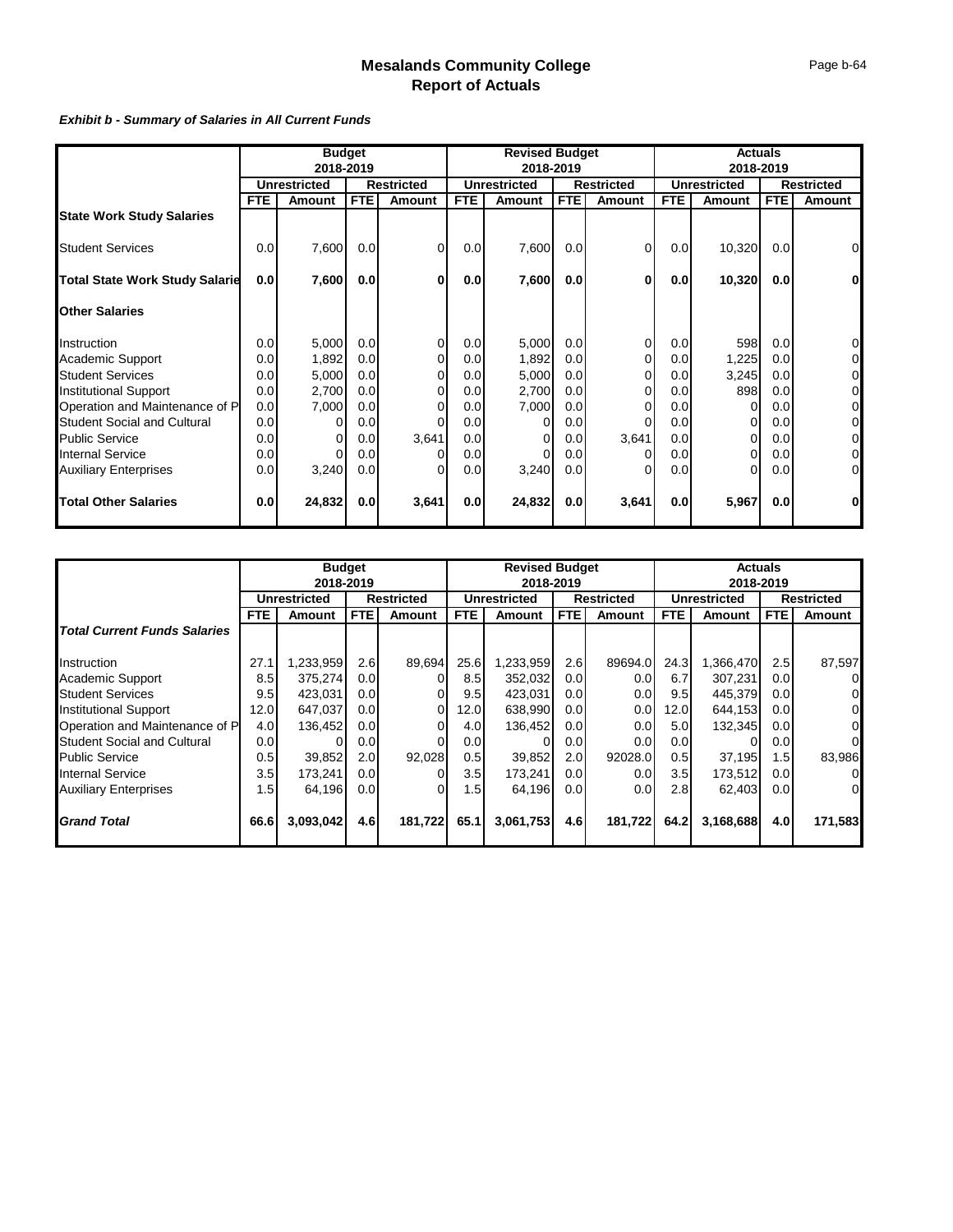# Mesalands Community College
## Report of Actuals

***Exhibit b - Summary of Salaries in All Current Funds***

| | Budget 2018-2019 | | | | Revised Budget 2018-2019 | | | | Actuals 2018-2019 | | | |
|---|---|---|---|---|---|---|---|---|---|---|---|---|
| | Unrestricted | | Restricted | | Unrestricted | | Restricted | | Unrestricted | | Restricted | |
| | FTE | Amount | FTE | Amount | FTE | Amount | FTE | Amount | FTE | Amount | FTE | Amount |
| **State Work Study Salaries** | | | | | | | | | | | | |
| Student Services | 0.0 | 7,600 | 0.0 | 0 | 0.0 | 7,600 | 0.0 | 0 | 0.0 | 10,320 | 0.0 | 0 |
| **Total State Work Study Salarie** | **0.0** | **7,600** | **0.0** | **0** | **0.0** | **7,600** | **0.0** | **0** | **0.0** | **10,320** | **0.0** | **0** |
| **Other Salaries** | | | | | | | | | | | | |
| Instruction | 0.0 | 5,000 | 0.0 | 0 | 0.0 | 5,000 | 0.0 | 0 | 0.0 | 598 | 0.0 | 0 |
| Academic Support | 0.0 | 1,892 | 0.0 | 0 | 0.0 | 1,892 | 0.0 | 0 | 0.0 | 1,225 | 0.0 | 0 |
| Student Services | 0.0 | 5,000 | 0.0 | 0 | 0.0 | 5,000 | 0.0 | 0 | 0.0 | 3,245 | 0.0 | 0 |
| Institutional Support | 0.0 | 2,700 | 0.0 | 0 | 0.0 | 2,700 | 0.0 | 0 | 0.0 | 898 | 0.0 | 0 |
| Operation and Maintenance of P | 0.0 | 7,000 | 0.0 | 0 | 0.0 | 7,000 | 0.0 | 0 | 0.0 | 0 | 0.0 | 0 |
| Student Social and Cultural | 0.0 | 0 | 0.0 | 0 | 0.0 | 0 | 0.0 | 0 | 0.0 | 0 | 0.0 | 0 |
| Public Service | 0.0 | 0 | 0.0 | 3,641 | 0.0 | 0 | 0.0 | 3,641 | 0.0 | 0 | 0.0 | 0 |
| Internal Service | 0.0 | 0 | 0.0 | 0 | 0.0 | 0 | 0.0 | 0 | 0.0 | 0 | 0.0 | 0 |
| Auxiliary Enterprises | 0.0 | 3,240 | 0.0 | 0 | 0.0 | 3,240 | 0.0 | 0 | 0.0 | 0 | 0.0 | 0 |
| **Total Other Salaries** | **0.0** | **24,832** | **0.0** | **3,641** | **0.0** | **24,832** | **0.0** | **3,641** | **0.0** | **5,967** | **0.0** | **0** |

| | Budget 2018-2019 | | | | Revised Budget 2018-2019 | | | | Actuals 2018-2019 | | | |
|---|---|---|---|---|---|---|---|---|---|---|---|---|
| | Unrestricted | | Restricted | | Unrestricted | | Restricted | | Unrestricted | | Restricted | |
| | FTE | Amount | FTE | Amount | FTE | Amount | FTE | Amount | FTE | Amount | FTE | Amount |
| ***Total Current Funds Salaries*** | | | | | | | | | | | | |
| Instruction | 27.1 | 1,233,959 | 2.6 | 89,694 | 25.6 | 1,233,959 | 2.6 | 89694.0 | 24.3 | 1,366,470 | 2.5 | 87,597 |
| Academic Support | 8.5 | 375,274 | 0.0 | 0 | 8.5 | 352,032 | 0.0 | 0.0 | 6.7 | 307,231 | 0.0 | 0 |
| Student Services | 9.5 | 423,031 | 0.0 | 0 | 9.5 | 423,031 | 0.0 | 0.0 | 9.5 | 445,379 | 0.0 | 0 |
| Institutional Support | 12.0 | 647,037 | 0.0 | 0 | 12.0 | 638,990 | 0.0 | 0.0 | 12.0 | 644,153 | 0.0 | 0 |
| Operation and Maintenance of P | 4.0 | 136,452 | 0.0 | 0 | 4.0 | 136,452 | 0.0 | 0.0 | 5.0 | 132,345 | 0.0 | 0 |
| Student Social and Cultural | 0.0 | 0 | 0.0 | 0 | 0.0 | 0 | 0.0 | 0.0 | 0.0 | 0 | 0.0 | 0 |
| Public Service | 0.5 | 39,852 | 2.0 | 92,028 | 0.5 | 39,852 | 2.0 | 92028.0 | 0.5 | 37,195 | 1.5 | 83,986 |
| Internal Service | 3.5 | 173,241 | 0.0 | 0 | 3.5 | 173,241 | 0.0 | 0.0 | 3.5 | 173,512 | 0.0 | 0 |
| Auxiliary Enterprises | 1.5 | 64,196 | 0.0 | 0 | 1.5 | 64,196 | 0.0 | 0.0 | 2.8 | 62,403 | 0.0 | 0 |
| ***Grand Total*** | **66.6** | **3,093,042** | **4.6** | **181,722** | **65.1** | **3,061,753** | **4.6** | **181,722** | **64.2** | **3,168,688** | **4.0** | **171,583** |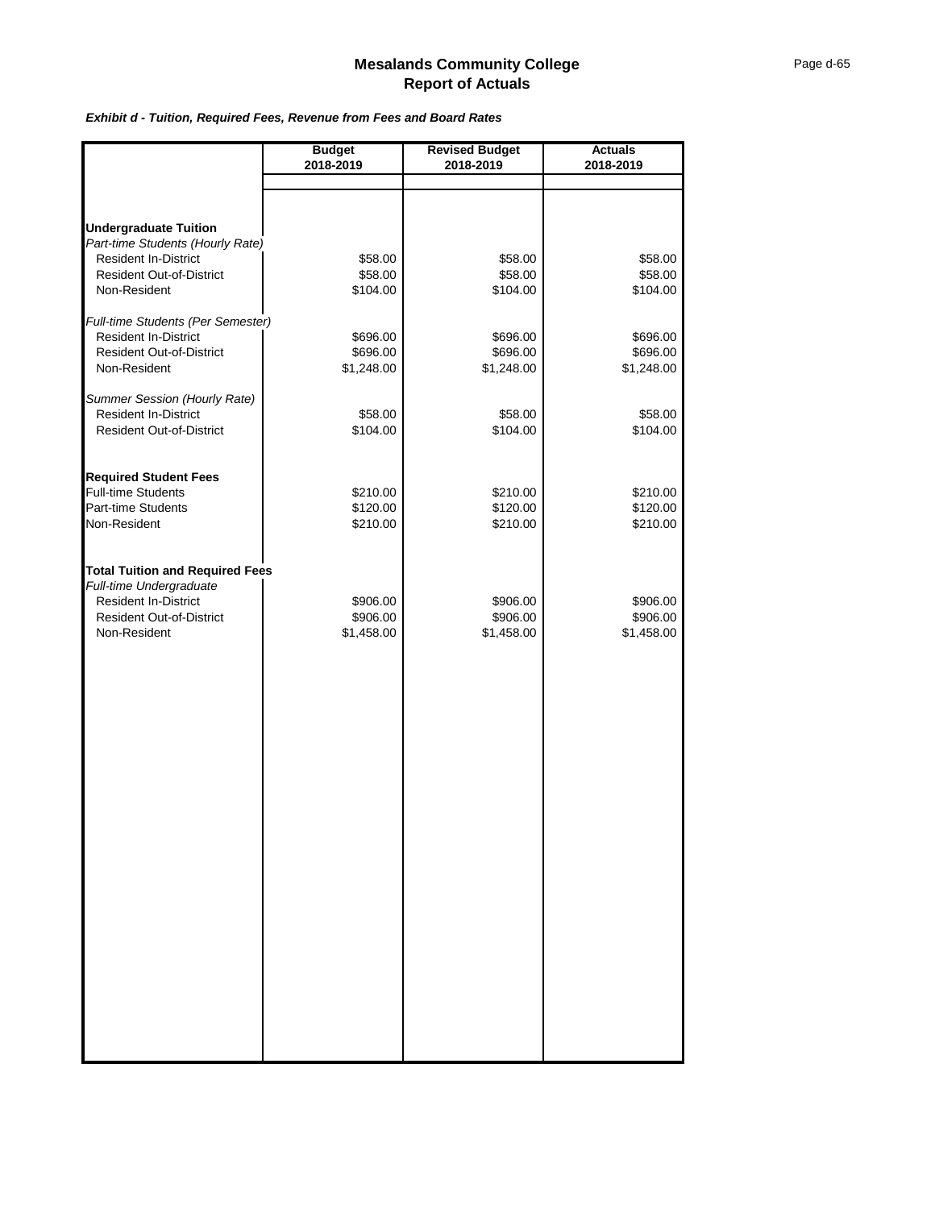# Mesalands Community College
## Report of Actuals

***Exhibit d - Tuition, Required Fees, Revenue from Fees and Board Rates***

| | Budget 2018-2019 | Revised Budget 2018-2019 | Actuals 2018-2019 |
|---|---|---|---|
| **Undergraduate Tuition** | | | |
| *Part-time Students (Hourly Rate)* | | | |
| Resident In-District | $58.00 | $58.00 | $58.00 |
| Resident Out-of-District | $58.00 | $58.00 | $58.00 |
| Non-Resident | $104.00 | $104.00 | $104.00 |
| *Full-time Students (Per Semester)* | | | |
| Resident In-District | $696.00 | $696.00 | $696.00 |
| Resident Out-of-District | $696.00 | $696.00 | $696.00 |
| Non-Resident | $1,248.00 | $1,248.00 | $1,248.00 |
| *Summer Session (Hourly Rate)* | | | |
| Resident In-District | $58.00 | $58.00 | $58.00 |
| Resident Out-of-District | $104.00 | $104.00 | $104.00 |
| **Required Student Fees** | | | |
| Full-time Students | $210.00 | $210.00 | $210.00 |
| Part-time Students | $120.00 | $120.00 | $120.00 |
| Non-Resident | $210.00 | $210.00 | $210.00 |
| **Total Tuition and Required Fees** | | | |
| *Full-time Undergraduate* | | | |
| Resident In-District | $906.00 | $906.00 | $906.00 |
| Resident Out-of-District | $906.00 | $906.00 | $906.00 |
| Non-Resident | $1,458.00 | $1,458.00 | $1,458.00 |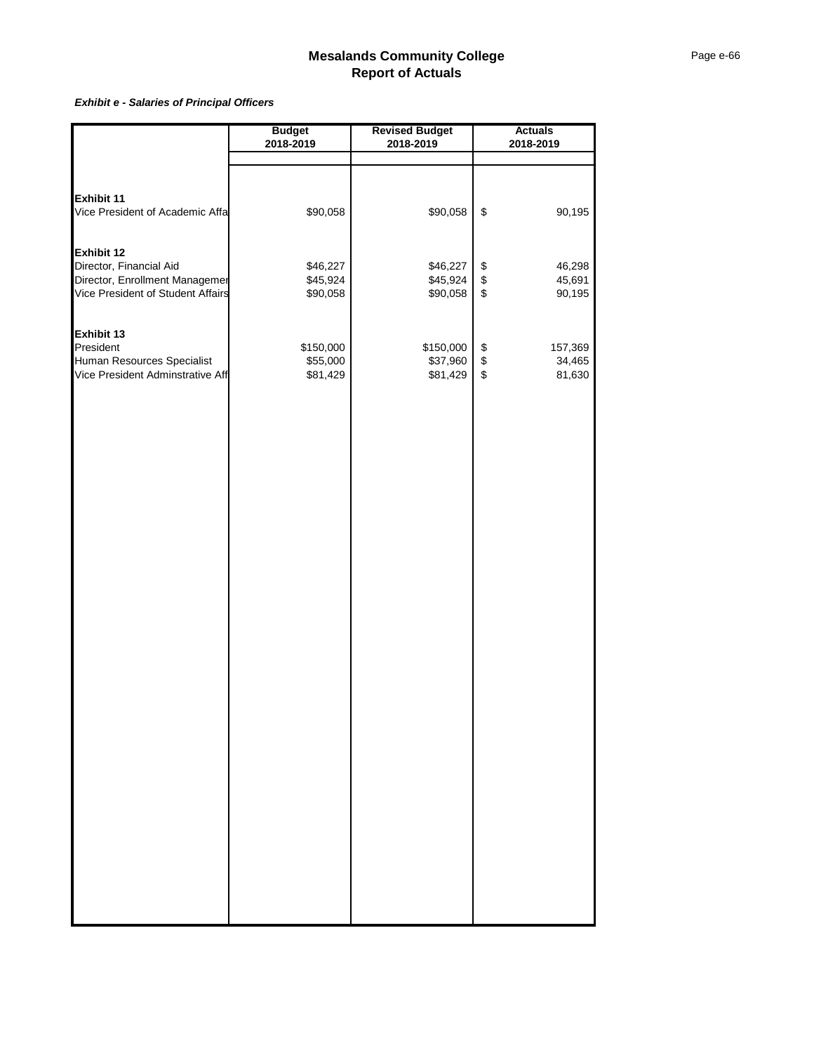# Mesalands Community College
## Report of Actuals

***Exhibit e - Salaries of Principal Officers***

| | Budget 2018-2019 | Revised Budget 2018-2019 | Actuals 2018-2019 |
|---|---|---|---|
| **Exhibit 11** | | | |
| Vice President of Academic Affa | $90,058 | $90,058 | $ 90,195 |
| **Exhibit 12** | | | |
| Director, Financial Aid | $46,227 | $46,227 | $ 46,298 |
| Director, Enrollment Managemer | $45,924 | $45,924 | $ 45,691 |
| Vice President of Student Affairs | $90,058 | $90,058 | $ 90,195 |
| **Exhibit 13** | | | |
| President | $150,000 | $150,000 | $ 157,369 |
| Human Resources Specialist | $55,000 | $37,960 | $ 34,465 |
| Vice President Adminstrative Aff | $81,429 | $81,429 | $ 81,630 |